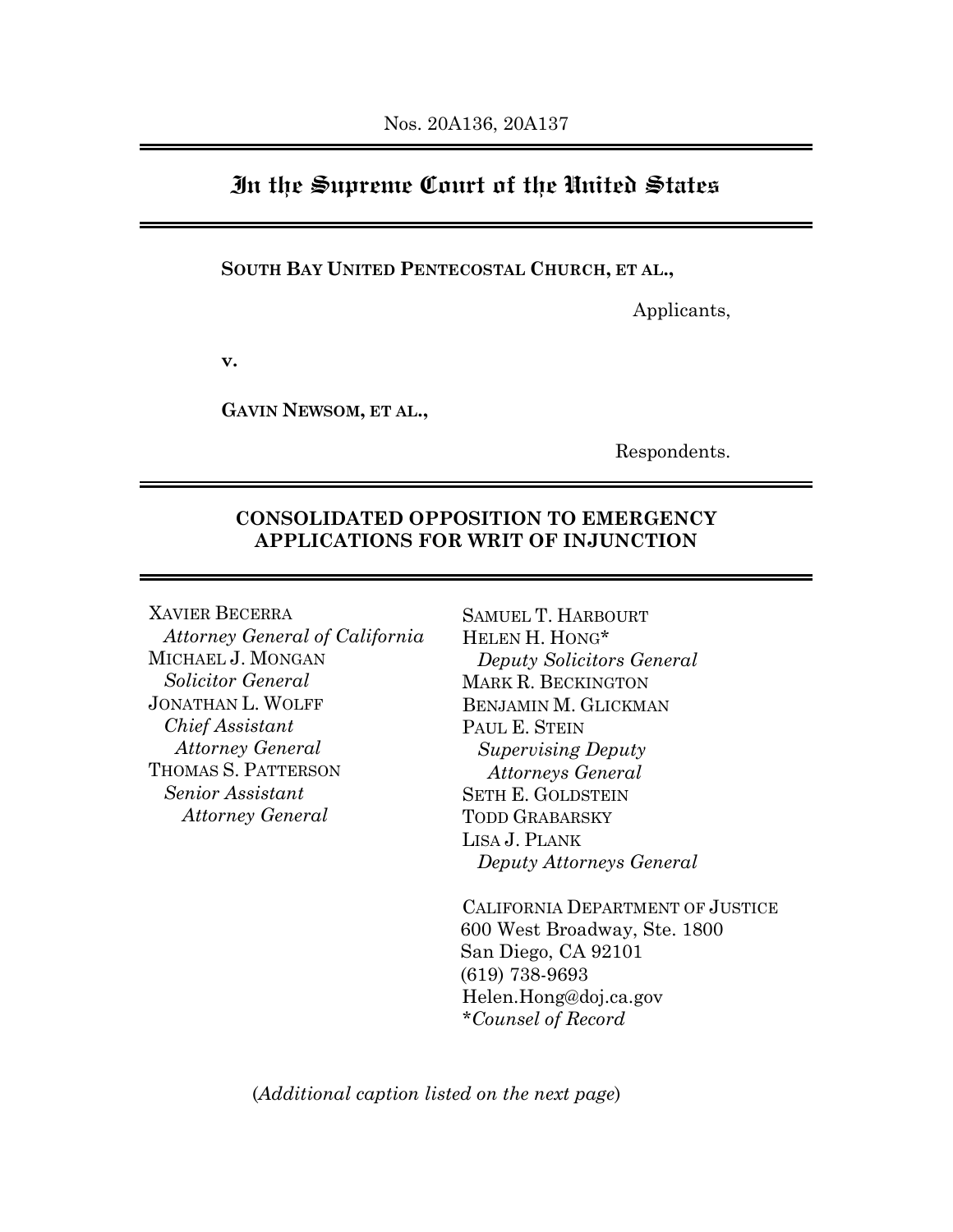Nos. 20A136, 20A137

# In the Supreme Court of the United States

**SOUTH BAY UNITED PENTECOSTAL CHURCH, ET AL.,**

Applicants,

**v.**

**GAVIN NEWSOM, ET AL.,**

Respondents.

## CONSOLIDATED OPPOSITION TO EMERGENCY APPLICATIONS FOR WRIT OF INJUNCTION

XAVIER BECERRA
*Attorney General of California*
MICHAEL J. MONGAN
*Solicitor General*
JONATHAN L. WOLFF
*Chief Assistant Attorney General*
THOMAS S. PATTERSON
*Senior Assistant Attorney General*

SAMUEL T. HARBOURT
HELEN H. HONG*
*Deputy Solicitors General*
MARK R. BECKINGTON
BENJAMIN M. GLICKMAN
PAUL E. STEIN
*Supervising Deputy Attorneys General*
SETH E. GOLDSTEIN
TODD GRABARSKY
LISA J. PLANK
*Deputy Attorneys General*

CALIFORNIA DEPARTMENT OF JUSTICE
600 West Broadway, Ste. 1800
San Diego, CA 92101
(619) 738-9693
Helen.Hong@doj.ca.gov
**Counsel of Record*

(*Additional caption listed on the next page*)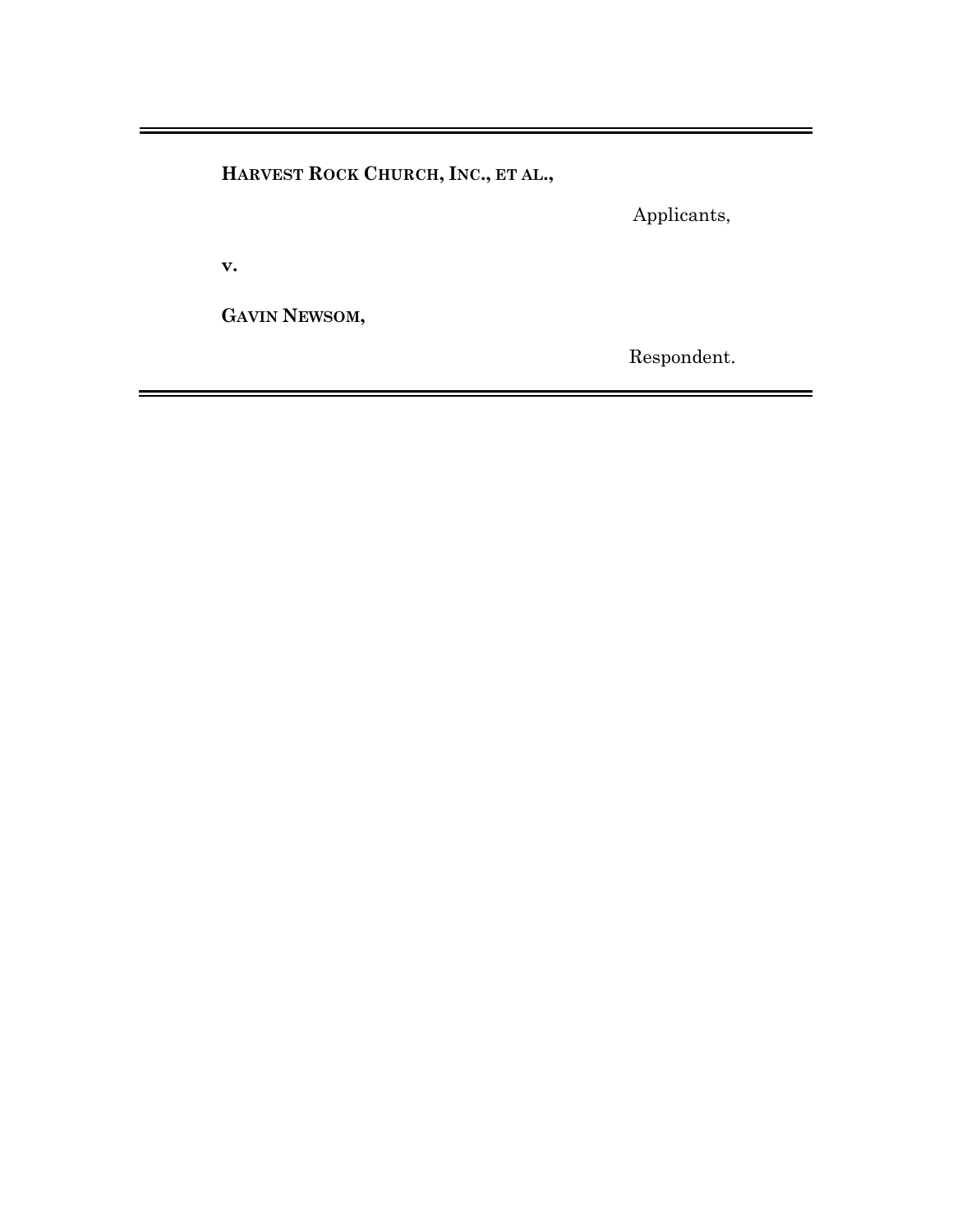---

**HARVEST ROCK CHURCH, INC., ET AL.,**

Applicants,

**v.**

**GAVIN NEWSOM,**

Respondent.

---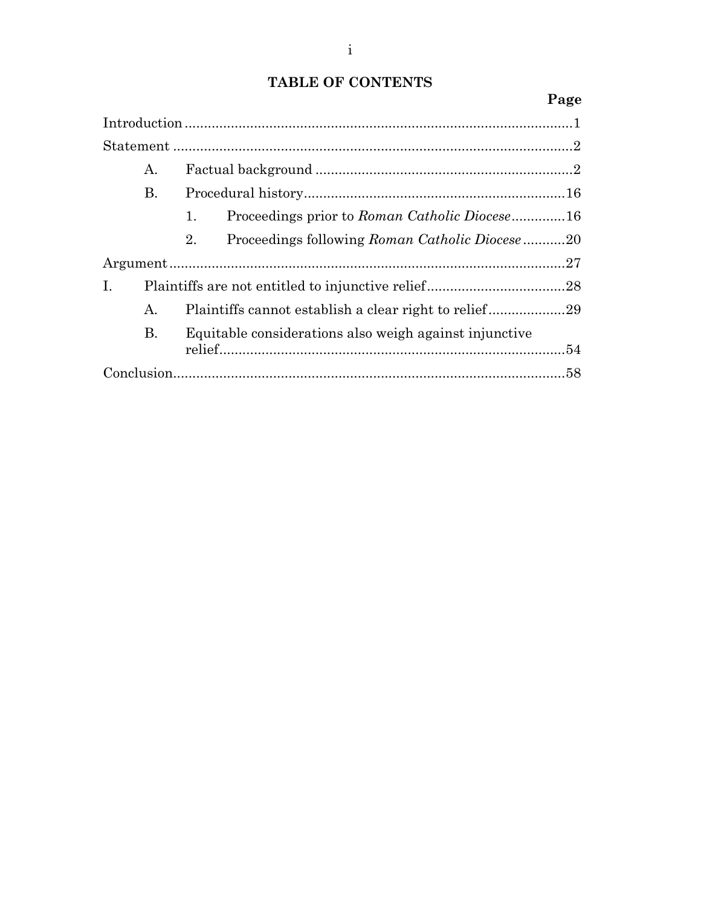# TABLE OF CONTENTS

| | Page |
|---|---|
| Introduction | 1 |
| Statement | 2 |
| A. Factual background | 2 |
| B. Procedural history | 16 |
| 1. Proceedings prior to *Roman Catholic Diocese* | 16 |
| 2. Proceedings following *Roman Catholic Diocese* | 20 |
| Argument | 27 |
| I. Plaintiffs are not entitled to injunctive relief | 28 |
| A. Plaintiffs cannot establish a clear right to relief | 29 |
| B. Equitable considerations also weigh against injunctive relief | 54 |
| Conclusion | 58 |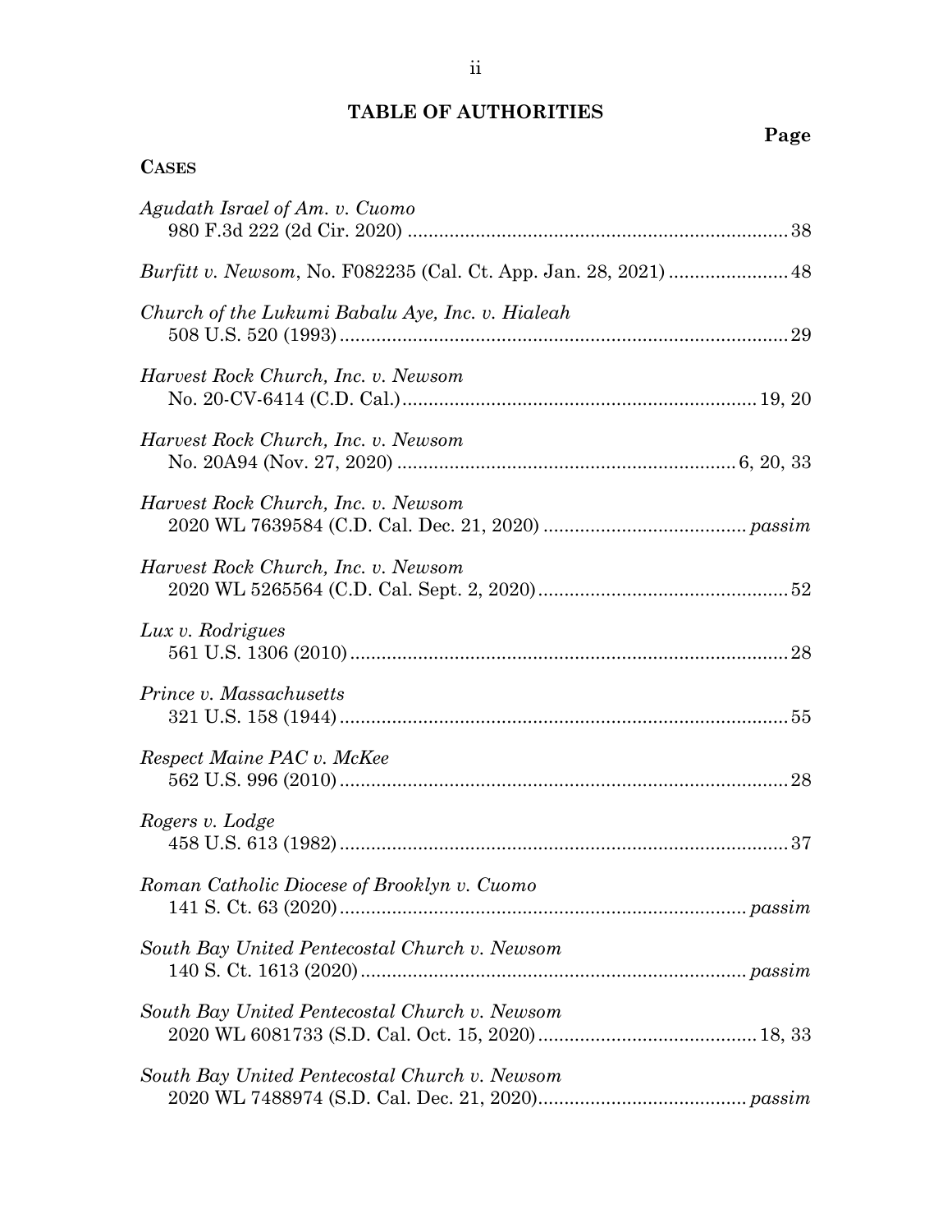## TABLE OF AUTHORITIES

**Page**

**CASES**

*Agudath Israel of Am. v. Cuomo*
980 F.3d 222 (2d Cir. 2020) ........................................................................ 38

*Burfitt v. Newsom*, No. F082235 (Cal. Ct. App. Jan. 28, 2021) ....................... 48

*Church of the Lukumi Babalu Aye, Inc. v. Hialeah*
508 U.S. 520 (1993) ..................................................................................... 29

*Harvest Rock Church, Inc. v. Newsom*
No. 20-CV-6414 (C.D. Cal.) ................................................................... 19, 20

*Harvest Rock Church, Inc. v. Newsom*
No. 20A94 (Nov. 27, 2020) ................................................................ 6, 20, 33

*Harvest Rock Church, Inc. v. Newsom*
2020 WL 7639584 (C.D. Cal. Dec. 21, 2020) ....................................... *passim*

*Harvest Rock Church, Inc. v. Newsom*
2020 WL 5265564 (C.D. Cal. Sept. 2, 2020) ................................................ 52

*Lux v. Rodrigues*
561 U.S. 1306 (2010) ................................................................................... 28

*Prince v. Massachusetts*
321 U.S. 158 (1944) ..................................................................................... 55

*Respect Maine PAC v. McKee*
562 U.S. 996 (2010) ..................................................................................... 28

*Rogers v. Lodge*
458 U.S. 613 (1982) ..................................................................................... 37

*Roman Catholic Diocese of Brooklyn v. Cuomo*
141 S. Ct. 63 (2020) ........................................................................... *passim*

*South Bay United Pentecostal Church v. Newsom*
140 S. Ct. 1613 (2020) ......................................................................... *passim*

*South Bay United Pentecostal Church v. Newsom*
2020 WL 6081733 (S.D. Cal. Oct. 15, 2020) .......................................... 18, 33

*South Bay United Pentecostal Church v. Newsom*
2020 WL 7488974 (S.D. Cal. Dec. 21, 2020) ....................................... *passim*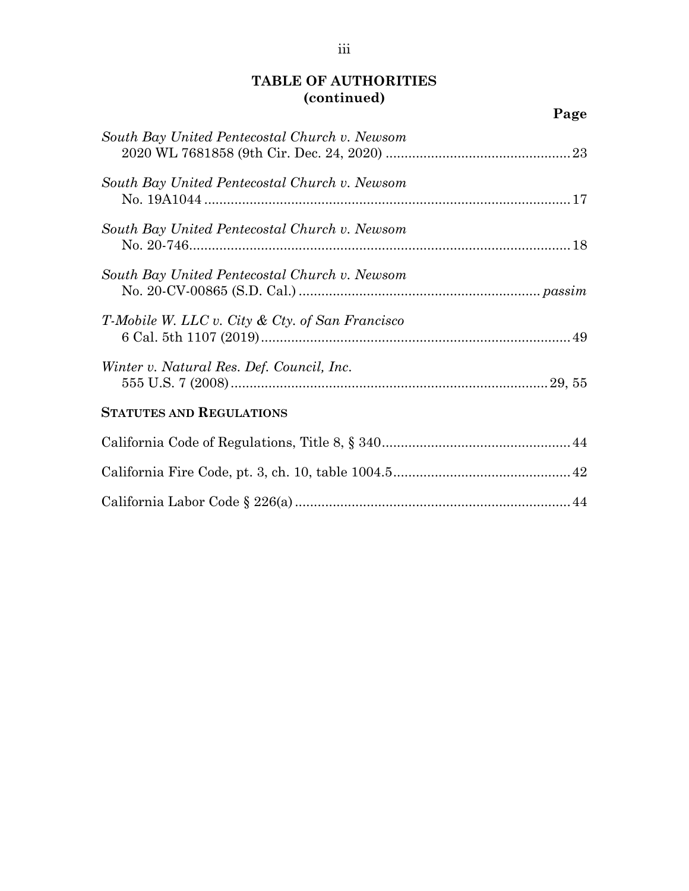# TABLE OF AUTHORITIES
# (continued)

**Page**

*South Bay United Pentecostal Church v. Newsom*
2020 WL 7681858 (9th Cir. Dec. 24, 2020) ........................................ 23

*South Bay United Pentecostal Church v. Newsom*
No. 19A1044 ........................................................................................ 17

*South Bay United Pentecostal Church v. Newsom*
No. 20-746............................................................................................ 18

*South Bay United Pentecostal Church v. Newsom*
No. 20-CV-00865 (S.D. Cal.) ......................................................... *passim*

*T-Mobile W. LLC v. City & Cty. of San Francisco*
6 Cal. 5th 1107 (2019)......................................................................... 49

*Winter v. Natural Res. Def. Council, Inc.*
555 U.S. 7 (2008)........................................................................... 29, 55

**STATUTES AND REGULATIONS**

California Code of Regulations, Title 8, § 340........................................ 44

California Fire Code, pt. 3, ch. 10, table 1004.5..................................... 42

California Labor Code § 226(a) ............................................................... 44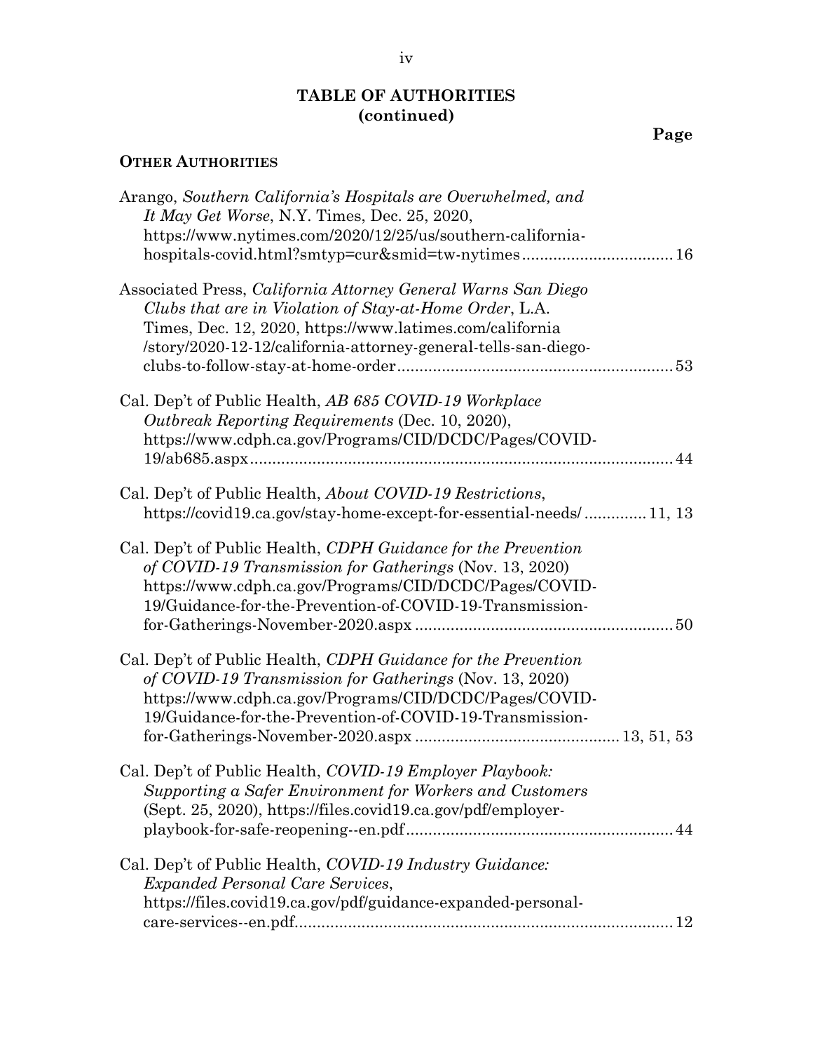**TABLE OF AUTHORITIES (continued)**

Page

**OTHER AUTHORITIES**

Arango, *Southern California's Hospitals are Overwhelmed, and It May Get Worse*, N.Y. Times, Dec. 25, 2020, https://www.nytimes.com/2020/12/25/us/southern-california-hospitals-covid.html?smtyp=cur&smid=tw-nytimes .................................. 16

Associated Press, *California Attorney General Warns San Diego Clubs that are in Violation of Stay-at-Home Order*, L.A. Times, Dec. 12, 2020, https://www.latimes.com/california /story/2020-12-12/california-attorney-general-tells-san-diego-clubs-to-follow-stay-at-home-order .............................................................. 53

Cal. Dep't of Public Health, *AB 685 COVID-19 Workplace Outbreak Reporting Requirements* (Dec. 10, 2020), https://www.cdph.ca.gov/Programs/CID/DCDC/Pages/COVID-19/ab685.aspx ................................................................................................ 44

Cal. Dep't of Public Health, *About COVID-19 Restrictions*, https://covid19.ca.gov/stay-home-except-for-essential-needs/ .............. 11, 13

Cal. Dep't of Public Health, *CDPH Guidance for the Prevention of COVID-19 Transmission for Gatherings* (Nov. 13, 2020) https://www.cdph.ca.gov/Programs/CID/DCDC/Pages/COVID-19/Guidance-for-the-Prevention-of-COVID-19-Transmission-for-Gatherings-November-2020.aspx .......................................................... 50

Cal. Dep't of Public Health, *CDPH Guidance for the Prevention of COVID-19 Transmission for Gatherings* (Nov. 13, 2020) https://www.cdph.ca.gov/Programs/CID/DCDC/Pages/COVID-19/Guidance-for-the-Prevention-of-COVID-19-Transmission-for-Gatherings-November-2020.aspx ............................................. 13, 51, 53

Cal. Dep't of Public Health, *COVID-19 Employer Playbook: Supporting a Safer Environment for Workers and Customers* (Sept. 25, 2020), https://files.covid19.ca.gov/pdf/employer-playbook-for-safe-reopening--en.pdf ............................................................ 44

Cal. Dep't of Public Health, *COVID-19 Industry Guidance: Expanded Personal Care Services*, https://files.covid19.ca.gov/pdf/guidance-expanded-personal-care-services--en.pdf..................................................................................... 12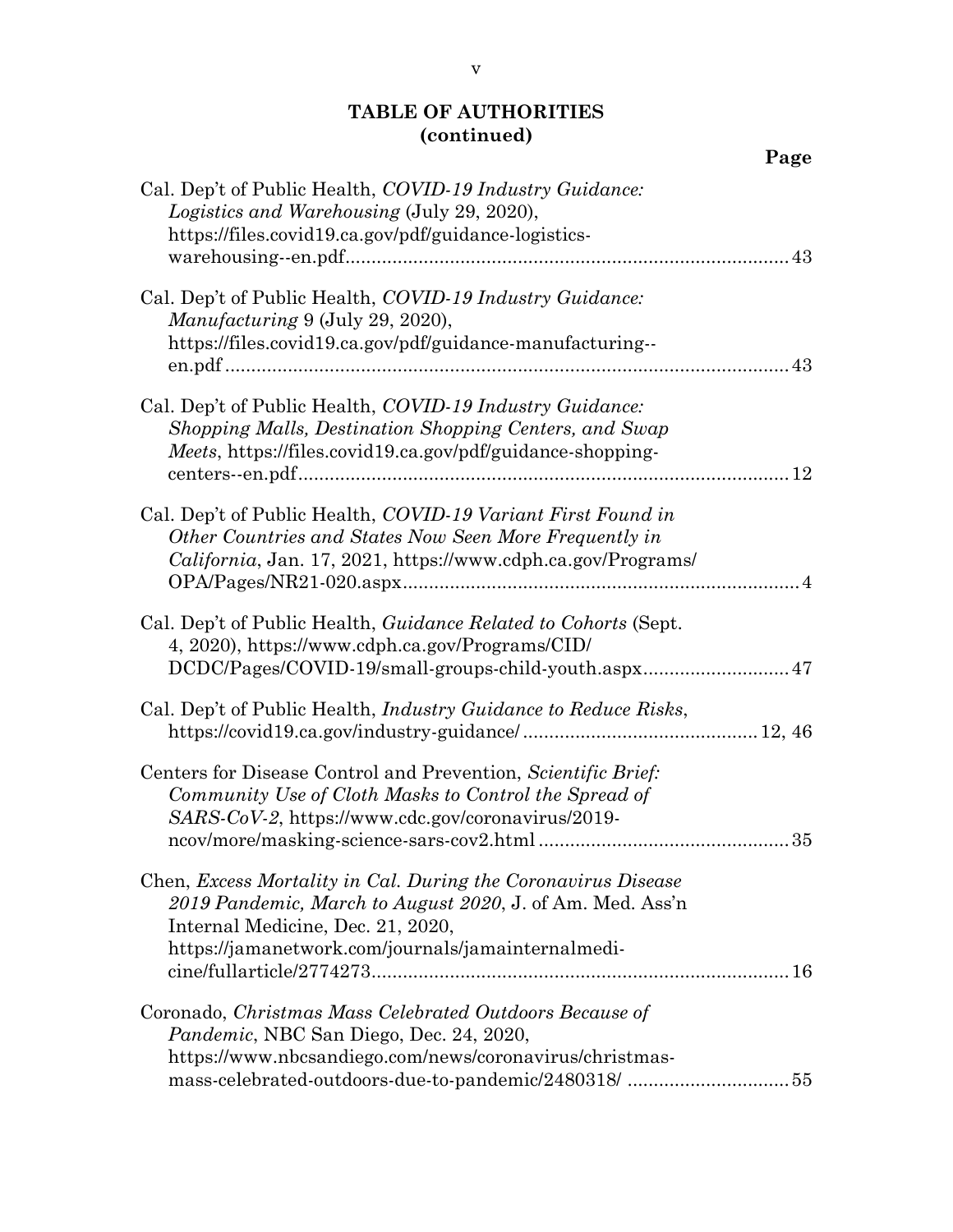## TABLE OF AUTHORITIES (continued)

**Page**

Cal. Dep't of Public Health, *COVID-19 Industry Guidance: Logistics and Warehousing* (July 29, 2020), https://files.covid19.ca.gov/pdf/guidance-logistics-warehousing--en.pdf .................... 43

Cal. Dep't of Public Health, *COVID-19 Industry Guidance: Manufacturing* 9 (July 29, 2020), https://files.covid19.ca.gov/pdf/guidance-manufacturing--en.pdf .................... 43

Cal. Dep't of Public Health, *COVID-19 Industry Guidance: Shopping Malls, Destination Shopping Centers, and Swap Meets*, https://files.covid19.ca.gov/pdf/guidance-shopping-centers--en.pdf .................... 12

Cal. Dep't of Public Health, *COVID-19 Variant First Found in Other Countries and States Now Seen More Frequently in California*, Jan. 17, 2021, https://www.cdph.ca.gov/Programs/OPA/Pages/NR21-020.aspx .................... 4

Cal. Dep't of Public Health, *Guidance Related to Cohorts* (Sept. 4, 2020), https://www.cdph.ca.gov/Programs/CID/DCDC/Pages/COVID-19/small-groups-child-youth.aspx .................... 47

Cal. Dep't of Public Health, *Industry Guidance to Reduce Risks*, https://covid19.ca.gov/industry-guidance/ .................... 12, 46

Centers for Disease Control and Prevention, *Scientific Brief: Community Use of Cloth Masks to Control the Spread of SARS-CoV-2*, https://www.cdc.gov/coronavirus/2019-ncov/more/masking-science-sars-cov2.html .................... 35

Chen, *Excess Mortality in Cal. During the Coronavirus Disease 2019 Pandemic, March to August 2020*, J. of Am. Med. Ass'n Internal Medicine, Dec. 21, 2020, https://jamanetwork.com/journals/jamainternalmedicine/fullarticle/2774273 .................... 16

Coronado, *Christmas Mass Celebrated Outdoors Because of Pandemic*, NBC San Diego, Dec. 24, 2020, https://www.nbcsandiego.com/news/coronavirus/christmas-mass-celebrated-outdoors-due-to-pandemic/2480318/ .................... 55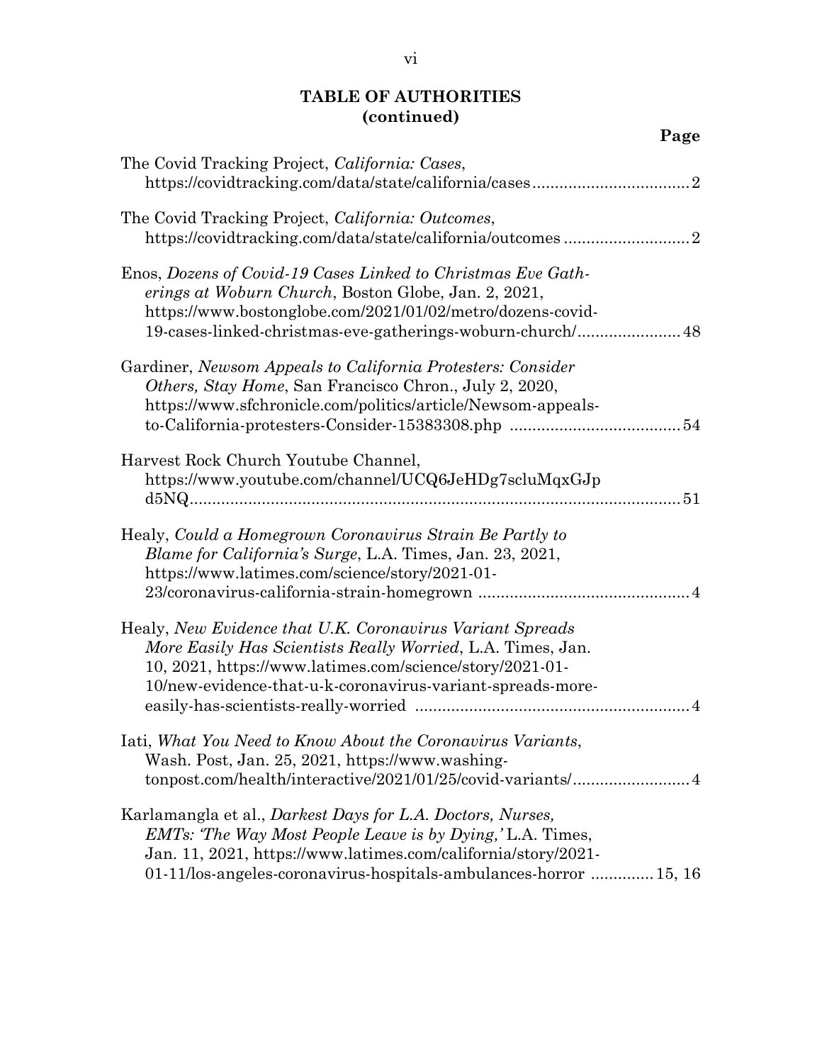## TABLE OF AUTHORITIES (continued)

**Page**

The Covid Tracking Project, *California: Cases*, https://covidtracking.com/data/state/california/cases .................................. 2

The Covid Tracking Project, *California: Outcomes*, https://covidtracking.com/data/state/california/outcomes ........................... 2

Enos, *Dozens of Covid-19 Cases Linked to Christmas Eve Gatherings at Woburn Church*, Boston Globe, Jan. 2, 2021, https://www.bostonglobe.com/2021/01/02/metro/dozens-covid-19-cases-linked-christmas-eve-gatherings-woburn-church/ ...................... 48

Gardiner, *Newsom Appeals to California Protesters: Consider Others, Stay Home*, San Francisco Chron., July 2, 2020, https://www.sfchronicle.com/politics/article/Newsom-appeals-to-California-protesters-Consider-15383308.php ...................................... 54

Harvest Rock Church Youtube Channel, https://www.youtube.com/channel/UCQ6JeHDg7scluMqxGJpd5NQ ............................................................................................ 51

Healy, *Could a Homegrown Coronavirus Strain Be Partly to Blame for California's Surge*, L.A. Times, Jan. 23, 2021, https://www.latimes.com/science/story/2021-01-23/coronavirus-california-strain-homegrown .............................................. 4

Healy, *New Evidence that U.K. Coronavirus Variant Spreads More Easily Has Scientists Really Worried*, L.A. Times, Jan. 10, 2021, https://www.latimes.com/science/story/2021-01-10/new-evidence-that-u-k-coronavirus-variant-spreads-more-easily-has-scientists-really-worried ............................................................ 4

Iati, *What You Need to Know About the Coronavirus Variants*, Wash. Post, Jan. 25, 2021, https://www.washingtonpost.com/health/interactive/2021/01/25/covid-variants/.......................... 4

Karlamangla et al., *Darkest Days for L.A. Doctors, Nurses, EMTs: 'The Way Most People Leave is by Dying,'* L.A. Times, Jan. 11, 2021, https://www.latimes.com/california/story/2021-01-11/los-angeles-coronavirus-hospitals-ambulances-horror ............. 15, 16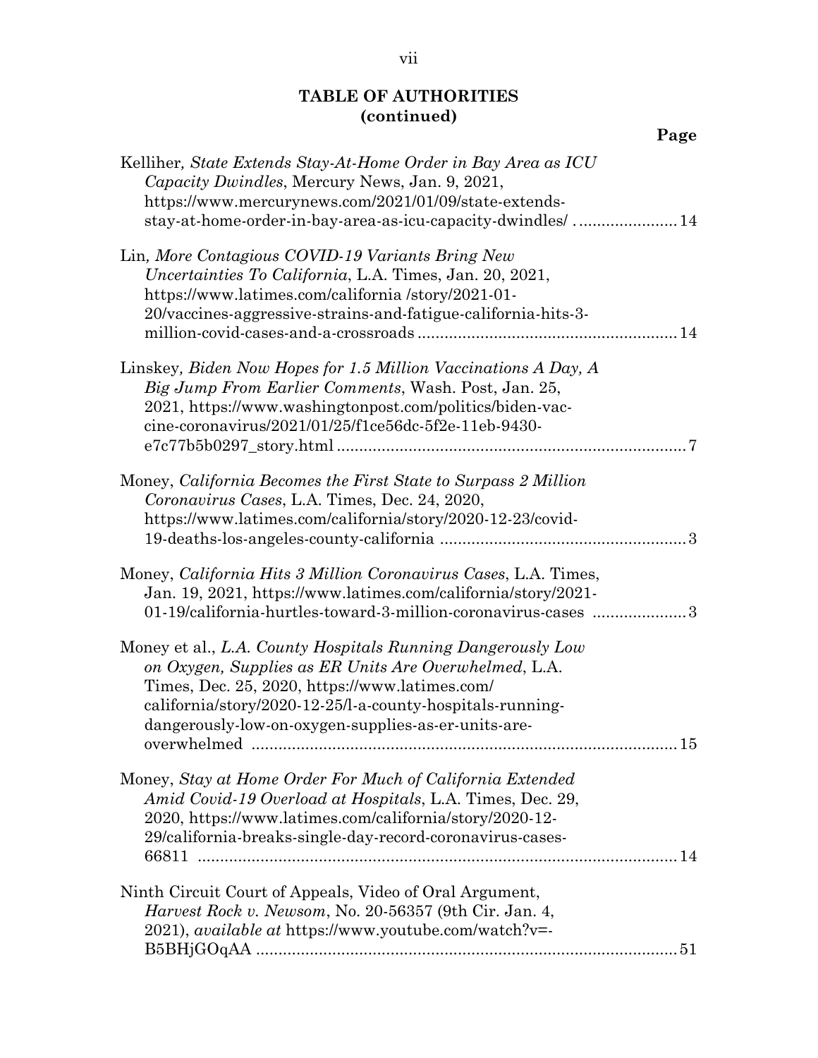## TABLE OF AUTHORITIES (continued)

**Page**

Kelliher, *State Extends Stay-At-Home Order in Bay Area as ICU Capacity Dwindles*, Mercury News, Jan. 9, 2021, https://www.mercurynews.com/2021/01/09/state-extends-stay-at-home-order-in-bay-area-as-icu-capacity-dwindles/ ....................... 14

Lin, *More Contagious COVID-19 Variants Bring New Uncertainties To California*, L.A. Times, Jan. 20, 2021, https://www.latimes.com/california /story/2021-01-20/vaccines-aggressive-strains-and-fatigue-california-hits-3-million-covid-cases-and-a-crossroads ........................................................ 14

Linskey, *Biden Now Hopes for 1.5 Million Vaccinations A Day, A Big Jump From Earlier Comments*, Wash. Post, Jan. 25, 2021, https://www.washingtonpost.com/politics/biden-vaccine-coronavirus/2021/01/25/f1ce56dc-5f2e-11eb-9430-e7c77b5b0297_story.html ............................................................................ 7

Money, *California Becomes the First State to Surpass 2 Million Coronavirus Cases*, L.A. Times, Dec. 24, 2020, https://www.latimes.com/california/story/2020-12-23/covid-19-deaths-los-angeles-county-california ...................................................... 3

Money, *California Hits 3 Million Coronavirus Cases*, L.A. Times, Jan. 19, 2021, https://www.latimes.com/california/story/2021-01-19/california-hurtles-toward-3-million-coronavirus-cases ..................... 3

Money et al., *L.A. County Hospitals Running Dangerously Low on Oxygen, Supplies as ER Units Are Overwhelmed*, L.A. Times, Dec. 25, 2020, https://www.latimes.com/california/story/2020-12-25/l-a-county-hospitals-running-dangerously-low-on-oxygen-supplies-as-er-units-are-overwhelmed .............................................................................................. 15

Money, *Stay at Home Order For Much of California Extended Amid Covid-19 Overload at Hospitals*, L.A. Times, Dec. 29, 2020, https://www.latimes.com/california/story/2020-12-29/california-breaks-single-day-record-coronavirus-cases-66811 ............................................................................................. 14

Ninth Circuit Court of Appeals, Video of Oral Argument, *Harvest Rock v. Newsom*, No. 20-56357 (9th Cir. Jan. 4, 2021), *available at* https://www.youtube.com/watch?v=-B5BHjGOqAA ............................................................................................. 51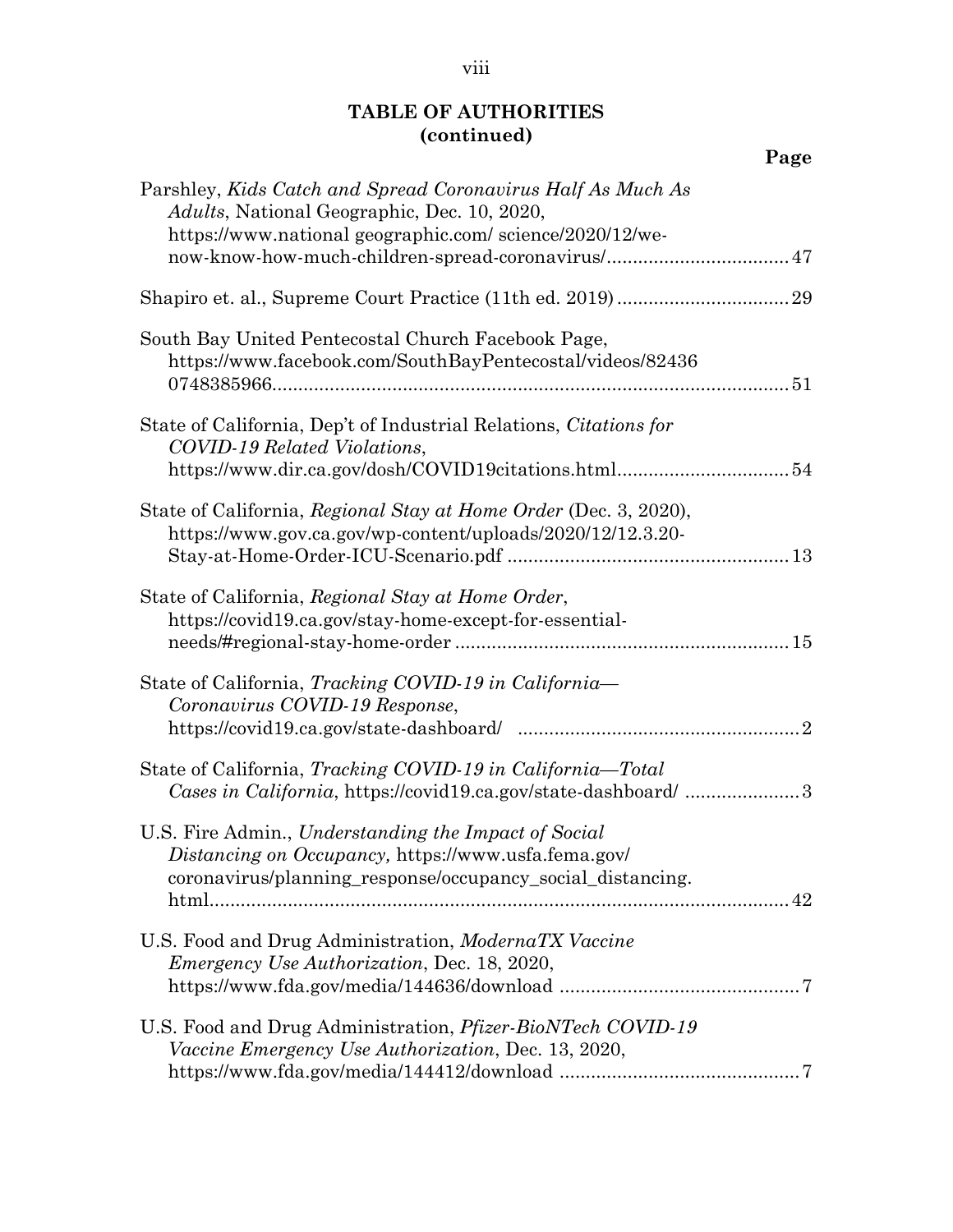## TABLE OF AUTHORITIES (continued)

**Page**

Parshley, *Kids Catch and Spread Coronavirus Half As Much As Adults*, National Geographic, Dec. 10, 2020, https://www.national geographic.com/ science/2020/12/we-now-know-how-much-children-spread-coronavirus/ .................................. 47

Shapiro et. al., Supreme Court Practice (11th ed. 2019) ................................ 29

South Bay United Pentecostal Church Facebook Page, https://www.facebook.com/SouthBayPentecostal/videos/82436 0748385966.................................................................................................. 51

State of California, Dep't of Industrial Relations, *Citations for COVID-19 Related Violations*, https://www.dir.ca.gov/dosh/COVID19citations.html................................ 54

State of California, *Regional Stay at Home Order* (Dec. 3, 2020), https://www.gov.ca.gov/wp-content/uploads/2020/12/12.3.20-Stay-at-Home-Order-ICU-Scenario.pdf ..................................................... 13

State of California, *Regional Stay at Home Order*, https://covid19.ca.gov/stay-home-except-for-essential-needs/#regional-stay-home-order ............................................................... 15

State of California, *Tracking COVID-19 in California—Coronavirus COVID-19 Response*, https://covid19.ca.gov/state-dashboard/ ..................................................... 2

State of California, *Tracking COVID-19 in California—Total Cases in California*, https://covid19.ca.gov/state-dashboard/ ..................... 3

U.S. Fire Admin., *Understanding the Impact of Social Distancing on Occupancy,* https://www.usfa.fema.gov/ coronavirus/planning_response/occupancy_social_distancing. html............................................................................................................ 42

U.S. Food and Drug Administration, *ModernaTX Vaccine Emergency Use Authorization*, Dec. 18, 2020, https://www.fda.gov/media/144636/download ............................................. 7

U.S. Food and Drug Administration, *Pfizer-BioNTech COVID-19 Vaccine Emergency Use Authorization*, Dec. 13, 2020, https://www.fda.gov/media/144412/download ............................................. 7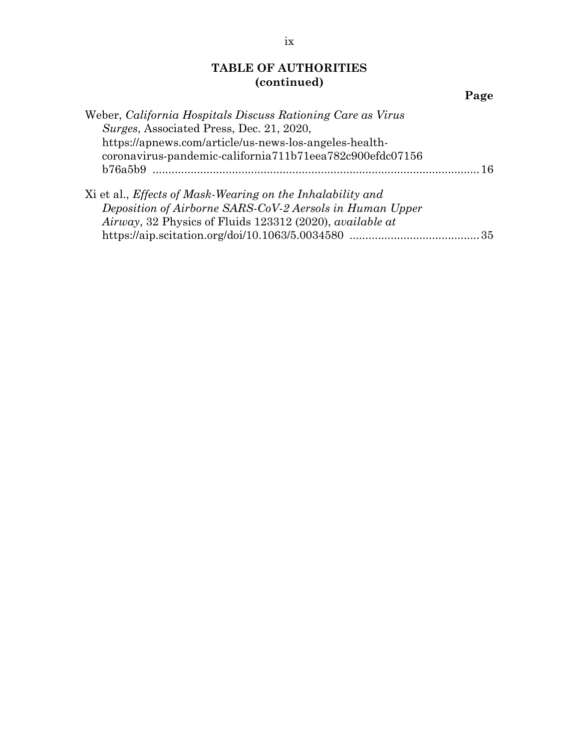## TABLE OF AUTHORITIES (continued)

**Page**

Weber, *California Hospitals Discuss Rationing Care as Virus Surges*, Associated Press, Dec. 21, 2020, https://apnews.com/article/us-news-los-angeles-health-coronavirus-pandemic-california711b71eea782c900efdc07156b76a5b9 ........................................................................................ 16

Xi et al., *Effects of Mask-Wearing on the Inhalability and Deposition of Airborne SARS-CoV-2 Aerosols in Human Upper Airway*, 32 Physics of Fluids 123312 (2020), *available at* https://aip.scitation.org/doi/10.1063/5.0034580 ......................................... 35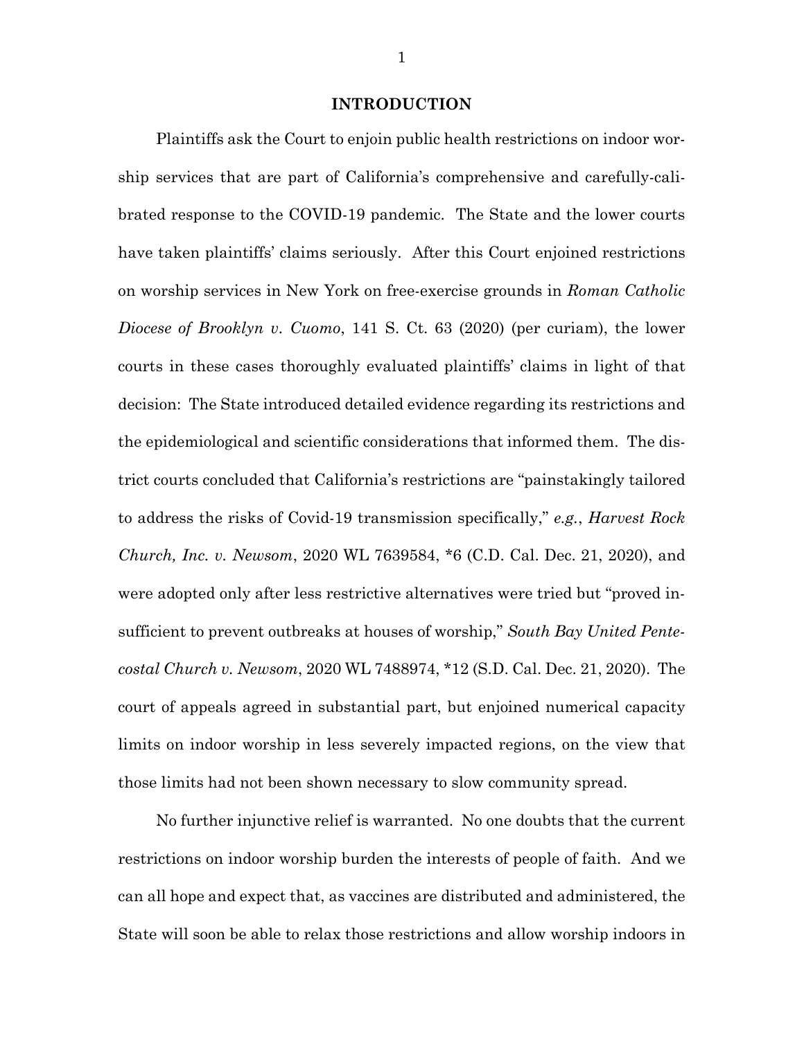# INTRODUCTION

Plaintiffs ask the Court to enjoin public health restrictions on indoor worship services that are part of California's comprehensive and carefully-calibrated response to the COVID-19 pandemic. The State and the lower courts have taken plaintiffs' claims seriously. After this Court enjoined restrictions on worship services in New York on free-exercise grounds in *Roman Catholic Diocese of Brooklyn v. Cuomo*, 141 S. Ct. 63 (2020) (per curiam), the lower courts in these cases thoroughly evaluated plaintiffs' claims in light of that decision: The State introduced detailed evidence regarding its restrictions and the epidemiological and scientific considerations that informed them. The district courts concluded that California's restrictions are "painstakingly tailored to address the risks of Covid-19 transmission specifically," *e.g.*, *Harvest Rock Church, Inc. v. Newsom*, 2020 WL 7639584, *6 (C.D. Cal. Dec. 21, 2020), and were adopted only after less restrictive alternatives were tried but "proved insufficient to prevent outbreaks at houses of worship," *South Bay United Pentecostal Church v. Newsom*, 2020 WL 7488974, *12 (S.D. Cal. Dec. 21, 2020). The court of appeals agreed in substantial part, but enjoined numerical capacity limits on indoor worship in less severely impacted regions, on the view that those limits had not been shown necessary to slow community spread.

No further injunctive relief is warranted. No one doubts that the current restrictions on indoor worship burden the interests of people of faith. And we can all hope and expect that, as vaccines are distributed and administered, the State will soon be able to relax those restrictions and allow worship indoors in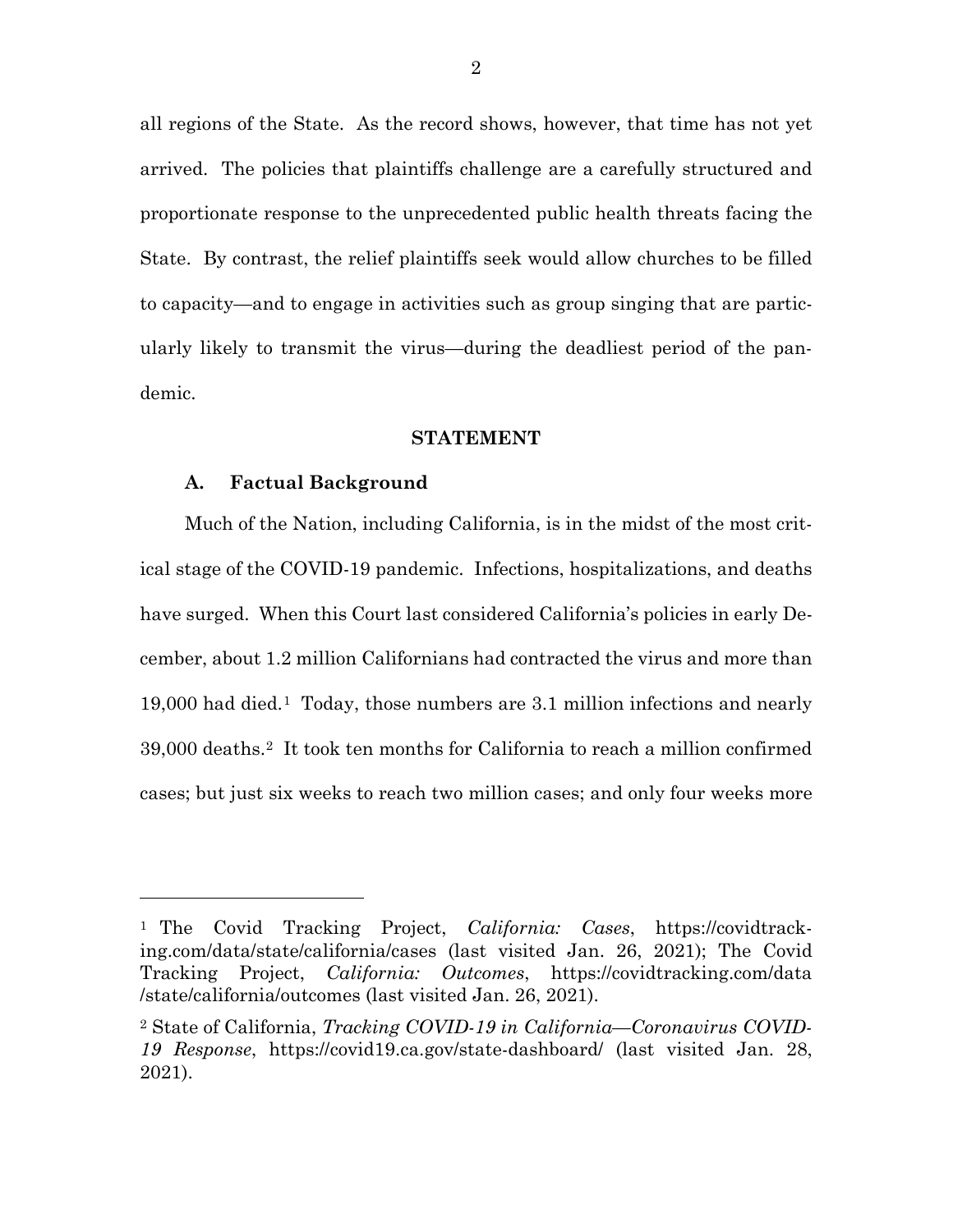all regions of the State. As the record shows, however, that time has not yet arrived. The policies that plaintiffs challenge are a carefully structured and proportionate response to the unprecedented public health threats facing the State. By contrast, the relief plaintiffs seek would allow churches to be filled to capacity—and to engage in activities such as group singing that are particularly likely to transmit the virus—during the deadliest period of the pandemic.

## STATEMENT

### A. Factual Background

Much of the Nation, including California, is in the midst of the most critical stage of the COVID-19 pandemic. Infections, hospitalizations, and deaths have surged. When this Court last considered California's policies in early December, about 1.2 million Californians had contracted the virus and more than 19,000 had died.[1] Today, those numbers are 3.1 million infections and nearly 39,000 deaths.[2] It took ten months for California to reach a million confirmed cases; but just six weeks to reach two million cases; and only four weeks more

---

[1] The Covid Tracking Project, *California: Cases*, https://covidtracking.com/data/state/california/cases (last visited Jan. 26, 2021); The Covid Tracking Project, *California: Outcomes*, https://covidtracking.com/data/state/california/outcomes (last visited Jan. 26, 2021).

[2] State of California, *Tracking COVID-19 in California—Coronavirus COVID-19 Response*, https://covid19.ca.gov/state-dashboard/ (last visited Jan. 28, 2021).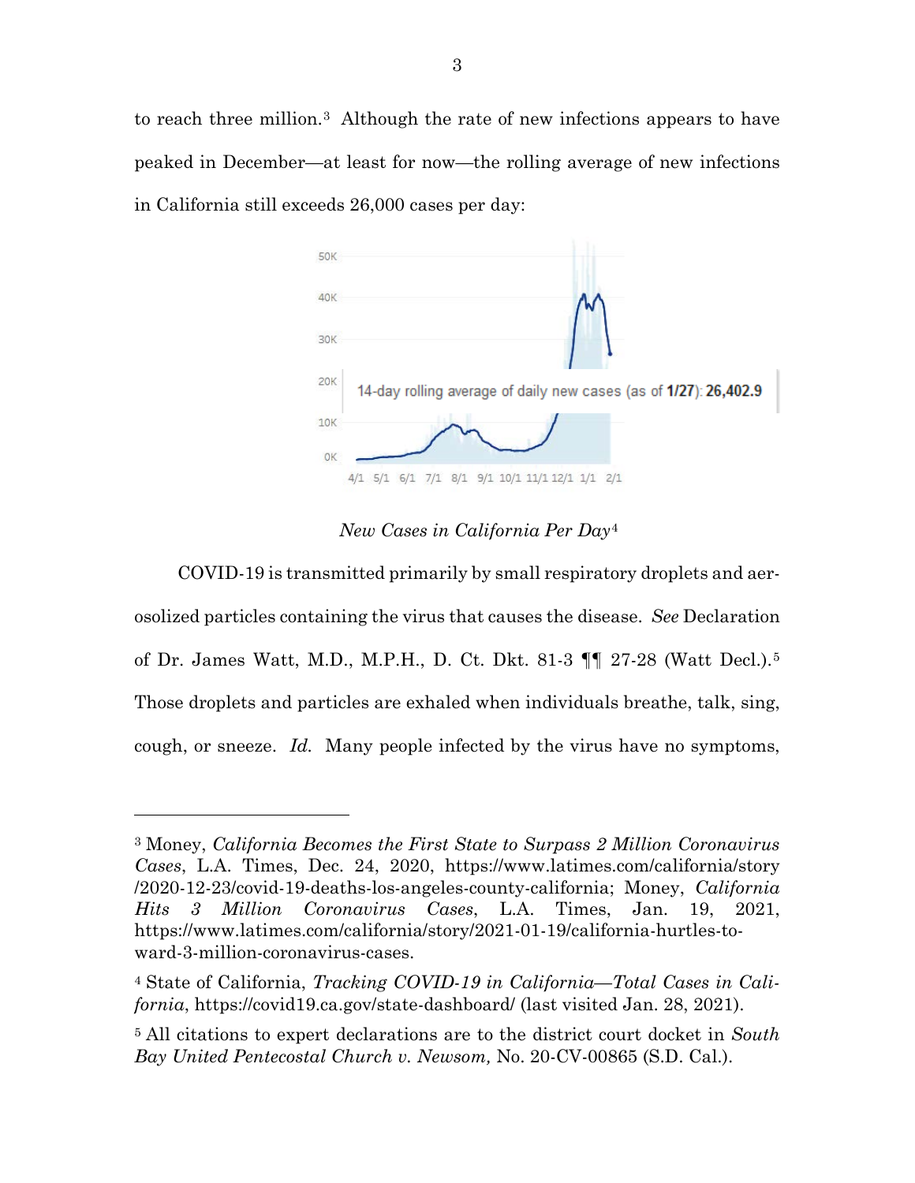to reach three million.[3] Although the rate of new infections appears to have peaked in December—at least for now—the rolling average of new infections in California still exceeds 26,000 cases per day:

*New Cases in California Per Day*[4]

COVID-19 is transmitted primarily by small respiratory droplets and aerosolized particles containing the virus that causes the disease. *See* Declaration of Dr. James Watt, M.D., M.P.H., D. Ct. Dkt. 81-3 ¶¶ 27-28 (Watt Decl.).[5] Those droplets and particles are exhaled when individuals breathe, talk, sing, cough, or sneeze. *Id.* Many people infected by the virus have no symptoms,

---

[3] Money, *California Becomes the First State to Surpass 2 Million Coronavirus Cases*, L.A. Times, Dec. 24, 2020, https://www.latimes.com/california/story/2020-12-23/covid-19-deaths-los-angeles-county-california; Money, *California Hits 3 Million Coronavirus Cases*, L.A. Times, Jan. 19, 2021, https://www.latimes.com/california/story/2021-01-19/california-hurtles-toward-3-million-coronavirus-cases.

[4] State of California, *Tracking COVID-19 in California—Total Cases in California*, https://covid19.ca.gov/state-dashboard/ (last visited Jan. 28, 2021).

[5] All citations to expert declarations are to the district court docket in *South Bay United Pentecostal Church v. Newsom,* No. 20-CV-00865 (S.D. Cal.).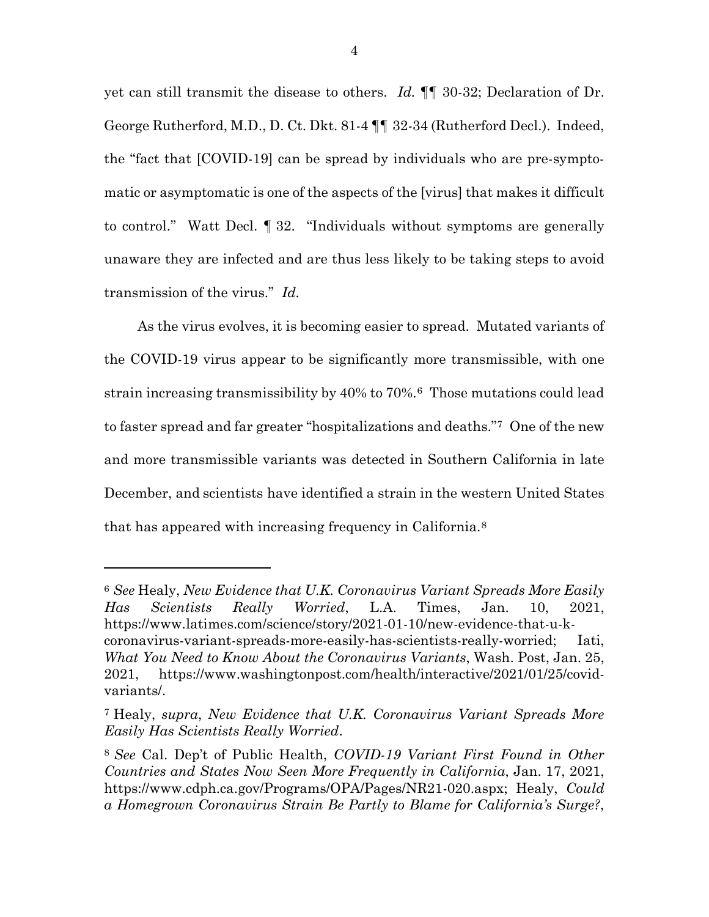yet can still transmit the disease to others. *Id.* ¶¶ 30-32; Declaration of Dr. George Rutherford, M.D., D. Ct. Dkt. 81-4 ¶¶ 32-34 (Rutherford Decl.). Indeed, the "fact that [COVID-19] can be spread by individuals who are pre-symptomatic or asymptomatic is one of the aspects of the [virus] that makes it difficult to control." Watt Decl. ¶ 32. "Individuals without symptoms are generally unaware they are infected and are thus less likely to be taking steps to avoid transmission of the virus." *Id.*

As the virus evolves, it is becoming easier to spread. Mutated variants of the COVID-19 virus appear to be significantly more transmissible, with one strain increasing transmissibility by 40% to 70%.[6] Those mutations could lead to faster spread and far greater "hospitalizations and deaths."[7] One of the new and more transmissible variants was detected in Southern California in late December, and scientists have identified a strain in the western United States that has appeared with increasing frequency in California.[8]

---

[6] *See* Healy, *New Evidence that U.K. Coronavirus Variant Spreads More Easily Has Scientists Really Worried*, L.A. Times, Jan. 10, 2021, https://www.latimes.com/science/story/2021-01-10/new-evidence-that-u-k-coronavirus-variant-spreads-more-easily-has-scientists-really-worried; Iati, *What You Need to Know About the Coronavirus Variants*, Wash. Post, Jan. 25, 2021, https://www.washingtonpost.com/health/interactive/2021/01/25/covid-variants/.

[7] Healy, *supra*, *New Evidence that U.K. Coronavirus Variant Spreads More Easily Has Scientists Really Worried*.

[8] *See* Cal. Dep't of Public Health, *COVID-19 Variant First Found in Other Countries and States Now Seen More Frequently in California*, Jan. 17, 2021, https://www.cdph.ca.gov/Programs/OPA/Pages/NR21-020.aspx; Healy, *Could a Homegrown Coronavirus Strain Be Partly to Blame for California's Surge?*,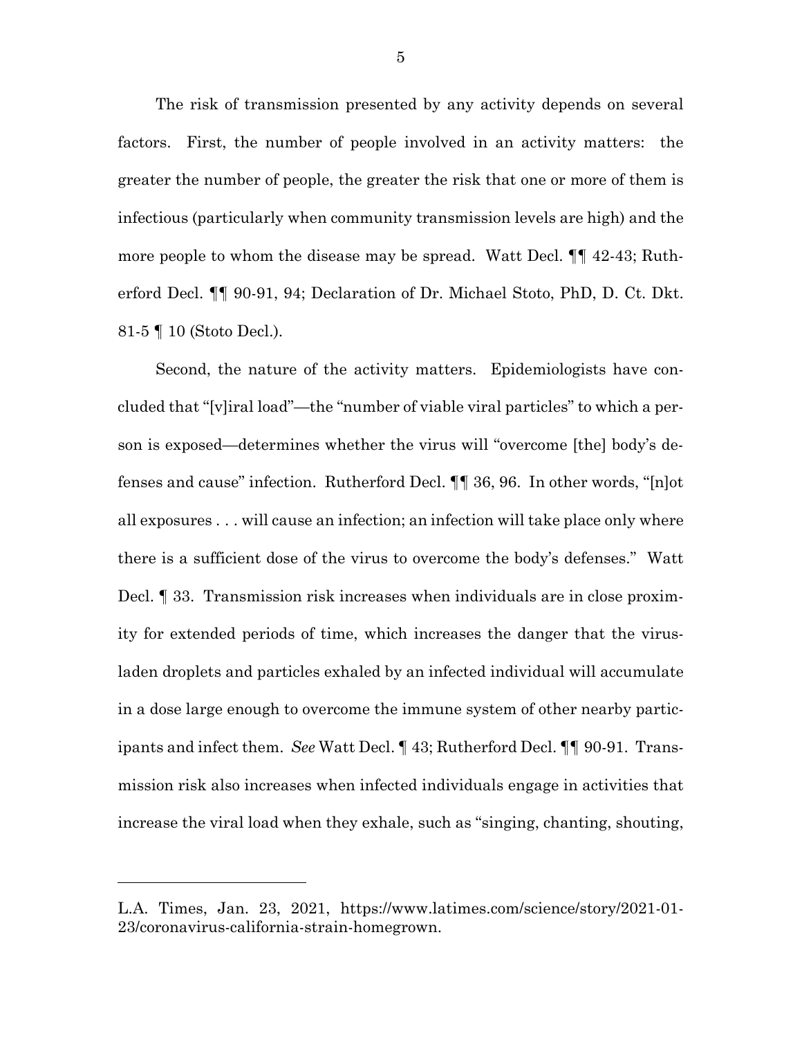The risk of transmission presented by any activity depends on several factors. First, the number of people involved in an activity matters: the greater the number of people, the greater the risk that one or more of them is infectious (particularly when community transmission levels are high) and the more people to whom the disease may be spread. Watt Decl. ¶¶ 42-43; Rutherford Decl. ¶¶ 90-91, 94; Declaration of Dr. Michael Stoto, PhD, D. Ct. Dkt. 81-5 ¶ 10 (Stoto Decl.).

Second, the nature of the activity matters. Epidemiologists have concluded that "[v]iral load"—the "number of viable viral particles" to which a person is exposed—determines whether the virus will "overcome [the] body's defenses and cause" infection. Rutherford Decl. ¶¶ 36, 96. In other words, "[n]ot all exposures . . . will cause an infection; an infection will take place only where there is a sufficient dose of the virus to overcome the body's defenses." Watt Decl. ¶ 33. Transmission risk increases when individuals are in close proximity for extended periods of time, which increases the danger that the virus-laden droplets and particles exhaled by an infected individual will accumulate in a dose large enough to overcome the immune system of other nearby participants and infect them. *See* Watt Decl. ¶ 43; Rutherford Decl. ¶¶ 90-91. Transmission risk also increases when infected individuals engage in activities that increase the viral load when they exhale, such as "singing, chanting, shouting,

---

L.A. Times, Jan. 23, 2021, https://www.latimes.com/science/story/2021-01-23/coronavirus-california-strain-homegrown.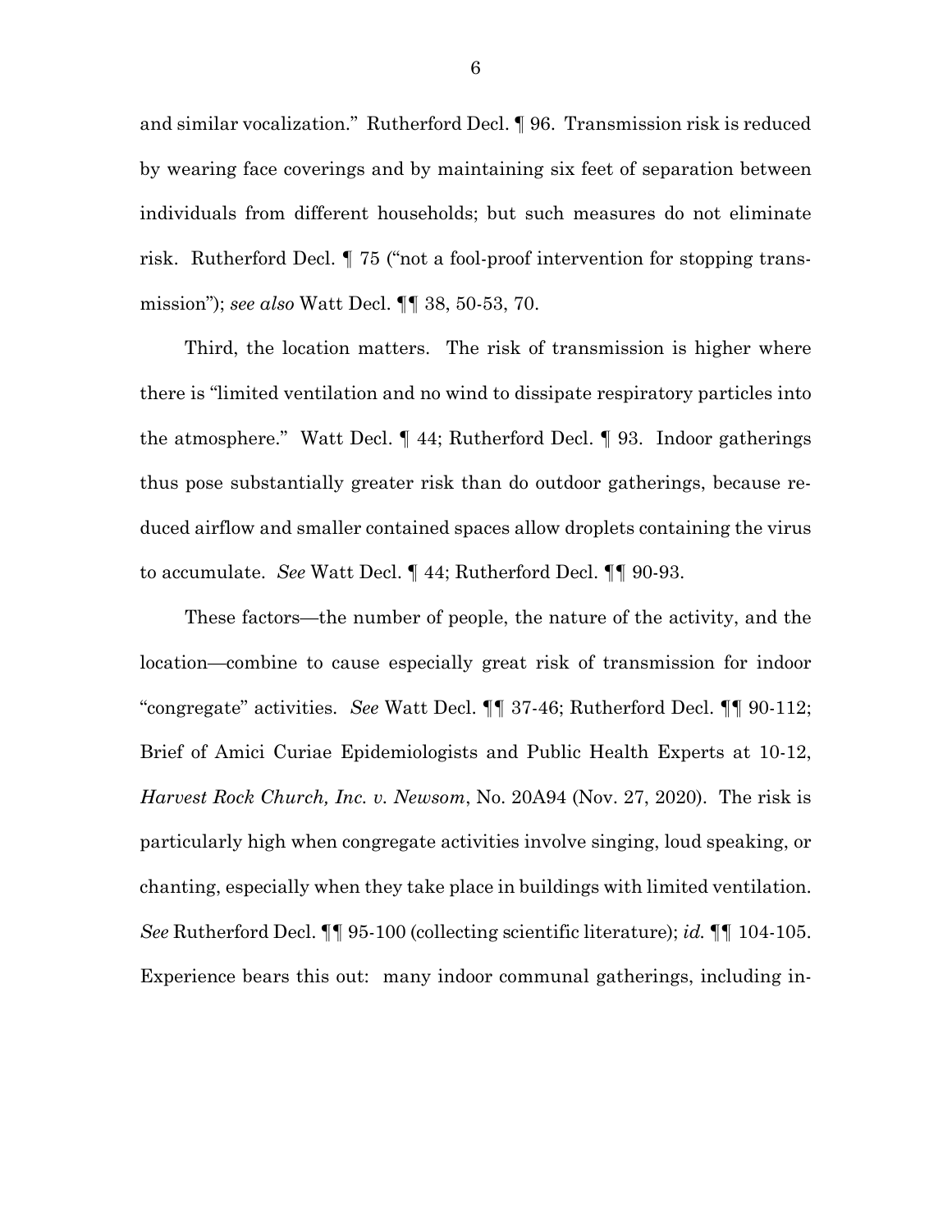and similar vocalization." Rutherford Decl. ¶ 96. Transmission risk is reduced by wearing face coverings and by maintaining six feet of separation between individuals from different households; but such measures do not eliminate risk. Rutherford Decl. ¶ 75 ("not a fool-proof intervention for stopping transmission"); *see also* Watt Decl. ¶¶ 38, 50-53, 70.

Third, the location matters. The risk of transmission is higher where there is "limited ventilation and no wind to dissipate respiratory particles into the atmosphere." Watt Decl. ¶ 44; Rutherford Decl. ¶ 93. Indoor gatherings thus pose substantially greater risk than do outdoor gatherings, because reduced airflow and smaller contained spaces allow droplets containing the virus to accumulate. *See* Watt Decl. ¶ 44; Rutherford Decl. ¶¶ 90-93.

These factors—the number of people, the nature of the activity, and the location—combine to cause especially great risk of transmission for indoor "congregate" activities. *See* Watt Decl. ¶¶ 37-46; Rutherford Decl. ¶¶ 90-112; Brief of Amici Curiae Epidemiologists and Public Health Experts at 10-12, *Harvest Rock Church, Inc. v. Newsom*, No. 20A94 (Nov. 27, 2020). The risk is particularly high when congregate activities involve singing, loud speaking, or chanting, especially when they take place in buildings with limited ventilation. *See* Rutherford Decl. ¶¶ 95-100 (collecting scientific literature); *id.* ¶¶ 104-105. Experience bears this out: many indoor communal gatherings, including in-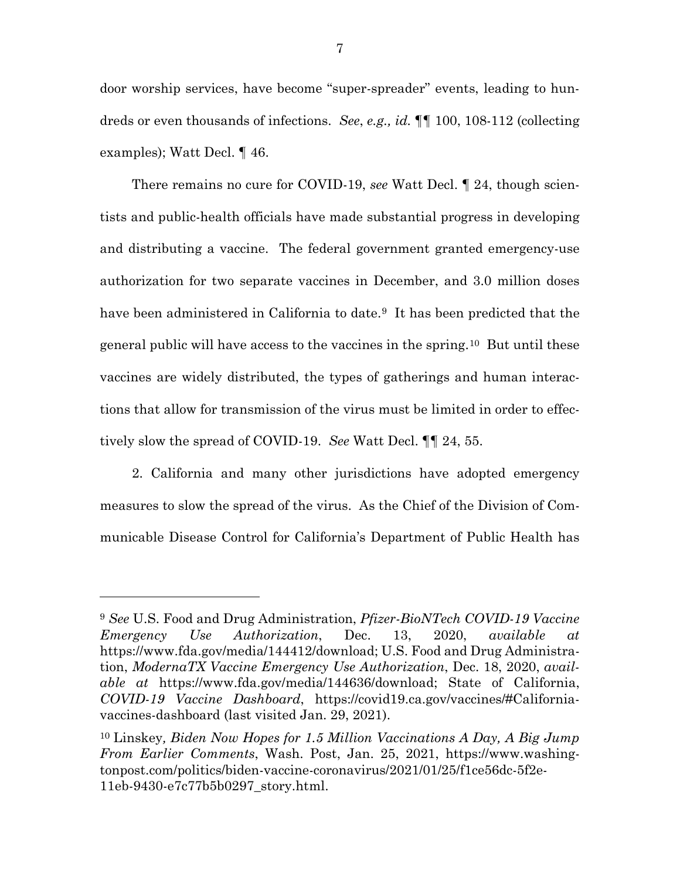door worship services, have become "super-spreader" events, leading to hundreds or even thousands of infections. *See*, *e.g., id.* ¶¶ 100, 108-112 (collecting examples); Watt Decl. ¶ 46.

There remains no cure for COVID-19, *see* Watt Decl. ¶ 24, though scientists and public-health officials have made substantial progress in developing and distributing a vaccine. The federal government granted emergency-use authorization for two separate vaccines in December, and 3.0 million doses have been administered in California to date.[9] It has been predicted that the general public will have access to the vaccines in the spring.[10] But until these vaccines are widely distributed, the types of gatherings and human interactions that allow for transmission of the virus must be limited in order to effectively slow the spread of COVID-19. *See* Watt Decl. ¶¶ 24, 55.

2. California and many other jurisdictions have adopted emergency measures to slow the spread of the virus. As the Chief of the Division of Communicable Disease Control for California's Department of Public Health has

---

[9] *See* U.S. Food and Drug Administration, *Pfizer-BioNTech COVID-19 Vaccine Emergency Use Authorization*, Dec. 13, 2020, *available at* https://www.fda.gov/media/144412/download; U.S. Food and Drug Administration, *ModernaTX Vaccine Emergency Use Authorization*, Dec. 18, 2020, *available at* https://www.fda.gov/media/144636/download; State of California, *COVID-19 Vaccine Dashboard*, https://covid19.ca.gov/vaccines/#California-vaccines-dashboard (last visited Jan. 29, 2021).

[10] Linskey, *Biden Now Hopes for 1.5 Million Vaccinations A Day, A Big Jump From Earlier Comments*, Wash. Post, Jan. 25, 2021, https://www.washingtonpost.com/politics/biden-vaccine-coronavirus/2021/01/25/f1ce56dc-5f2e-11eb-9430-e7c77b5b0297_story.html.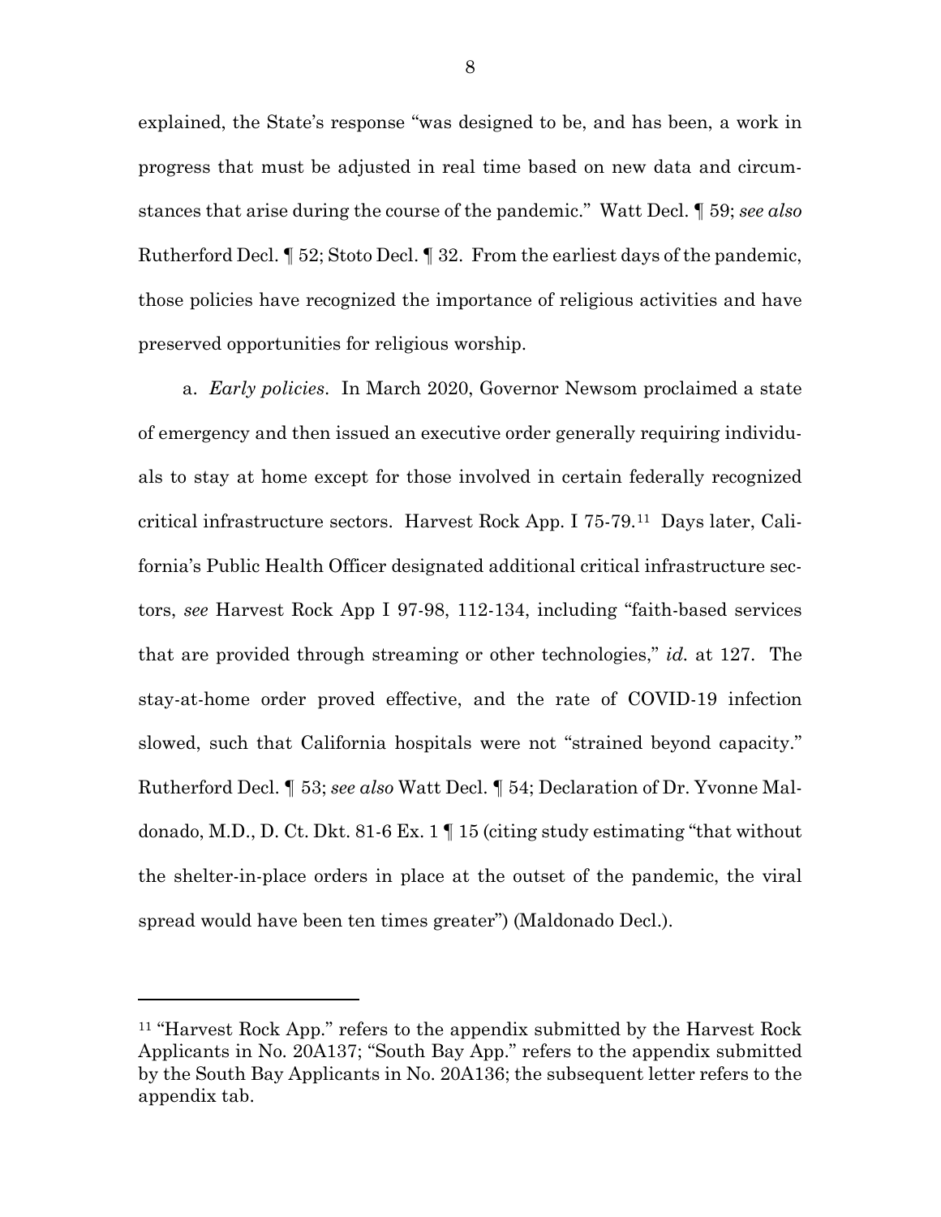explained, the State's response "was designed to be, and has been, a work in progress that must be adjusted in real time based on new data and circumstances that arise during the course of the pandemic." Watt Decl. ¶ 59; *see also* Rutherford Decl. ¶ 52; Stoto Decl. ¶ 32. From the earliest days of the pandemic, those policies have recognized the importance of religious activities and have preserved opportunities for religious worship.

a. *Early policies*. In March 2020, Governor Newsom proclaimed a state of emergency and then issued an executive order generally requiring individuals to stay at home except for those involved in certain federally recognized critical infrastructure sectors. Harvest Rock App. I 75-79.[11] Days later, California's Public Health Officer designated additional critical infrastructure sectors, *see* Harvest Rock App I 97-98, 112-134, including "faith-based services that are provided through streaming or other technologies," *id.* at 127. The stay-at-home order proved effective, and the rate of COVID-19 infection slowed, such that California hospitals were not "strained beyond capacity." Rutherford Decl. ¶ 53; *see also* Watt Decl. ¶ 54; Declaration of Dr. Yvonne Maldonado, M.D., D. Ct. Dkt. 81-6 Ex. 1 ¶ 15 (citing study estimating "that without the shelter-in-place orders in place at the outset of the pandemic, the viral spread would have been ten times greater") (Maldonado Decl.).

---

[11] "Harvest Rock App." refers to the appendix submitted by the Harvest Rock Applicants in No. 20A137; "South Bay App." refers to the appendix submitted by the South Bay Applicants in No. 20A136; the subsequent letter refers to the appendix tab.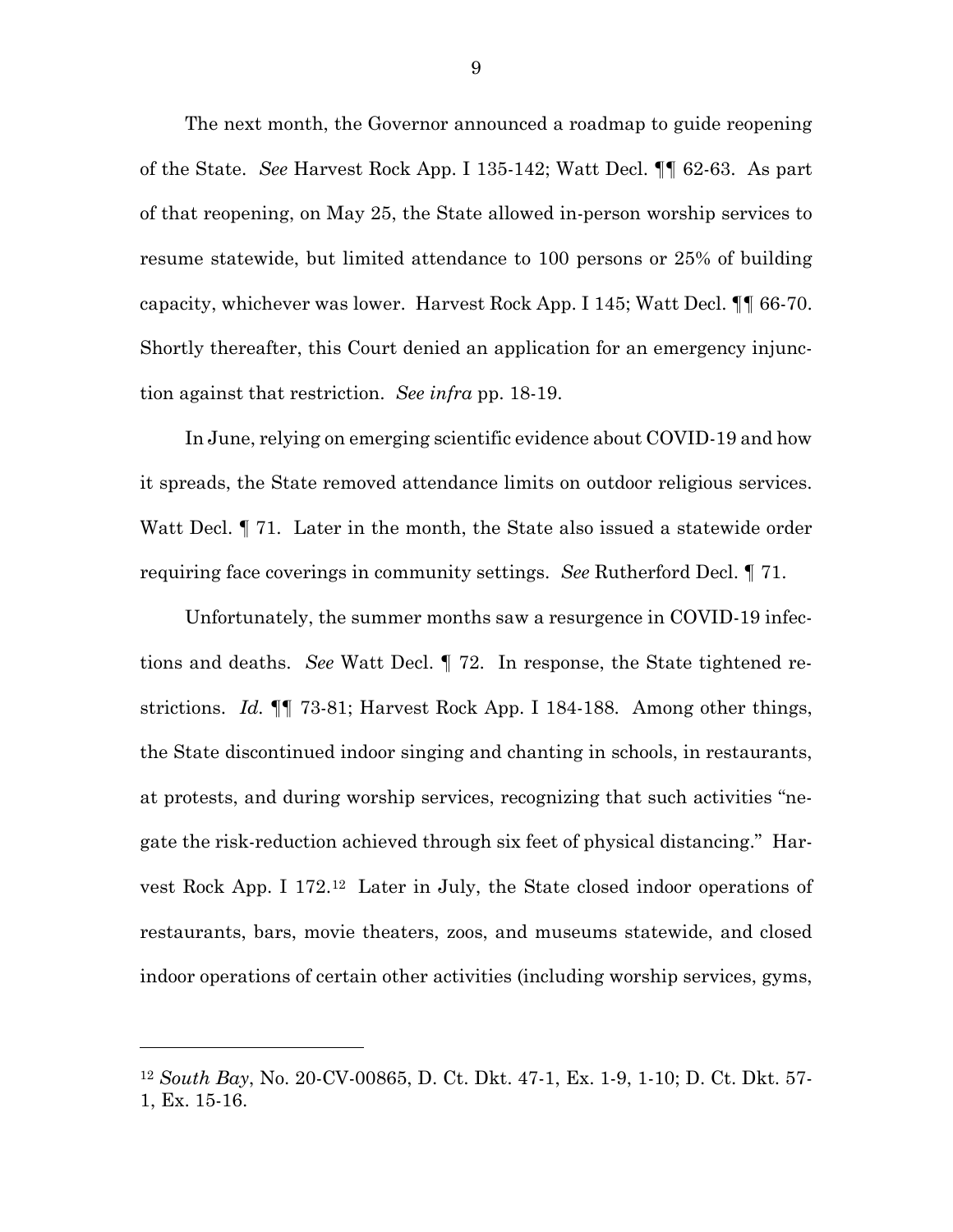The next month, the Governor announced a roadmap to guide reopening of the State. *See* Harvest Rock App. I 135-142; Watt Decl. ¶¶ 62-63. As part of that reopening, on May 25, the State allowed in-person worship services to resume statewide, but limited attendance to 100 persons or 25% of building capacity, whichever was lower. Harvest Rock App. I 145; Watt Decl. ¶¶ 66-70. Shortly thereafter, this Court denied an application for an emergency injunction against that restriction. *See infra* pp. 18-19.

In June, relying on emerging scientific evidence about COVID-19 and how it spreads, the State removed attendance limits on outdoor religious services. Watt Decl. ¶ 71. Later in the month, the State also issued a statewide order requiring face coverings in community settings. *See* Rutherford Decl. ¶ 71.

Unfortunately, the summer months saw a resurgence in COVID-19 infections and deaths. *See* Watt Decl. ¶ 72. In response, the State tightened restrictions. *Id.* ¶¶ 73-81; Harvest Rock App. I 184-188. Among other things, the State discontinued indoor singing and chanting in schools, in restaurants, at protests, and during worship services, recognizing that such activities "negate the risk-reduction achieved through six feet of physical distancing." Harvest Rock App. I 172.[12] Later in July, the State closed indoor operations of restaurants, bars, movie theaters, zoos, and museums statewide, and closed indoor operations of certain other activities (including worship services, gyms,

---

[12] *South Bay*, No. 20-CV-00865, D. Ct. Dkt. 47-1, Ex. 1-9, 1-10; D. Ct. Dkt. 57-1, Ex. 15-16.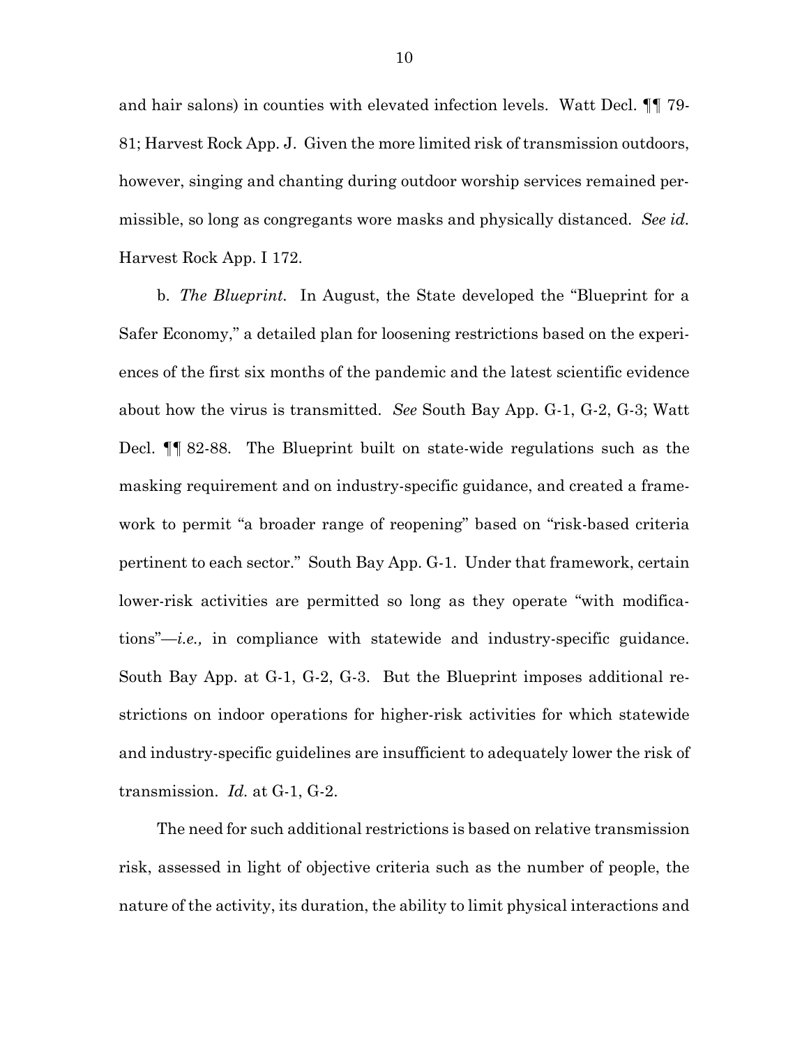and hair salons) in counties with elevated infection levels. Watt Decl. ¶¶ 79-81; Harvest Rock App. J. Given the more limited risk of transmission outdoors, however, singing and chanting during outdoor worship services remained permissible, so long as congregants wore masks and physically distanced. *See id.* Harvest Rock App. I 172.

b. *The Blueprint.* In August, the State developed the "Blueprint for a Safer Economy," a detailed plan for loosening restrictions based on the experiences of the first six months of the pandemic and the latest scientific evidence about how the virus is transmitted. *See* South Bay App. G-1, G-2, G-3; Watt Decl. ¶¶ 82-88. The Blueprint built on state-wide regulations such as the masking requirement and on industry-specific guidance, and created a framework to permit "a broader range of reopening" based on "risk-based criteria pertinent to each sector." South Bay App. G-1. Under that framework, certain lower-risk activities are permitted so long as they operate "with modifications"—*i.e.,* in compliance with statewide and industry-specific guidance. South Bay App. at G-1, G-2, G-3. But the Blueprint imposes additional restrictions on indoor operations for higher-risk activities for which statewide and industry-specific guidelines are insufficient to adequately lower the risk of transmission. *Id.* at G-1, G-2.

The need for such additional restrictions is based on relative transmission risk, assessed in light of objective criteria such as the number of people, the nature of the activity, its duration, the ability to limit physical interactions and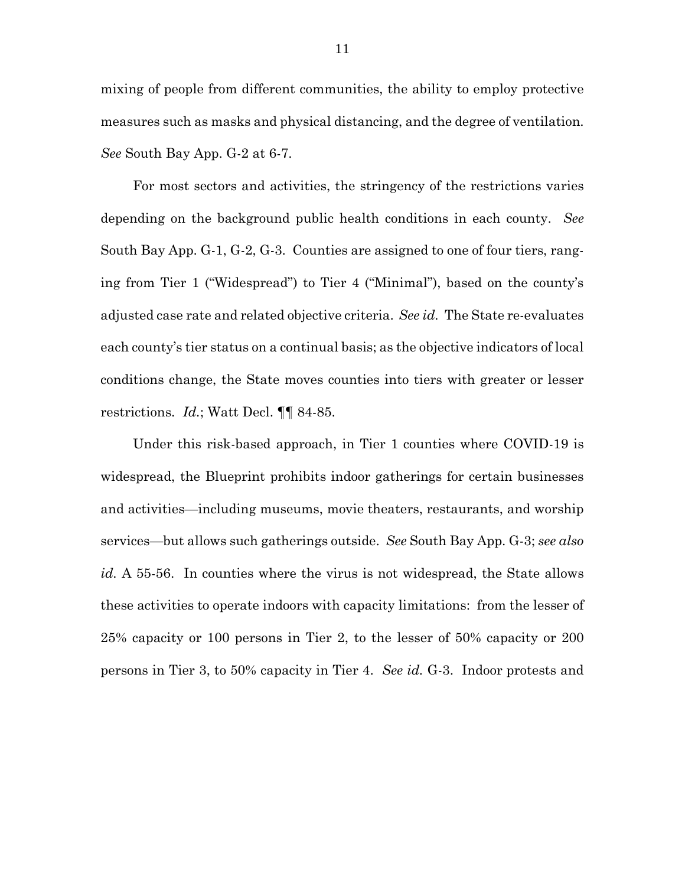mixing of people from different communities, the ability to employ protective measures such as masks and physical distancing, and the degree of ventilation. *See* South Bay App. G-2 at 6-7.

For most sectors and activities, the stringency of the restrictions varies depending on the background public health conditions in each county. *See* South Bay App. G-1, G-2, G-3. Counties are assigned to one of four tiers, ranging from Tier 1 ("Widespread") to Tier 4 ("Minimal"), based on the county's adjusted case rate and related objective criteria. *See id.* The State re-evaluates each county's tier status on a continual basis; as the objective indicators of local conditions change, the State moves counties into tiers with greater or lesser restrictions. *Id.*; Watt Decl. ¶¶ 84-85.

Under this risk-based approach, in Tier 1 counties where COVID-19 is widespread, the Blueprint prohibits indoor gatherings for certain businesses and activities—including museums, movie theaters, restaurants, and worship services—but allows such gatherings outside. *See* South Bay App. G-3; *see also id.* A 55-56. In counties where the virus is not widespread, the State allows these activities to operate indoors with capacity limitations: from the lesser of 25% capacity or 100 persons in Tier 2, to the lesser of 50% capacity or 200 persons in Tier 3, to 50% capacity in Tier 4. *See id.* G-3. Indoor protests and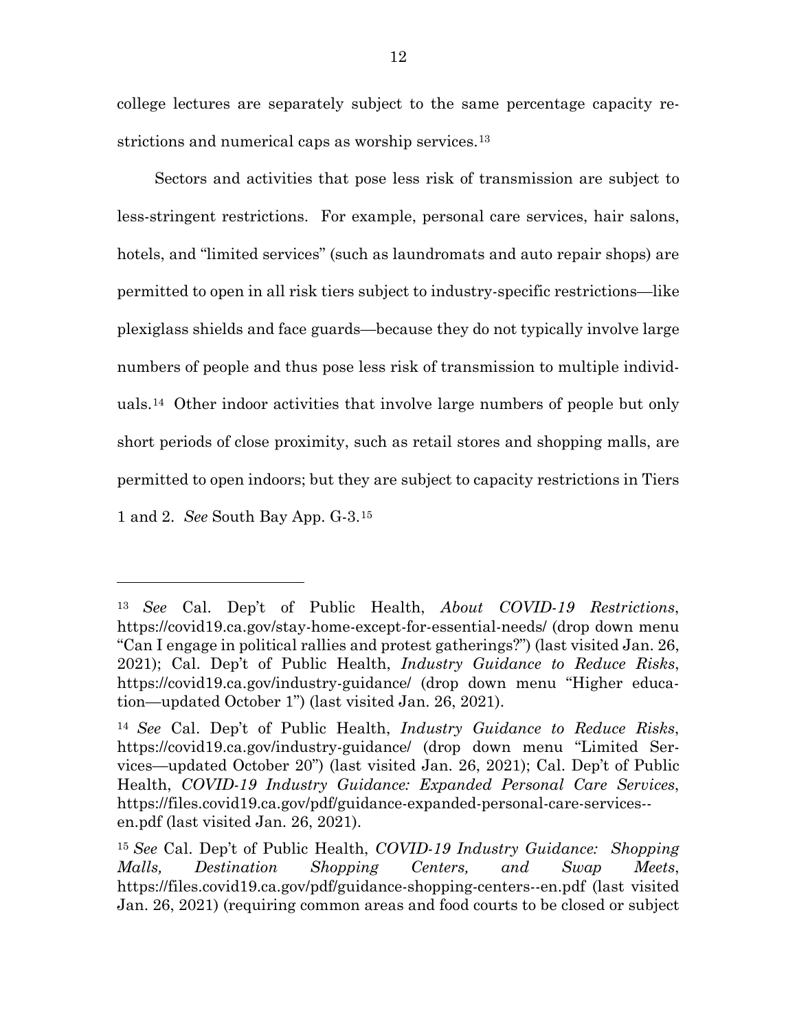college lectures are separately subject to the same percentage capacity restrictions and numerical caps as worship services.[13]

Sectors and activities that pose less risk of transmission are subject to less-stringent restrictions. For example, personal care services, hair salons, hotels, and "limited services" (such as laundromats and auto repair shops) are permitted to open in all risk tiers subject to industry-specific restrictions—like plexiglass shields and face guards—because they do not typically involve large numbers of people and thus pose less risk of transmission to multiple individuals.[14] Other indoor activities that involve large numbers of people but only short periods of close proximity, such as retail stores and shopping malls, are permitted to open indoors; but they are subject to capacity restrictions in Tiers 1 and 2. *See* South Bay App. G-3.[15]

---

[13] *See* Cal. Dep't of Public Health, *About COVID-19 Restrictions*, https://covid19.ca.gov/stay-home-except-for-essential-needs/ (drop down menu "Can I engage in political rallies and protest gatherings?") (last visited Jan. 26, 2021); Cal. Dep't of Public Health, *Industry Guidance to Reduce Risks*, https://covid19.ca.gov/industry-guidance/ (drop down menu "Higher education—updated October 1") (last visited Jan. 26, 2021).

[14] *See* Cal. Dep't of Public Health, *Industry Guidance to Reduce Risks*, https://covid19.ca.gov/industry-guidance/ (drop down menu "Limited Services—updated October 20") (last visited Jan. 26, 2021); Cal. Dep't of Public Health, *COVID-19 Industry Guidance: Expanded Personal Care Services*, https://files.covid19.ca.gov/pdf/guidance-expanded-personal-care-services--en.pdf (last visited Jan. 26, 2021).

[15] *See* Cal. Dep't of Public Health, *COVID-19 Industry Guidance: Shopping Malls, Destination Shopping Centers, and Swap Meets*, https://files.covid19.ca.gov/pdf/guidance-shopping-centers--en.pdf (last visited Jan. 26, 2021) (requiring common areas and food courts to be closed or subject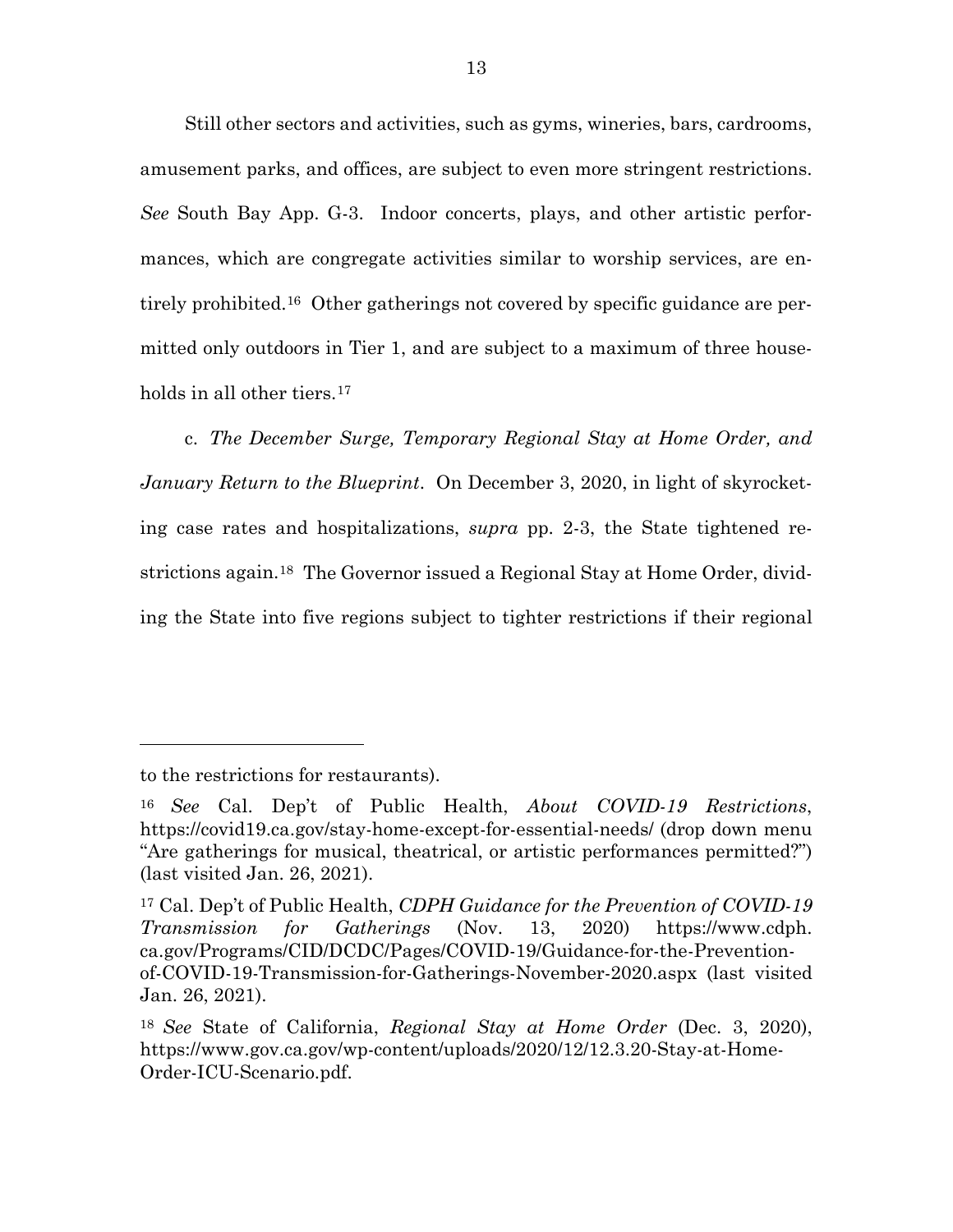Still other sectors and activities, such as gyms, wineries, bars, cardrooms, amusement parks, and offices, are subject to even more stringent restrictions. *See* South Bay App. G-3. Indoor concerts, plays, and other artistic performances, which are congregate activities similar to worship services, are entirely prohibited.[16] Other gatherings not covered by specific guidance are permitted only outdoors in Tier 1, and are subject to a maximum of three households in all other tiers.[17]

c. *The December Surge, Temporary Regional Stay at Home Order, and January Return to the Blueprint*. On December 3, 2020, in light of skyrocketing case rates and hospitalizations, *supra* pp. 2-3, the State tightened restrictions again.[18] The Governor issued a Regional Stay at Home Order, dividing the State into five regions subject to tighter restrictions if their regional

---

to the restrictions for restaurants).

[16] *See* Cal. Dep't of Public Health, *About COVID-19 Restrictions*, https://covid19.ca.gov/stay-home-except-for-essential-needs/ (drop down menu "Are gatherings for musical, theatrical, or artistic performances permitted?") (last visited Jan. 26, 2021).

[17] Cal. Dep't of Public Health, *CDPH Guidance for the Prevention of COVID-19 Transmission for Gatherings* (Nov. 13, 2020) https://www.cdph.ca.gov/Programs/CID/DCDC/Pages/COVID-19/Guidance-for-the-Prevention-of-COVID-19-Transmission-for-Gatherings-November-2020.aspx (last visited Jan. 26, 2021).

[18] *See* State of California, *Regional Stay at Home Order* (Dec. 3, 2020), https://www.gov.ca.gov/wp-content/uploads/2020/12/12.3.20-Stay-at-Home-Order-ICU-Scenario.pdf.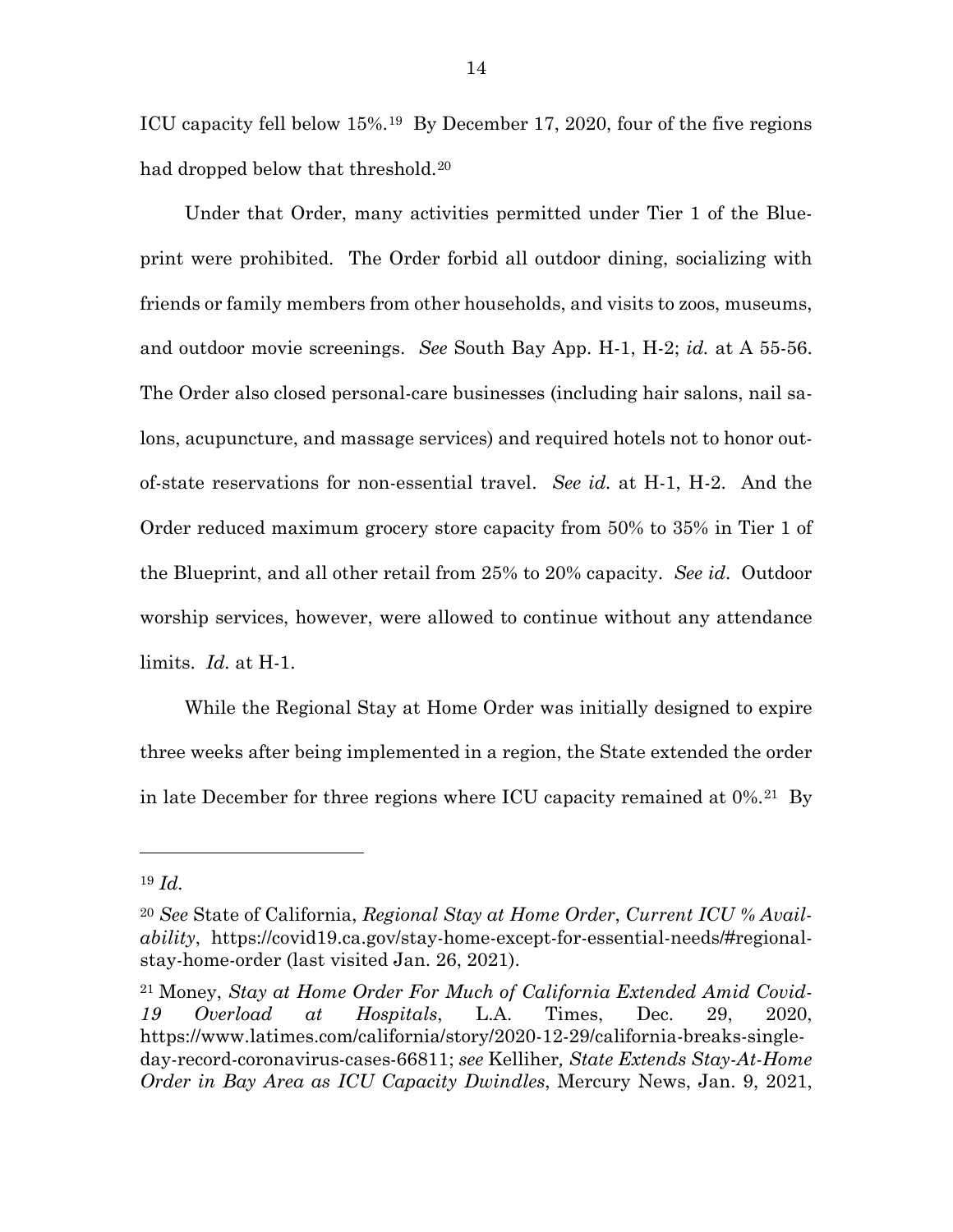ICU capacity fell below 15%.[19] By December 17, 2020, four of the five regions had dropped below that threshold.[20]

Under that Order, many activities permitted under Tier 1 of the Blueprint were prohibited. The Order forbid all outdoor dining, socializing with friends or family members from other households, and visits to zoos, museums, and outdoor movie screenings. *See* South Bay App. H-1, H-2; *id.* at A 55-56. The Order also closed personal-care businesses (including hair salons, nail salons, acupuncture, and massage services) and required hotels not to honor out-of-state reservations for non-essential travel. *See id.* at H-1, H-2. And the Order reduced maximum grocery store capacity from 50% to 35% in Tier 1 of the Blueprint, and all other retail from 25% to 20% capacity. *See id*. Outdoor worship services, however, were allowed to continue without any attendance limits. *Id.* at H-1.

While the Regional Stay at Home Order was initially designed to expire three weeks after being implemented in a region, the State extended the order in late December for three regions where ICU capacity remained at 0%.[21] By

---

[19] *Id.*

[20] *See* State of California, *Regional Stay at Home Order*, *Current ICU % Availability*, https://covid19.ca.gov/stay-home-except-for-essential-needs/#regional-stay-home-order (last visited Jan. 26, 2021).

[21] Money, *Stay at Home Order For Much of California Extended Amid Covid-19 Overload at Hospitals*, L.A. Times, Dec. 29, 2020, https://www.latimes.com/california/story/2020-12-29/california-breaks-single-day-record-coronavirus-cases-66811; *see* Kelliher*, State Extends Stay-At-Home Order in Bay Area as ICU Capacity Dwindles*, Mercury News, Jan. 9, 2021,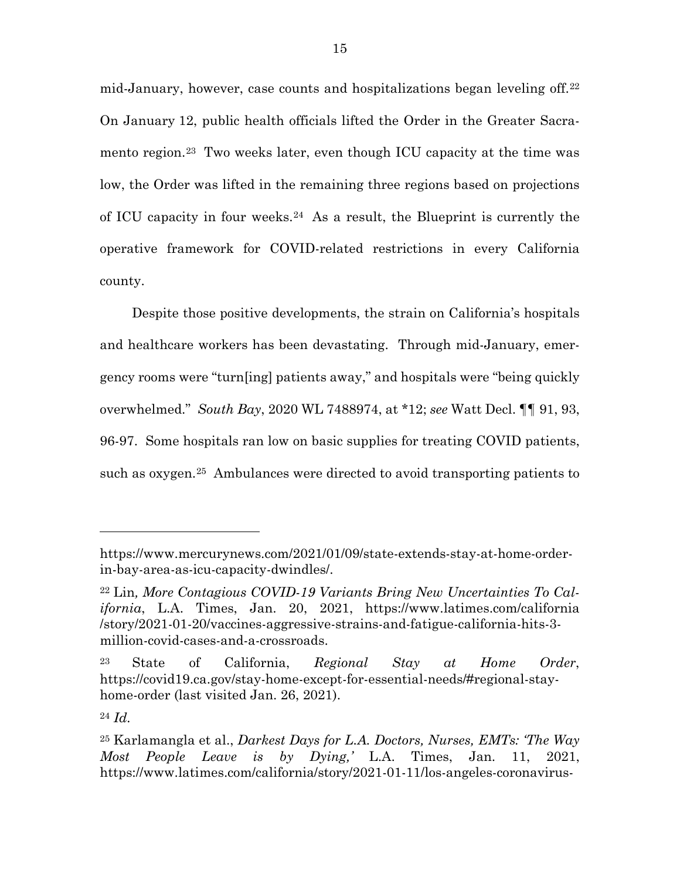mid-January, however, case counts and hospitalizations began leveling off.[22] On January 12, public health officials lifted the Order in the Greater Sacramento region.[23] Two weeks later, even though ICU capacity at the time was low, the Order was lifted in the remaining three regions based on projections of ICU capacity in four weeks.[24] As a result, the Blueprint is currently the operative framework for COVID-related restrictions in every California county.

Despite those positive developments, the strain on California's hospitals and healthcare workers has been devastating. Through mid-January, emergency rooms were "turn[ing] patients away," and hospitals were "being quickly overwhelmed." *South Bay*, 2020 WL 7488974, at *12; *see* Watt Decl. ¶¶ 91, 93, 96-97. Some hospitals ran low on basic supplies for treating COVID patients, such as oxygen.[25] Ambulances were directed to avoid transporting patients to

---

https://www.mercurynews.com/2021/01/09/state-extends-stay-at-home-order-in-bay-area-as-icu-capacity-dwindles/.

[22] Lin*, More Contagious COVID-19 Variants Bring New Uncertainties To California*, L.A. Times, Jan. 20, 2021, https://www.latimes.com/california/story/2021-01-20/vaccines-aggressive-strains-and-fatigue-california-hits-3-million-covid-cases-and-a-crossroads.

[23] State of California, *Regional Stay at Home Order*, https://covid19.ca.gov/stay-home-except-for-essential-needs/#regional-stay-home-order (last visited Jan. 26, 2021).

[24] *Id.*

[25] Karlamangla et al., *Darkest Days for L.A. Doctors, Nurses, EMTs: 'The Way Most People Leave is by Dying,'* L.A. Times, Jan. 11, 2021, https://www.latimes.com/california/story/2021-01-11/los-angeles-coronavirus-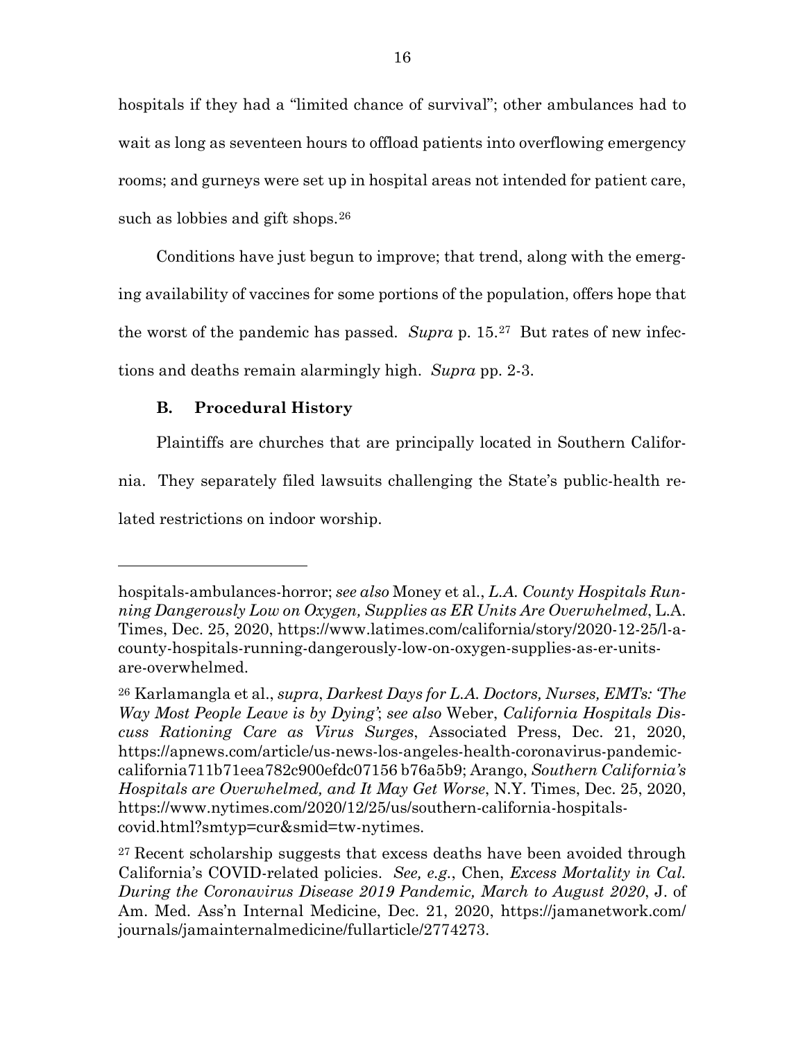hospitals if they had a "limited chance of survival"; other ambulances had to wait as long as seventeen hours to offload patients into overflowing emergency rooms; and gurneys were set up in hospital areas not intended for patient care, such as lobbies and gift shops.[26]

Conditions have just begun to improve; that trend, along with the emerging availability of vaccines for some portions of the population, offers hope that the worst of the pandemic has passed. *Supra* p. 15.[27] But rates of new infections and deaths remain alarmingly high. *Supra* pp. 2-3.

### B. Procedural History

Plaintiffs are churches that are principally located in Southern California. They separately filed lawsuits challenging the State's public-health related restrictions on indoor worship.

---

hospitals-ambulances-horror; *see also* Money et al., *L.A. County Hospitals Running Dangerously Low on Oxygen, Supplies as ER Units Are Overwhelmed*, L.A. Times, Dec. 25, 2020, https://www.latimes.com/california/story/2020-12-25/l-a-county-hospitals-running-dangerously-low-on-oxygen-supplies-as-er-units-are-overwhelmed.

[26] Karlamangla et al., *supra*, *Darkest Days for L.A. Doctors, Nurses, EMTs: 'The Way Most People Leave is by Dying'*; *see also* Weber, *California Hospitals Discuss Rationing Care as Virus Surges*, Associated Press, Dec. 21, 2020, https://apnews.com/article/us-news-los-angeles-health-coronavirus-pandemic-california711b71eea782c900efdc07156 b76a5b9; Arango, *Southern California's Hospitals are Overwhelmed, and It May Get Worse*, N.Y. Times, Dec. 25, 2020, https://www.nytimes.com/2020/12/25/us/southern-california-hospitals-covid.html?smtyp=cur&smid=tw-nytimes.

[27] Recent scholarship suggests that excess deaths have been avoided through California's COVID-related policies. *See, e.g.*, Chen, *Excess Mortality in Cal. During the Coronavirus Disease 2019 Pandemic, March to August 2020*, J. of Am. Med. Ass'n Internal Medicine, Dec. 21, 2020, https://jamanetwork.com/journals/jamainternalmedicine/fullarticle/2774273.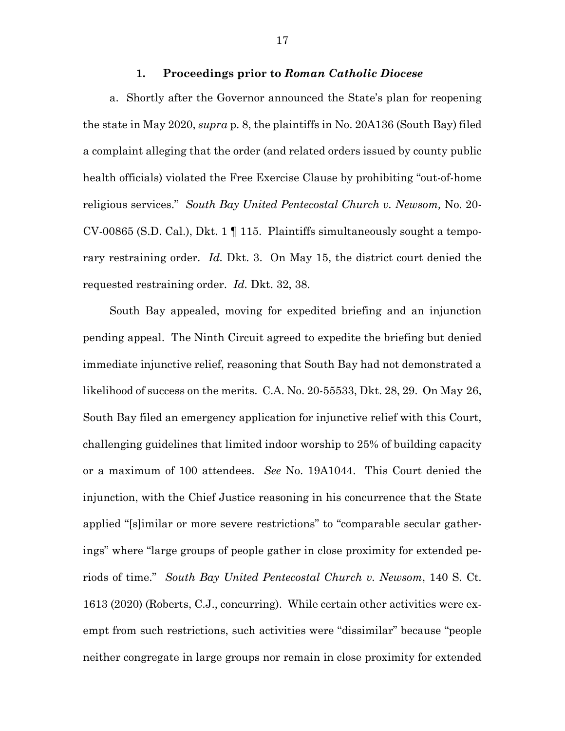### 1. Proceedings prior to *Roman Catholic Diocese*

a. Shortly after the Governor announced the State's plan for reopening the state in May 2020, *supra* p. 8, the plaintiffs in No. 20A136 (South Bay) filed a complaint alleging that the order (and related orders issued by county public health officials) violated the Free Exercise Clause by prohibiting "out-of-home religious services." *South Bay United Pentecostal Church v. Newsom,* No. 20-CV-00865 (S.D. Cal.), Dkt. 1 ¶ 115. Plaintiffs simultaneously sought a temporary restraining order. *Id.* Dkt. 3. On May 15, the district court denied the requested restraining order. *Id.* Dkt. 32, 38.

South Bay appealed, moving for expedited briefing and an injunction pending appeal. The Ninth Circuit agreed to expedite the briefing but denied immediate injunctive relief, reasoning that South Bay had not demonstrated a likelihood of success on the merits. C.A. No. 20-55533, Dkt. 28, 29. On May 26, South Bay filed an emergency application for injunctive relief with this Court, challenging guidelines that limited indoor worship to 25% of building capacity or a maximum of 100 attendees. *See* No. 19A1044. This Court denied the injunction, with the Chief Justice reasoning in his concurrence that the State applied "[s]imilar or more severe restrictions" to "comparable secular gatherings" where "large groups of people gather in close proximity for extended periods of time." *South Bay United Pentecostal Church v. Newsom*, 140 S. Ct. 1613 (2020) (Roberts, C.J., concurring). While certain other activities were exempt from such restrictions, such activities were "dissimilar" because "people neither congregate in large groups nor remain in close proximity for extended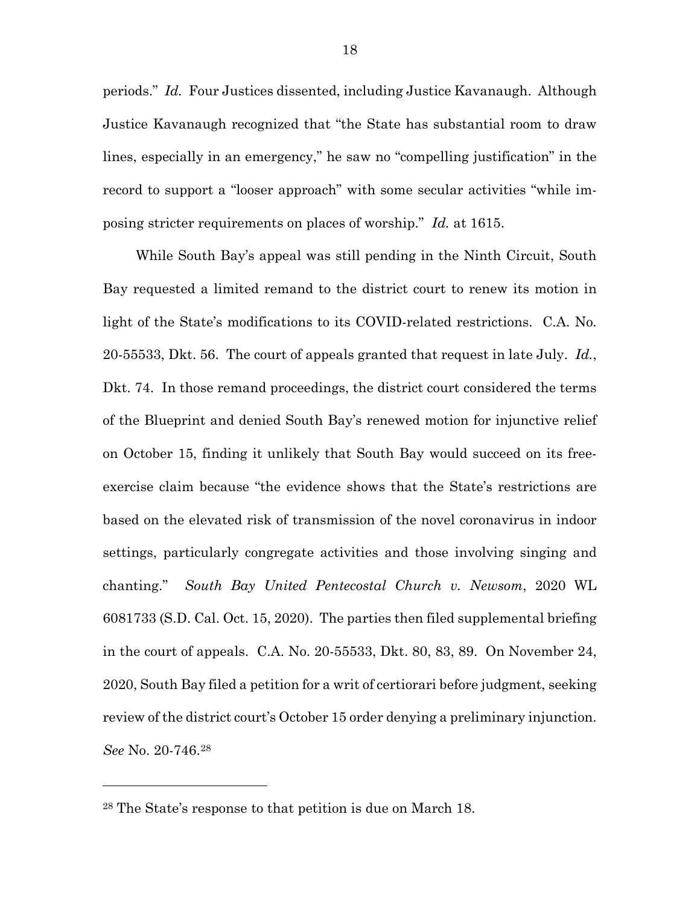periods." *Id.* Four Justices dissented, including Justice Kavanaugh. Although Justice Kavanaugh recognized that "the State has substantial room to draw lines, especially in an emergency," he saw no "compelling justification" in the record to support a "looser approach" with some secular activities "while imposing stricter requirements on places of worship." *Id.* at 1615.

While South Bay's appeal was still pending in the Ninth Circuit, South Bay requested a limited remand to the district court to renew its motion in light of the State's modifications to its COVID-related restrictions. C.A. No. 20-55533, Dkt. 56. The court of appeals granted that request in late July. *Id.*, Dkt. 74. In those remand proceedings, the district court considered the terms of the Blueprint and denied South Bay's renewed motion for injunctive relief on October 15, finding it unlikely that South Bay would succeed on its free-exercise claim because "the evidence shows that the State's restrictions are based on the elevated risk of transmission of the novel coronavirus in indoor settings, particularly congregate activities and those involving singing and chanting." *South Bay United Pentecostal Church v. Newsom*, 2020 WL 6081733 (S.D. Cal. Oct. 15, 2020). The parties then filed supplemental briefing in the court of appeals. C.A. No. 20-55533, Dkt. 80, 83, 89. On November 24, 2020, South Bay filed a petition for a writ of certiorari before judgment, seeking review of the district court's October 15 order denying a preliminary injunction. *See* No. 20-746.[28]

---

[28] The State's response to that petition is due on March 18.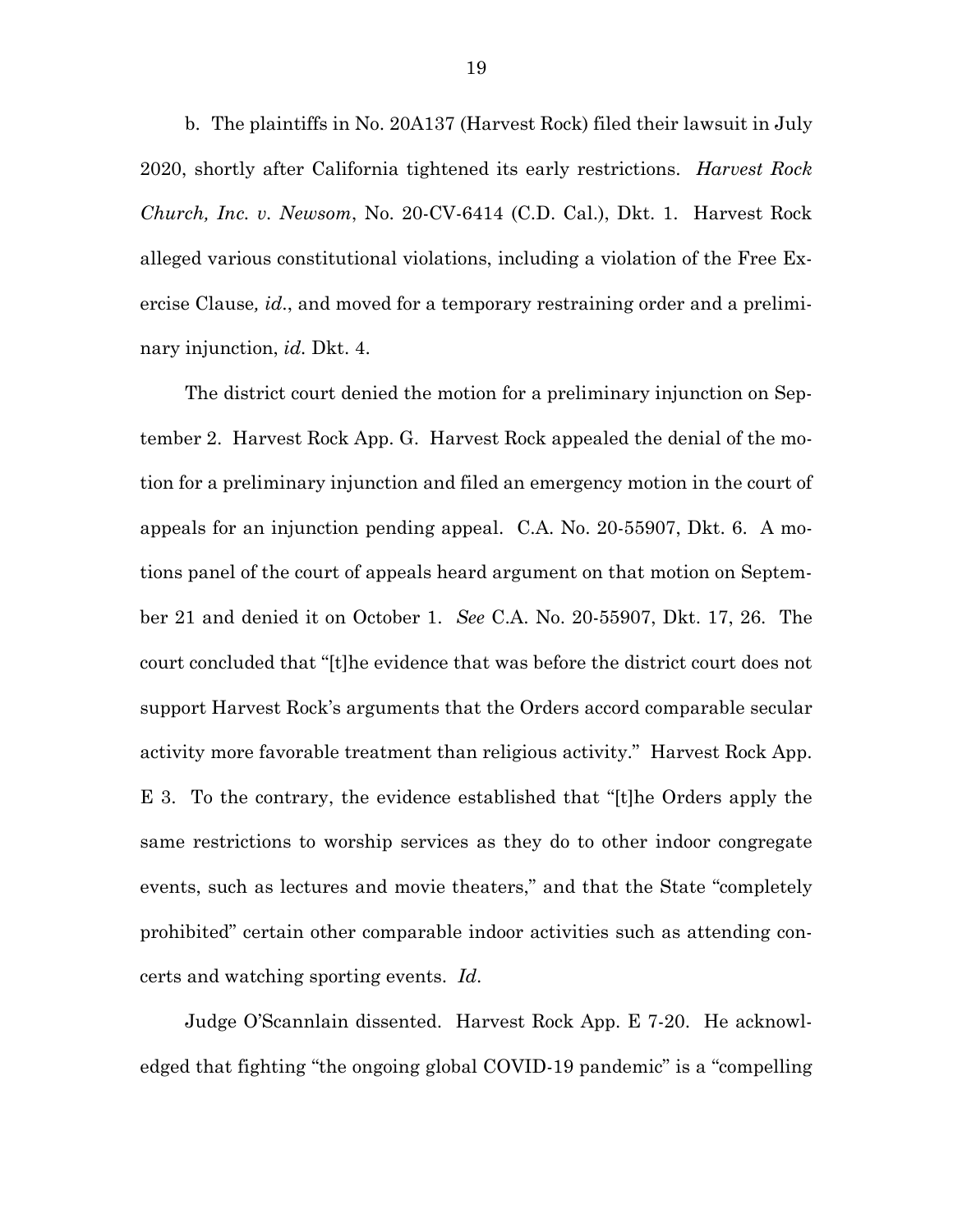b. The plaintiffs in No. 20A137 (Harvest Rock) filed their lawsuit in July 2020, shortly after California tightened its early restrictions. *Harvest Rock Church, Inc. v. Newsom*, No. 20-CV-6414 (C.D. Cal.), Dkt. 1. Harvest Rock alleged various constitutional violations, including a violation of the Free Exercise Clause*, id*., and moved for a temporary restraining order and a preliminary injunction, *id.* Dkt. 4.

The district court denied the motion for a preliminary injunction on September 2. Harvest Rock App. G. Harvest Rock appealed the denial of the motion for a preliminary injunction and filed an emergency motion in the court of appeals for an injunction pending appeal. C.A. No. 20-55907, Dkt. 6. A motions panel of the court of appeals heard argument on that motion on September 21 and denied it on October 1. *See* C.A. No. 20-55907, Dkt. 17, 26. The court concluded that "[t]he evidence that was before the district court does not support Harvest Rock's arguments that the Orders accord comparable secular activity more favorable treatment than religious activity." Harvest Rock App. E 3. To the contrary, the evidence established that "[t]he Orders apply the same restrictions to worship services as they do to other indoor congregate events, such as lectures and movie theaters," and that the State "completely prohibited" certain other comparable indoor activities such as attending concerts and watching sporting events. *Id*.

Judge O'Scannlain dissented. Harvest Rock App. E 7-20. He acknowledged that fighting "the ongoing global COVID-19 pandemic" is a "compelling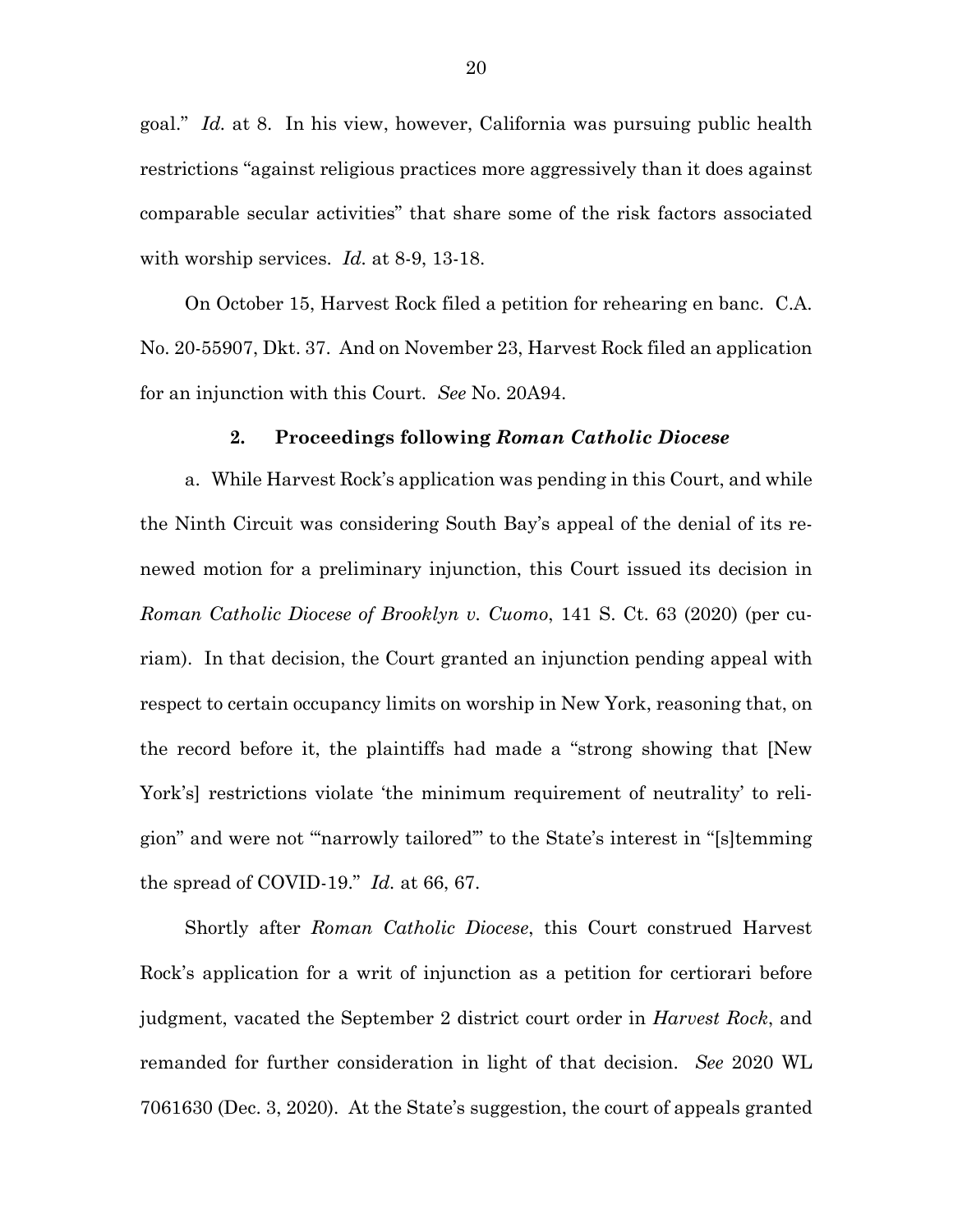goal." *Id.* at 8. In his view, however, California was pursuing public health restrictions "against religious practices more aggressively than it does against comparable secular activities" that share some of the risk factors associated with worship services. *Id.* at 8-9, 13-18.

On October 15, Harvest Rock filed a petition for rehearing en banc. C.A. No. 20-55907, Dkt. 37. And on November 23, Harvest Rock filed an application for an injunction with this Court. *See* No. 20A94.

### 2. Proceedings following *Roman Catholic Diocese*

a. While Harvest Rock's application was pending in this Court, and while the Ninth Circuit was considering South Bay's appeal of the denial of its renewed motion for a preliminary injunction, this Court issued its decision in *Roman Catholic Diocese of Brooklyn v. Cuomo*, 141 S. Ct. 63 (2020) (per curiam). In that decision, the Court granted an injunction pending appeal with respect to certain occupancy limits on worship in New York, reasoning that, on the record before it, the plaintiffs had made a "strong showing that [New York's] restrictions violate 'the minimum requirement of neutrality' to religion" and were not "'narrowly tailored'" to the State's interest in "[s]temming the spread of COVID-19." *Id.* at 66, 67.

Shortly after *Roman Catholic Diocese*, this Court construed Harvest Rock's application for a writ of injunction as a petition for certiorari before judgment, vacated the September 2 district court order in *Harvest Rock*, and remanded for further consideration in light of that decision. *See* 2020 WL 7061630 (Dec. 3, 2020). At the State's suggestion, the court of appeals granted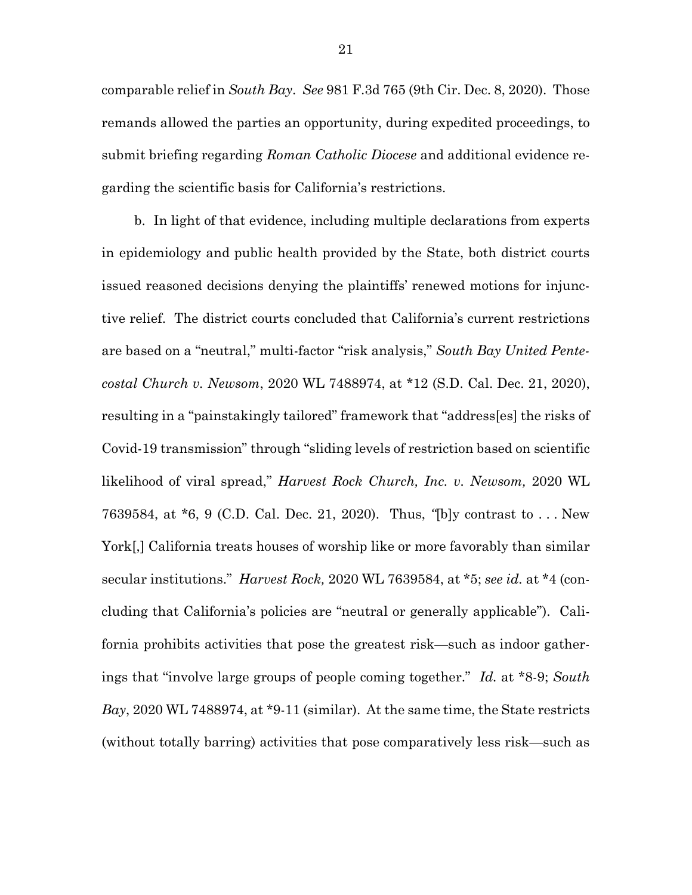comparable relief in *South Bay*. *See* 981 F.3d 765 (9th Cir. Dec. 8, 2020). Those remands allowed the parties an opportunity, during expedited proceedings, to submit briefing regarding *Roman Catholic Diocese* and additional evidence regarding the scientific basis for California's restrictions.

b. In light of that evidence, including multiple declarations from experts in epidemiology and public health provided by the State, both district courts issued reasoned decisions denying the plaintiffs' renewed motions for injunctive relief. The district courts concluded that California's current restrictions are based on a "neutral," multi-factor "risk analysis," *South Bay United Pentecostal Church v. Newsom*, 2020 WL 7488974, at *12 (S.D. Cal. Dec. 21, 2020), resulting in a "painstakingly tailored" framework that "address[es] the risks of Covid-19 transmission" through "sliding levels of restriction based on scientific likelihood of viral spread," *Harvest Rock Church, Inc. v. Newsom,* 2020 WL 7639584, at *6, 9 (C.D. Cal. Dec. 21, 2020). Thus, "[b]y contrast to . . . New York[,] California treats houses of worship like or more favorably than similar secular institutions." *Harvest Rock,* 2020 WL 7639584, at *5; *see id.* at *4 (concluding that California's policies are "neutral or generally applicable"). California prohibits activities that pose the greatest risk—such as indoor gatherings that "involve large groups of people coming together." *Id.* at *8-9; *South Bay*, 2020 WL 7488974, at *9-11 (similar). At the same time, the State restricts (without totally barring) activities that pose comparatively less risk—such as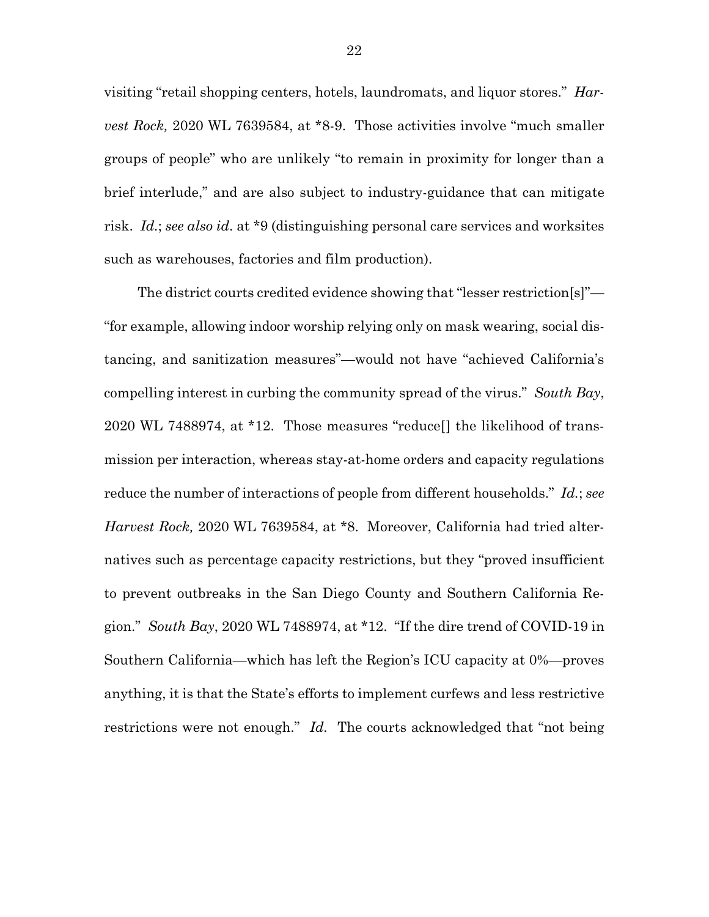visiting "retail shopping centers, hotels, laundromats, and liquor stores." *Harvest Rock,* 2020 WL 7639584, at *8-9. Those activities involve "much smaller groups of people" who are unlikely "to remain in proximity for longer than a brief interlude," and are also subject to industry-guidance that can mitigate risk. *Id.*; *see also id*. at *9 (distinguishing personal care services and worksites such as warehouses, factories and film production).

The district courts credited evidence showing that "lesser restriction[s]"—"for example, allowing indoor worship relying only on mask wearing, social distancing, and sanitization measures"—would not have "achieved California's compelling interest in curbing the community spread of the virus." *South Bay*, 2020 WL 7488974, at *12. Those measures "reduce[] the likelihood of transmission per interaction, whereas stay-at-home orders and capacity regulations reduce the number of interactions of people from different households." *Id.*; *see Harvest Rock,* 2020 WL 7639584, at *8. Moreover, California had tried alternatives such as percentage capacity restrictions, but they "proved insufficient to prevent outbreaks in the San Diego County and Southern California Region." *South Bay*, 2020 WL 7488974, at *12. "If the dire trend of COVID-19 in Southern California—which has left the Region's ICU capacity at 0%—proves anything, it is that the State's efforts to implement curfews and less restrictive restrictions were not enough." *Id.* The courts acknowledged that "not being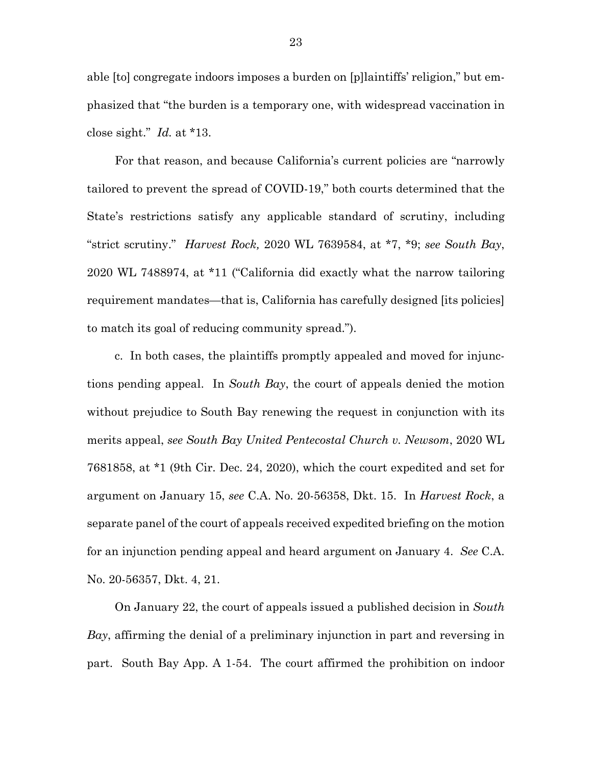able [to] congregate indoors imposes a burden on [p]laintiffs' religion," but emphasized that "the burden is a temporary one, with widespread vaccination in close sight." *Id.* at *13.

For that reason, and because California's current policies are "narrowly tailored to prevent the spread of COVID-19," both courts determined that the State's restrictions satisfy any applicable standard of scrutiny, including "strict scrutiny." *Harvest Rock,* 2020 WL 7639584, at *7, *9; *see South Bay*, 2020 WL 7488974, at *11 ("California did exactly what the narrow tailoring requirement mandates—that is, California has carefully designed [its policies] to match its goal of reducing community spread.").

c. In both cases, the plaintiffs promptly appealed and moved for injunctions pending appeal. In *South Bay*, the court of appeals denied the motion without prejudice to South Bay renewing the request in conjunction with its merits appeal, *see South Bay United Pentecostal Church v. Newsom*, 2020 WL 7681858, at *1 (9th Cir. Dec. 24, 2020), which the court expedited and set for argument on January 15, *see* C.A. No. 20-56358, Dkt. 15. In *Harvest Rock*, a separate panel of the court of appeals received expedited briefing on the motion for an injunction pending appeal and heard argument on January 4. *See* C.A. No. 20-56357, Dkt. 4, 21.

On January 22, the court of appeals issued a published decision in *South Bay*, affirming the denial of a preliminary injunction in part and reversing in part. South Bay App. A 1-54. The court affirmed the prohibition on indoor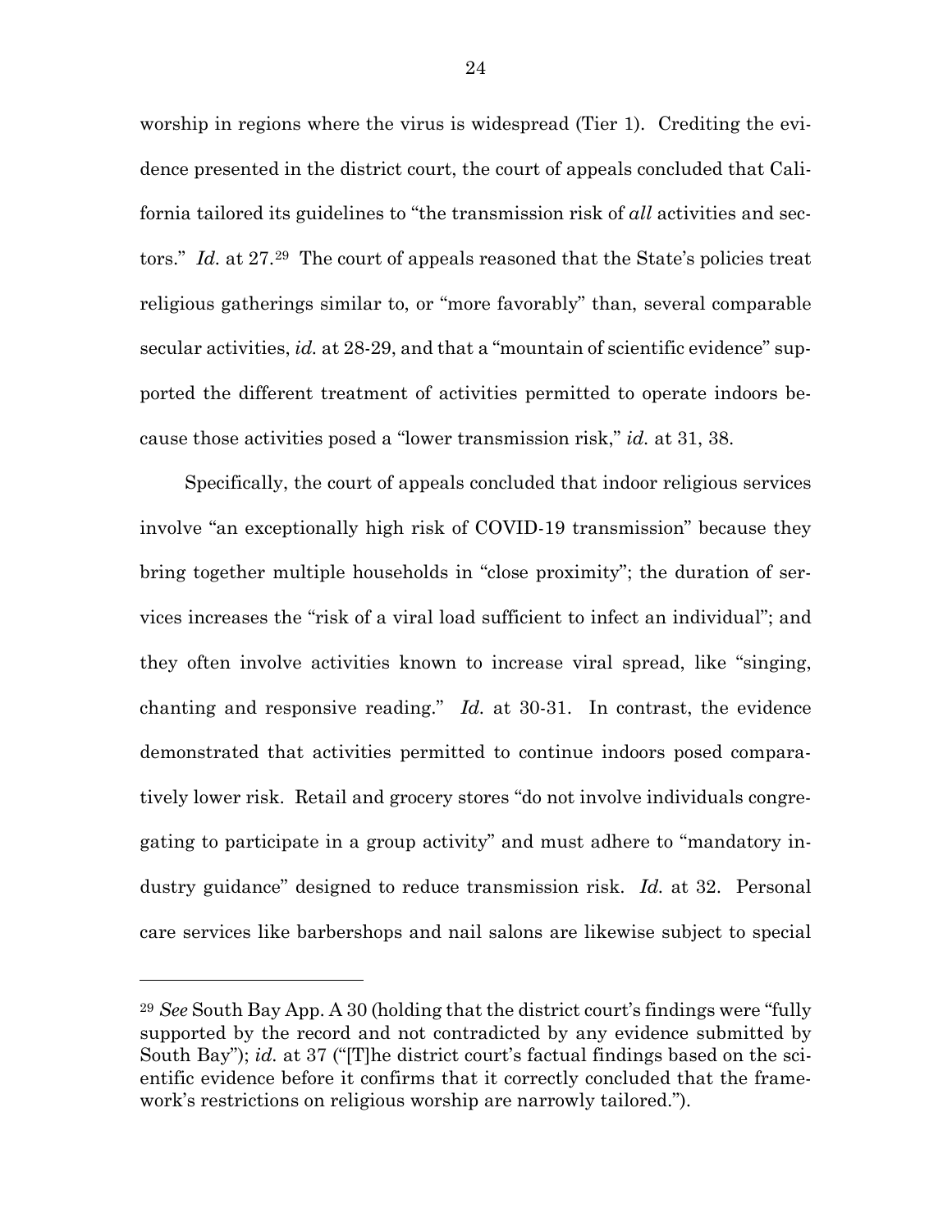worship in regions where the virus is widespread (Tier 1). Crediting the evidence presented in the district court, the court of appeals concluded that California tailored its guidelines to "the transmission risk of *all* activities and sectors." *Id.* at 27.[29] The court of appeals reasoned that the State's policies treat religious gatherings similar to, or "more favorably" than, several comparable secular activities, *id.* at 28-29, and that a "mountain of scientific evidence" supported the different treatment of activities permitted to operate indoors because those activities posed a "lower transmission risk," *id.* at 31, 38.

Specifically, the court of appeals concluded that indoor religious services involve "an exceptionally high risk of COVID-19 transmission" because they bring together multiple households in "close proximity"; the duration of services increases the "risk of a viral load sufficient to infect an individual"; and they often involve activities known to increase viral spread, like "singing, chanting and responsive reading." *Id.* at 30-31. In contrast, the evidence demonstrated that activities permitted to continue indoors posed comparatively lower risk. Retail and grocery stores "do not involve individuals congregating to participate in a group activity" and must adhere to "mandatory industry guidance" designed to reduce transmission risk. *Id.* at 32. Personal care services like barbershops and nail salons are likewise subject to special

---

[29] *See* South Bay App. A 30 (holding that the district court's findings were "fully supported by the record and not contradicted by any evidence submitted by South Bay"); *id.* at 37 ("[T]he district court's factual findings based on the scientific evidence before it confirms that it correctly concluded that the framework's restrictions on religious worship are narrowly tailored.").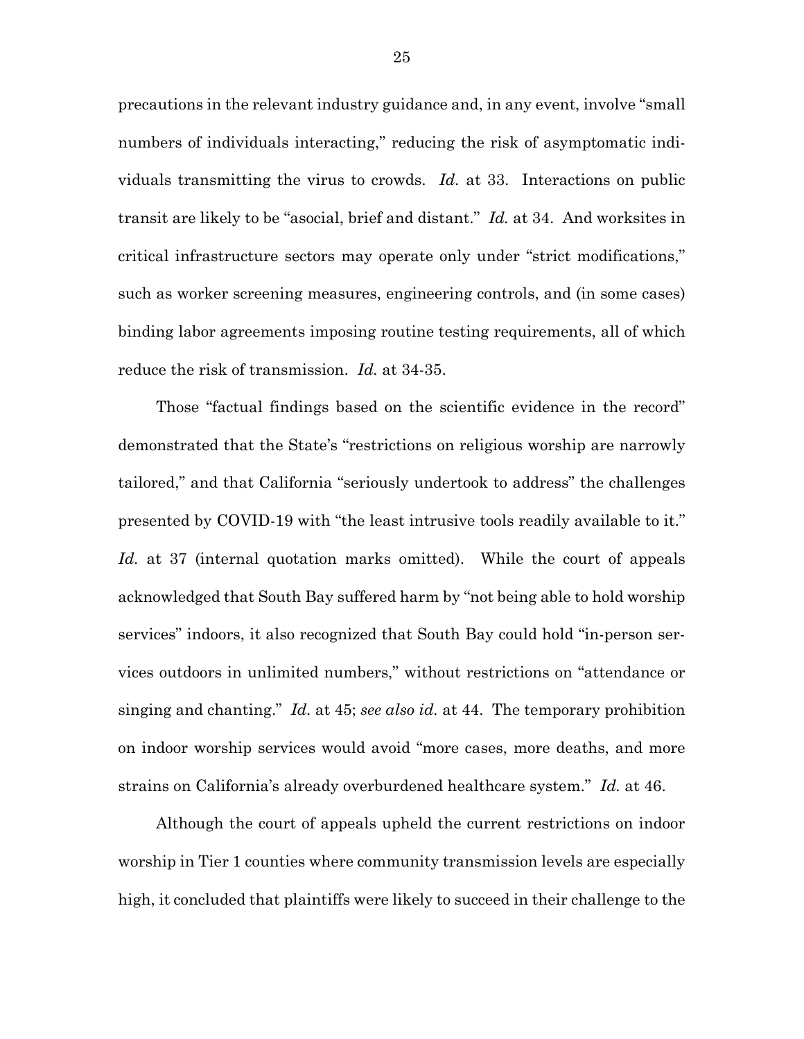precautions in the relevant industry guidance and, in any event, involve "small numbers of individuals interacting," reducing the risk of asymptomatic individuals transmitting the virus to crowds. *Id.* at 33. Interactions on public transit are likely to be "asocial, brief and distant." *Id.* at 34. And worksites in critical infrastructure sectors may operate only under "strict modifications," such as worker screening measures, engineering controls, and (in some cases) binding labor agreements imposing routine testing requirements, all of which reduce the risk of transmission. *Id.* at 34-35.

Those "factual findings based on the scientific evidence in the record" demonstrated that the State's "restrictions on religious worship are narrowly tailored," and that California "seriously undertook to address" the challenges presented by COVID-19 with "the least intrusive tools readily available to it." *Id.* at 37 (internal quotation marks omitted). While the court of appeals acknowledged that South Bay suffered harm by "not being able to hold worship services" indoors, it also recognized that South Bay could hold "in-person services outdoors in unlimited numbers," without restrictions on "attendance or singing and chanting." *Id.* at 45; *see also id.* at 44. The temporary prohibition on indoor worship services would avoid "more cases, more deaths, and more strains on California's already overburdened healthcare system." *Id.* at 46.

Although the court of appeals upheld the current restrictions on indoor worship in Tier 1 counties where community transmission levels are especially high, it concluded that plaintiffs were likely to succeed in their challenge to the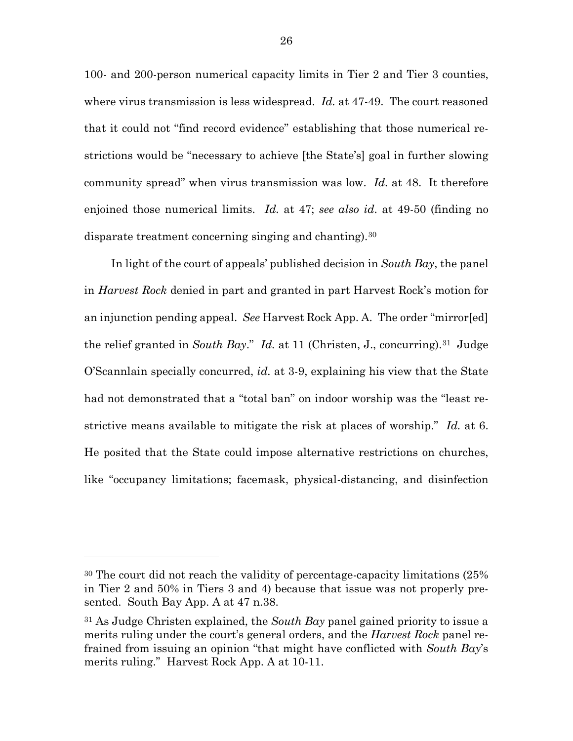100- and 200-person numerical capacity limits in Tier 2 and Tier 3 counties, where virus transmission is less widespread. *Id.* at 47-49. The court reasoned that it could not "find record evidence" establishing that those numerical restrictions would be "necessary to achieve [the State's] goal in further slowing community spread" when virus transmission was low. *Id.* at 48. It therefore enjoined those numerical limits. *Id.* at 47; *see also id.* at 49-50 (finding no disparate treatment concerning singing and chanting).[30]

In light of the court of appeals' published decision in *South Bay*, the panel in *Harvest Rock* denied in part and granted in part Harvest Rock's motion for an injunction pending appeal. *See* Harvest Rock App. A. The order "mirror[ed] the relief granted in *South Bay*." *Id.* at 11 (Christen, J., concurring).[31] Judge O'Scannlain specially concurred, *id.* at 3-9, explaining his view that the State had not demonstrated that a "total ban" on indoor worship was the "least restrictive means available to mitigate the risk at places of worship." *Id.* at 6. He posited that the State could impose alternative restrictions on churches, like "occupancy limitations; facemask, physical-distancing, and disinfection

---

[30] The court did not reach the validity of percentage-capacity limitations (25% in Tier 2 and 50% in Tiers 3 and 4) because that issue was not properly presented. South Bay App. A at 47 n.38.

[31] As Judge Christen explained, the *South Bay* panel gained priority to issue a merits ruling under the court's general orders, and the *Harvest Rock* panel refrained from issuing an opinion "that might have conflicted with *South Bay*'s merits ruling." Harvest Rock App. A at 10-11.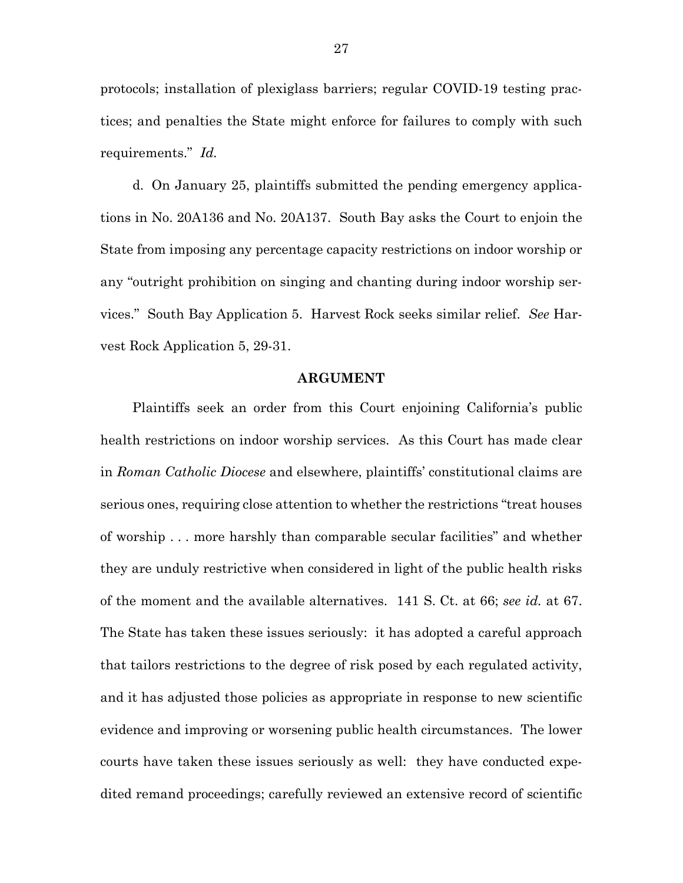protocols; installation of plexiglass barriers; regular COVID-19 testing practices; and penalties the State might enforce for failures to comply with such requirements." *Id.*

d. On January 25, plaintiffs submitted the pending emergency applications in No. 20A136 and No. 20A137. South Bay asks the Court to enjoin the State from imposing any percentage capacity restrictions on indoor worship or any "outright prohibition on singing and chanting during indoor worship services." South Bay Application 5. Harvest Rock seeks similar relief. *See* Harvest Rock Application 5, 29-31.

## ARGUMENT

Plaintiffs seek an order from this Court enjoining California's public health restrictions on indoor worship services. As this Court has made clear in *Roman Catholic Diocese* and elsewhere, plaintiffs' constitutional claims are serious ones, requiring close attention to whether the restrictions "treat houses of worship . . . more harshly than comparable secular facilities" and whether they are unduly restrictive when considered in light of the public health risks of the moment and the available alternatives. 141 S. Ct. at 66; *see id.* at 67. The State has taken these issues seriously: it has adopted a careful approach that tailors restrictions to the degree of risk posed by each regulated activity, and it has adjusted those policies as appropriate in response to new scientific evidence and improving or worsening public health circumstances. The lower courts have taken these issues seriously as well: they have conducted expedited remand proceedings; carefully reviewed an extensive record of scientific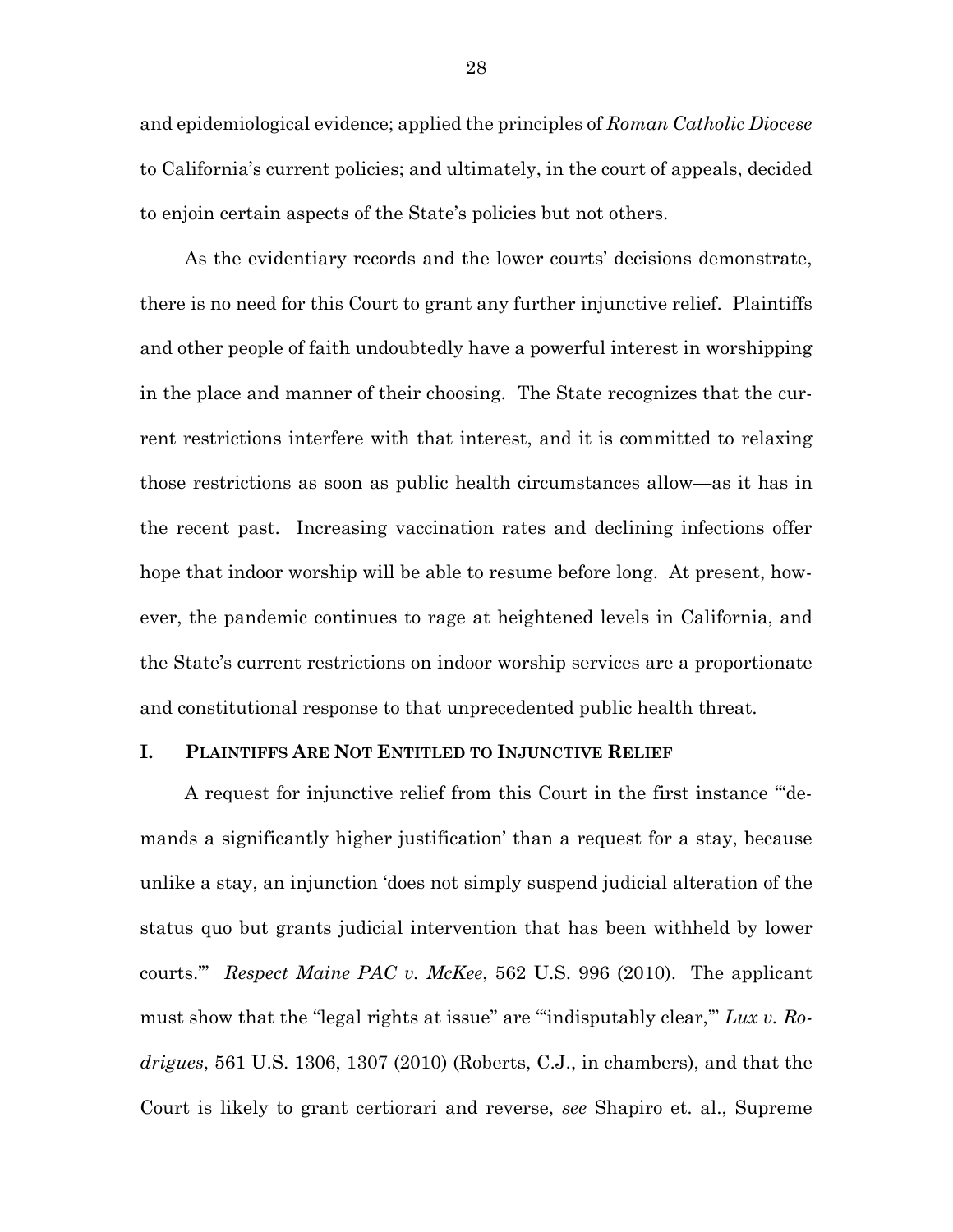and epidemiological evidence; applied the principles of *Roman Catholic Diocese* to California's current policies; and ultimately, in the court of appeals, decided to enjoin certain aspects of the State's policies but not others.

As the evidentiary records and the lower courts' decisions demonstrate, there is no need for this Court to grant any further injunctive relief. Plaintiffs and other people of faith undoubtedly have a powerful interest in worshipping in the place and manner of their choosing. The State recognizes that the current restrictions interfere with that interest, and it is committed to relaxing those restrictions as soon as public health circumstances allow—as it has in the recent past. Increasing vaccination rates and declining infections offer hope that indoor worship will be able to resume before long. At present, however, the pandemic continues to rage at heightened levels in California, and the State's current restrictions on indoor worship services are a proportionate and constitutional response to that unprecedented public health threat.

## I. Plaintiffs Are Not Entitled to Injunctive Relief

A request for injunctive relief from this Court in the first instance "'demands a significantly higher justification' than a request for a stay, because unlike a stay, an injunction 'does not simply suspend judicial alteration of the status quo but grants judicial intervention that has been withheld by lower courts.'" *Respect Maine PAC v. McKee*, 562 U.S. 996 (2010). The applicant must show that the "legal rights at issue" are "'indisputably clear,'" *Lux v. Rodrigues*, 561 U.S. 1306, 1307 (2010) (Roberts, C.J., in chambers), and that the Court is likely to grant certiorari and reverse, *see* Shapiro et. al., Supreme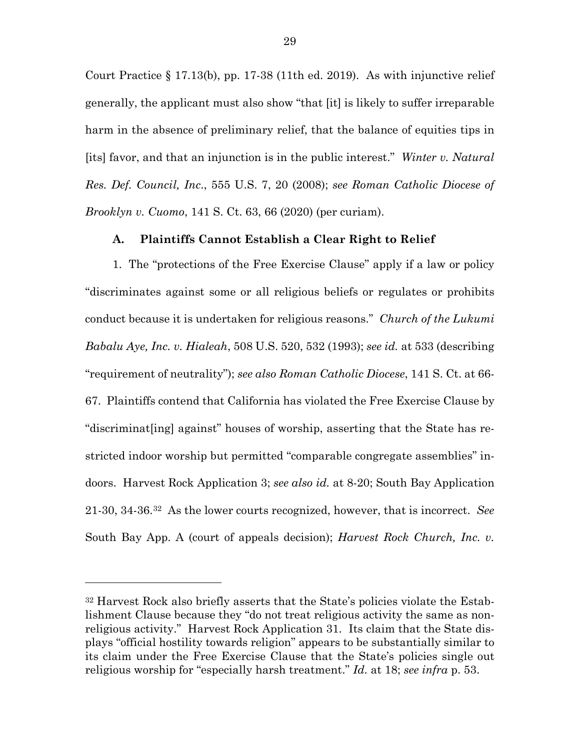Court Practice § 17.13(b), pp. 17-38 (11th ed. 2019). As with injunctive relief generally, the applicant must also show "that [it] is likely to suffer irreparable harm in the absence of preliminary relief, that the balance of equities tips in [its] favor, and that an injunction is in the public interest." *Winter v. Natural Res. Def. Council, Inc*., 555 U.S. 7, 20 (2008); *see Roman Catholic Diocese of Brooklyn v. Cuomo*, 141 S. Ct. 63, 66 (2020) (per curiam).

### A. Plaintiffs Cannot Establish a Clear Right to Relief

1. The "protections of the Free Exercise Clause" apply if a law or policy "discriminates against some or all religious beliefs or regulates or prohibits conduct because it is undertaken for religious reasons." *Church of the Lukumi Babalu Aye, Inc. v. Hialeah*, 508 U.S. 520, 532 (1993); *see id.* at 533 (describing "requirement of neutrality"); *see also Roman Catholic Diocese*, 141 S. Ct. at 66-67. Plaintiffs contend that California has violated the Free Exercise Clause by "discriminat[ing] against" houses of worship, asserting that the State has restricted indoor worship but permitted "comparable congregate assemblies" indoors. Harvest Rock Application 3; *see also id.* at 8-20; South Bay Application 21-30, 34-36.[32] As the lower courts recognized, however, that is incorrect. *See* South Bay App. A (court of appeals decision); *Harvest Rock Church, Inc. v.*

---

[32] Harvest Rock also briefly asserts that the State's policies violate the Establishment Clause because they "do not treat religious activity the same as non-religious activity." Harvest Rock Application 31. Its claim that the State displays "official hostility towards religion" appears to be substantially similar to its claim under the Free Exercise Clause that the State's policies single out religious worship for "especially harsh treatment." *Id.* at 18; *see infra* p. 53.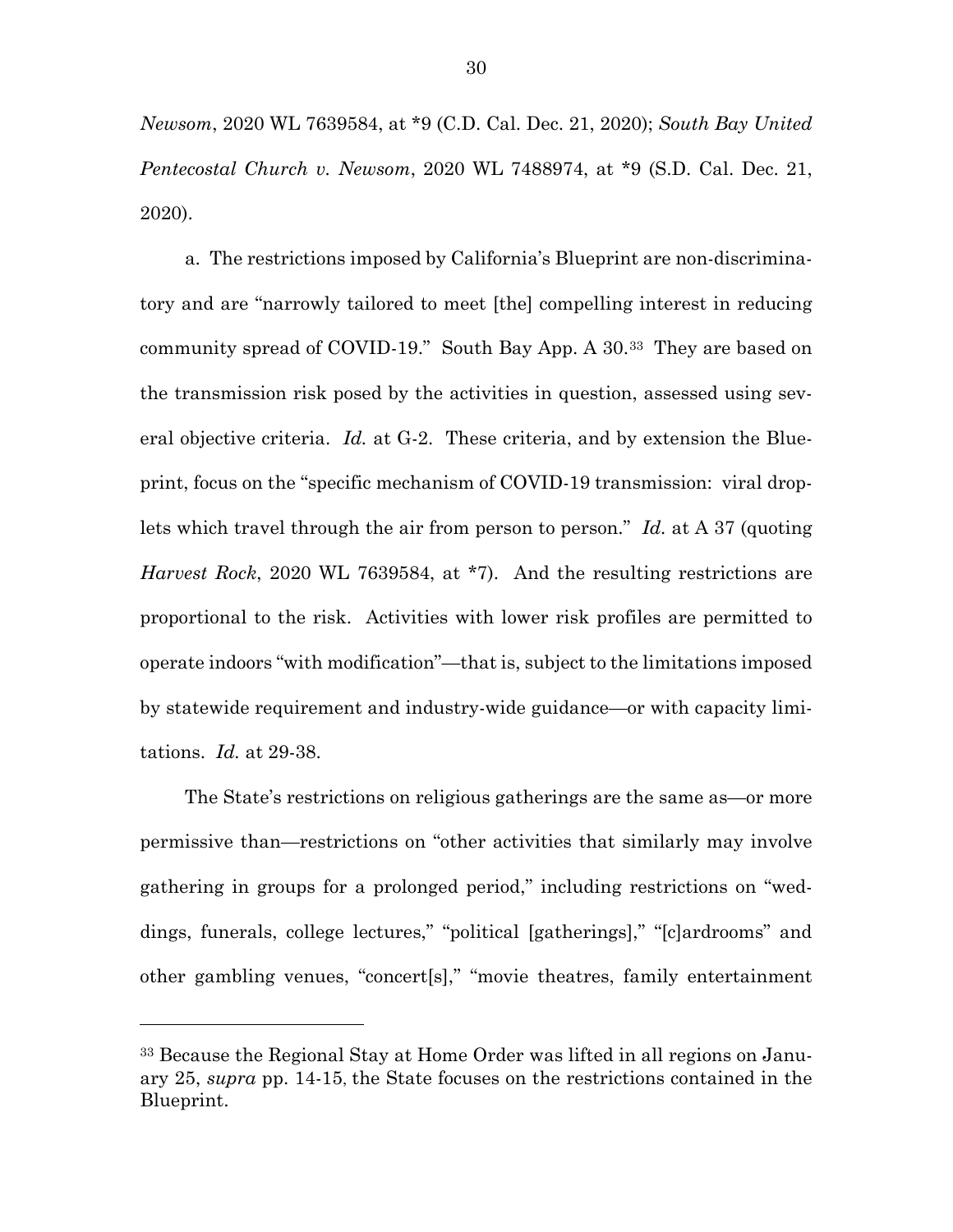*Newsom*, 2020 WL 7639584, at *9 (C.D. Cal. Dec. 21, 2020); *South Bay United Pentecostal Church v. Newsom*, 2020 WL 7488974, at *9 (S.D. Cal. Dec. 21, 2020).

a. The restrictions imposed by California's Blueprint are non-discriminatory and are "narrowly tailored to meet [the] compelling interest in reducing community spread of COVID-19." South Bay App. A 30.[33] They are based on the transmission risk posed by the activities in question, assessed using several objective criteria. *Id.* at G-2. These criteria, and by extension the Blueprint, focus on the "specific mechanism of COVID-19 transmission: viral droplets which travel through the air from person to person." *Id.* at A 37 (quoting *Harvest Rock*, 2020 WL 7639584, at *7). And the resulting restrictions are proportional to the risk. Activities with lower risk profiles are permitted to operate indoors "with modification"—that is, subject to the limitations imposed by statewide requirement and industry-wide guidance—or with capacity limitations. *Id.* at 29-38.

The State's restrictions on religious gatherings are the same as—or more permissive than—restrictions on "other activities that similarly may involve gathering in groups for a prolonged period," including restrictions on "weddings, funerals, college lectures," "political [gatherings]," "[c]ardrooms" and other gambling venues, "concert[s]," "movie theatres, family entertainment

---

[33] Because the Regional Stay at Home Order was lifted in all regions on January 25, *supra* pp. 14-15, the State focuses on the restrictions contained in the Blueprint.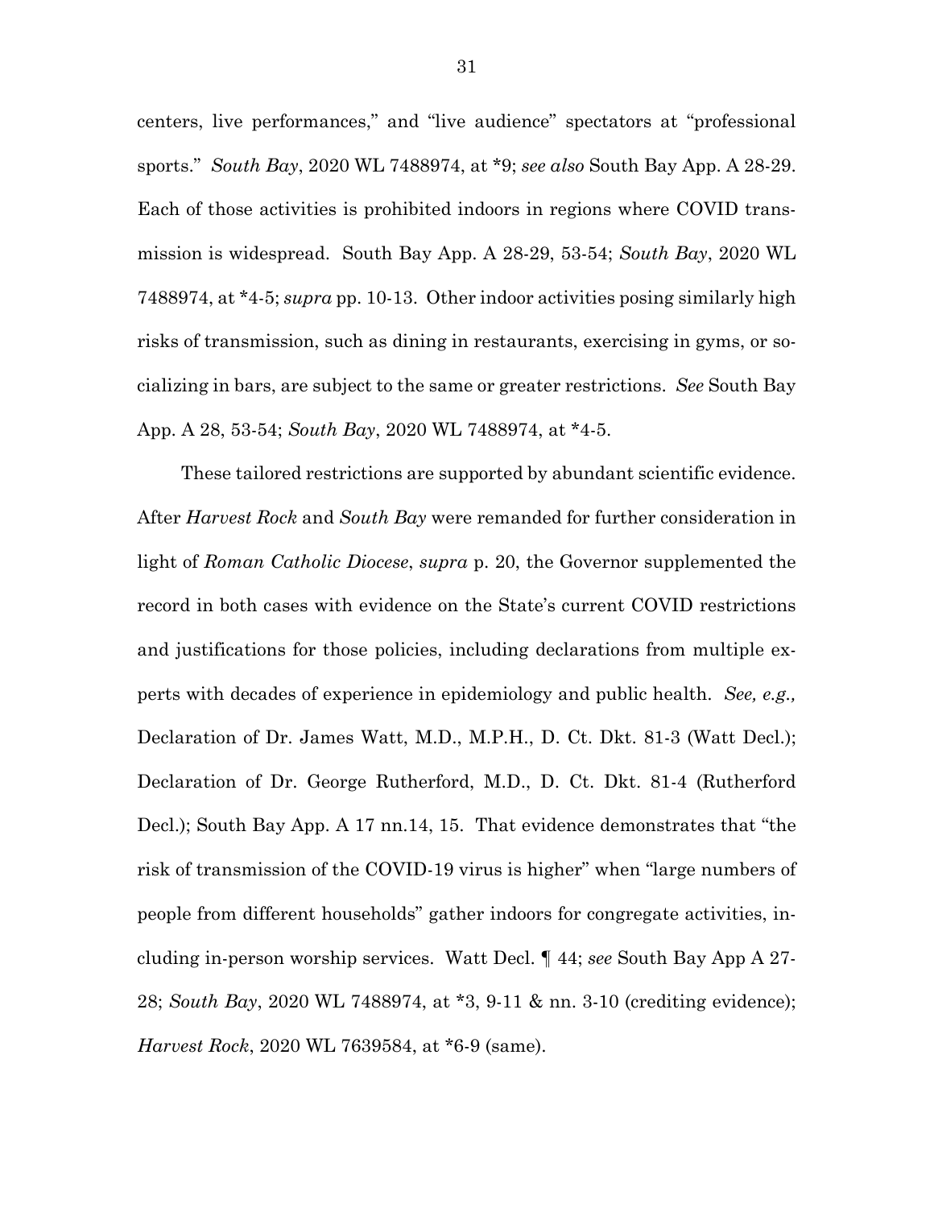centers, live performances," and "live audience" spectators at "professional sports." *South Bay*, 2020 WL 7488974, at *9; *see also* South Bay App. A 28-29. Each of those activities is prohibited indoors in regions where COVID transmission is widespread. South Bay App. A 28-29, 53-54; *South Bay*, 2020 WL 7488974, at *4-5; *supra* pp. 10-13. Other indoor activities posing similarly high risks of transmission, such as dining in restaurants, exercising in gyms, or socializing in bars, are subject to the same or greater restrictions. *See* South Bay App. A 28, 53-54; *South Bay*, 2020 WL 7488974, at *4-5.

These tailored restrictions are supported by abundant scientific evidence. After *Harvest Rock* and *South Bay* were remanded for further consideration in light of *Roman Catholic Diocese*, *supra* p. 20, the Governor supplemented the record in both cases with evidence on the State's current COVID restrictions and justifications for those policies, including declarations from multiple experts with decades of experience in epidemiology and public health. *See, e.g.,* Declaration of Dr. James Watt, M.D., M.P.H., D. Ct. Dkt. 81-3 (Watt Decl.); Declaration of Dr. George Rutherford, M.D., D. Ct. Dkt. 81-4 (Rutherford Decl.); South Bay App. A 17 nn.14, 15. That evidence demonstrates that "the risk of transmission of the COVID-19 virus is higher" when "large numbers of people from different households" gather indoors for congregate activities, including in-person worship services. Watt Decl. ¶ 44; *see* South Bay App A 27-28; *South Bay*, 2020 WL 7488974, at *3, 9-11 & nn. 3-10 (crediting evidence); *Harvest Rock*, 2020 WL 7639584, at *6-9 (same).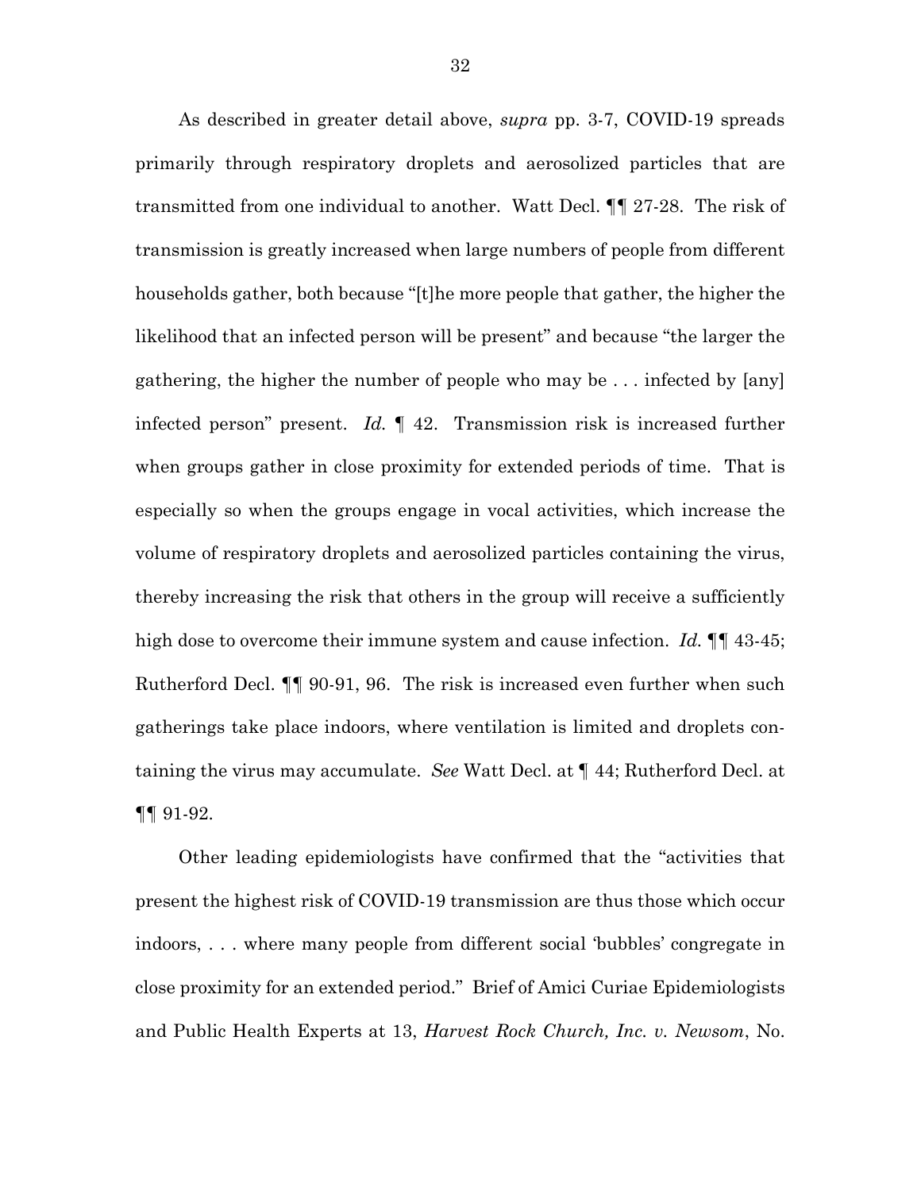As described in greater detail above, *supra* pp. 3-7, COVID-19 spreads primarily through respiratory droplets and aerosolized particles that are transmitted from one individual to another. Watt Decl. ¶¶ 27-28. The risk of transmission is greatly increased when large numbers of people from different households gather, both because "[t]he more people that gather, the higher the likelihood that an infected person will be present" and because "the larger the gathering, the higher the number of people who may be . . . infected by [any] infected person" present. *Id.* ¶ 42. Transmission risk is increased further when groups gather in close proximity for extended periods of time. That is especially so when the groups engage in vocal activities, which increase the volume of respiratory droplets and aerosolized particles containing the virus, thereby increasing the risk that others in the group will receive a sufficiently high dose to overcome their immune system and cause infection. *Id.* ¶¶ 43-45; Rutherford Decl. ¶¶ 90-91, 96. The risk is increased even further when such gatherings take place indoors, where ventilation is limited and droplets containing the virus may accumulate. *See* Watt Decl. at ¶ 44; Rutherford Decl. at ¶¶ 91-92.

Other leading epidemiologists have confirmed that the "activities that present the highest risk of COVID-19 transmission are thus those which occur indoors, . . . where many people from different social 'bubbles' congregate in close proximity for an extended period." Brief of Amici Curiae Epidemiologists and Public Health Experts at 13, *Harvest Rock Church, Inc. v. Newsom*, No.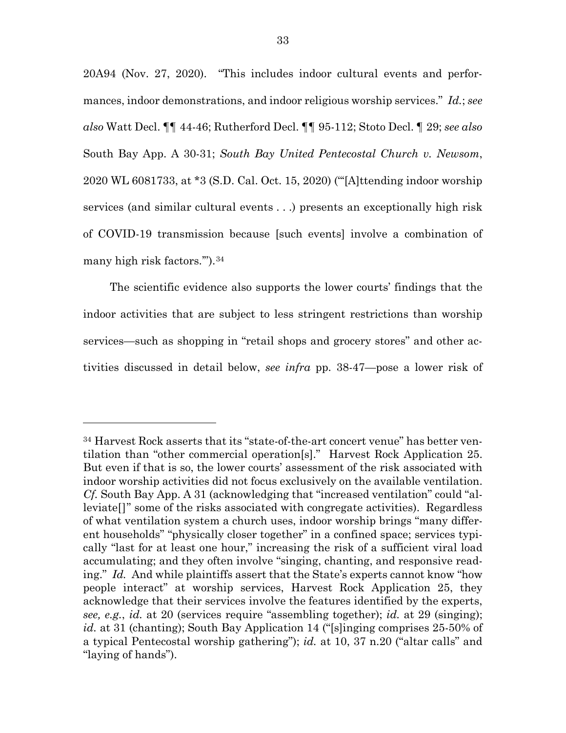20A94 (Nov. 27, 2020). "This includes indoor cultural events and performances, indoor demonstrations, and indoor religious worship services." *Id.*; *see also* Watt Decl. ¶¶ 44-46; Rutherford Decl. ¶¶ 95-112; Stoto Decl. ¶ 29; *see also* South Bay App. A 30-31; *South Bay United Pentecostal Church v. Newsom*, 2020 WL 6081733, at *3 (S.D. Cal. Oct. 15, 2020) ("'[A]ttending indoor worship services (and similar cultural events . . .) presents an exceptionally high risk of COVID-19 transmission because [such events] involve a combination of many high risk factors.'").[34]

The scientific evidence also supports the lower courts' findings that the indoor activities that are subject to less stringent restrictions than worship services—such as shopping in "retail shops and grocery stores" and other activities discussed in detail below, *see infra* pp. 38-47—pose a lower risk of

---

[34] Harvest Rock asserts that its "state-of-the-art concert venue" has better ventilation than "other commercial operation[s]." Harvest Rock Application 25. But even if that is so, the lower courts' assessment of the risk associated with indoor worship activities did not focus exclusively on the available ventilation. *Cf.* South Bay App. A 31 (acknowledging that "increased ventilation" could "alleviate[]" some of the risks associated with congregate activities). Regardless of what ventilation system a church uses, indoor worship brings "many different households" "physically closer together" in a confined space; services typically "last for at least one hour," increasing the risk of a sufficient viral load accumulating; and they often involve "singing, chanting, and responsive reading." *Id.* And while plaintiffs assert that the State's experts cannot know "how people interact" at worship services, Harvest Rock Application 25, they acknowledge that their services involve the features identified by the experts, *see, e.g.*, *id.* at 20 (services require "assembling together); *id.* at 29 (singing); *id.* at 31 (chanting); South Bay Application 14 ("[s]inging comprises 25-50% of a typical Pentecostal worship gathering"); *id.* at 10, 37 n.20 ("altar calls" and "laying of hands").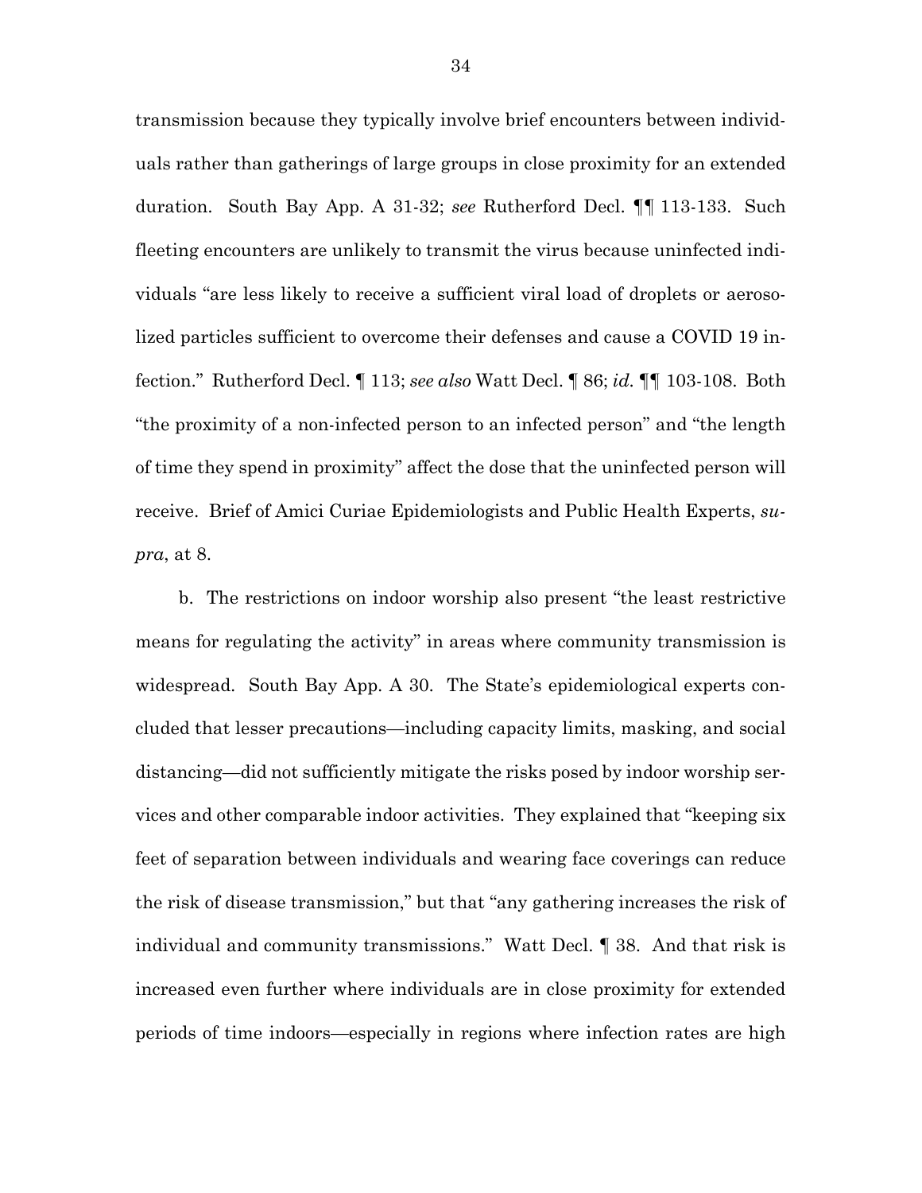transmission because they typically involve brief encounters between individuals rather than gatherings of large groups in close proximity for an extended duration. South Bay App. A 31-32; *see* Rutherford Decl. ¶¶ 113-133. Such fleeting encounters are unlikely to transmit the virus because uninfected individuals "are less likely to receive a sufficient viral load of droplets or aerosolized particles sufficient to overcome their defenses and cause a COVID 19 infection." Rutherford Decl. ¶ 113; *see also* Watt Decl. ¶ 86; *id.* ¶¶ 103-108. Both "the proximity of a non-infected person to an infected person" and "the length of time they spend in proximity" affect the dose that the uninfected person will receive. Brief of Amici Curiae Epidemiologists and Public Health Experts, *supra*, at 8.

b. The restrictions on indoor worship also present "the least restrictive means for regulating the activity" in areas where community transmission is widespread. South Bay App. A 30. The State's epidemiological experts concluded that lesser precautions—including capacity limits, masking, and social distancing—did not sufficiently mitigate the risks posed by indoor worship services and other comparable indoor activities. They explained that "keeping six feet of separation between individuals and wearing face coverings can reduce the risk of disease transmission," but that "any gathering increases the risk of individual and community transmissions." Watt Decl. ¶ 38. And that risk is increased even further where individuals are in close proximity for extended periods of time indoors—especially in regions where infection rates are high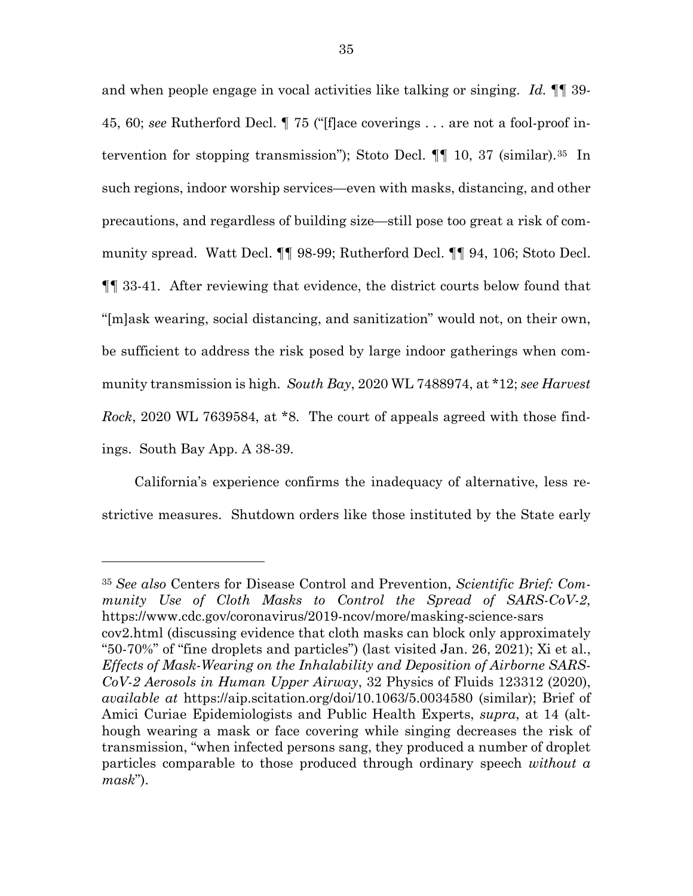and when people engage in vocal activities like talking or singing. *Id.* ¶¶ 39-45, 60; *see* Rutherford Decl. ¶ 75 ("[f]ace coverings . . . are not a fool-proof intervention for stopping transmission"); Stoto Decl. ¶¶ 10, 37 (similar).[35] In such regions, indoor worship services—even with masks, distancing, and other precautions, and regardless of building size—still pose too great a risk of community spread. Watt Decl. ¶¶ 98-99; Rutherford Decl. ¶¶ 94, 106; Stoto Decl. ¶¶ 33-41. After reviewing that evidence, the district courts below found that "[m]ask wearing, social distancing, and sanitization" would not, on their own, be sufficient to address the risk posed by large indoor gatherings when community transmission is high. *South Bay*, 2020 WL 7488974, at *12; *see Harvest Rock*, 2020 WL 7639584, at *8. The court of appeals agreed with those findings. South Bay App. A 38-39.

California's experience confirms the inadequacy of alternative, less restrictive measures. Shutdown orders like those instituted by the State early

---

[35] *See also* Centers for Disease Control and Prevention, *Scientific Brief: Community Use of Cloth Masks to Control the Spread of SARS-CoV-2*, https://www.cdc.gov/coronavirus/2019-ncov/more/masking-science-sars cov2.html (discussing evidence that cloth masks can block only approximately "50-70%" of "fine droplets and particles") (last visited Jan. 26, 2021); Xi et al., *Effects of Mask-Wearing on the Inhalability and Deposition of Airborne SARS-CoV-2 Aerosols in Human Upper Airway*, 32 Physics of Fluids 123312 (2020), *available at* https://aip.scitation.org/doi/10.1063/5.0034580 (similar); Brief of Amici Curiae Epidemiologists and Public Health Experts, *supra*, at 14 (although wearing a mask or face covering while singing decreases the risk of transmission, "when infected persons sang, they produced a number of droplet particles comparable to those produced through ordinary speech *without a mask*").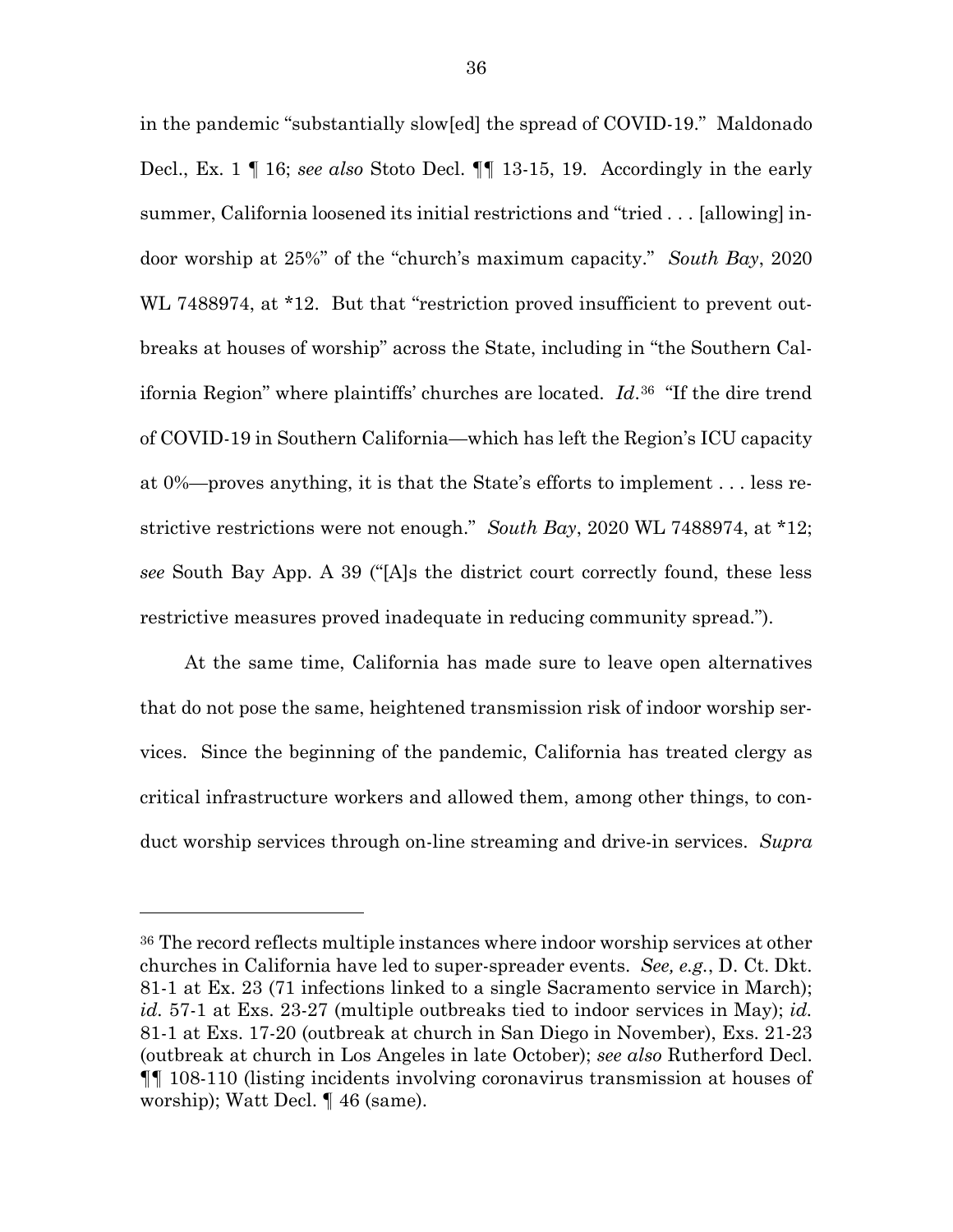in the pandemic "substantially slow[ed] the spread of COVID-19." Maldonado Decl., Ex. 1 ¶ 16; *see also* Stoto Decl. ¶¶ 13-15, 19. Accordingly in the early summer, California loosened its initial restrictions and "tried . . . [allowing] indoor worship at 25%" of the "church's maximum capacity." *South Bay*, 2020 WL 7488974, at *12. But that "restriction proved insufficient to prevent outbreaks at houses of worship" across the State, including in "the Southern California Region" where plaintiffs' churches are located. *Id.*[36] "If the dire trend of COVID-19 in Southern California—which has left the Region's ICU capacity at 0%—proves anything, it is that the State's efforts to implement . . . less restrictive restrictions were not enough." *South Bay*, 2020 WL 7488974, at *12; *see* South Bay App. A 39 ("[A]s the district court correctly found, these less restrictive measures proved inadequate in reducing community spread.").

At the same time, California has made sure to leave open alternatives that do not pose the same, heightened transmission risk of indoor worship services. Since the beginning of the pandemic, California has treated clergy as critical infrastructure workers and allowed them, among other things, to conduct worship services through on-line streaming and drive-in services. *Supra*

---

[36] The record reflects multiple instances where indoor worship services at other churches in California have led to super-spreader events. *See, e.g.*, D. Ct. Dkt. 81-1 at Ex. 23 (71 infections linked to a single Sacramento service in March); *id.* 57-1 at Exs. 23-27 (multiple outbreaks tied to indoor services in May); *id.* 81-1 at Exs. 17-20 (outbreak at church in San Diego in November), Exs. 21-23 (outbreak at church in Los Angeles in late October); *see also* Rutherford Decl. ¶¶ 108-110 (listing incidents involving coronavirus transmission at houses of worship); Watt Decl. ¶ 46 (same).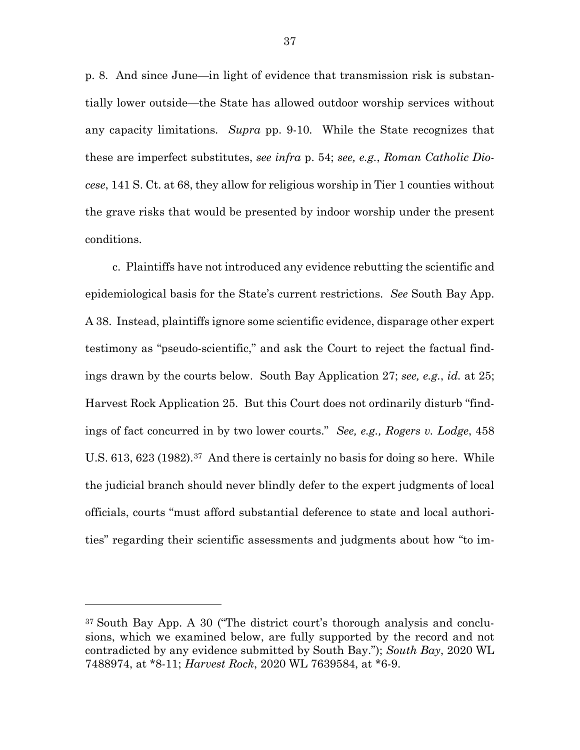p. 8. And since June—in light of evidence that transmission risk is substantially lower outside—the State has allowed outdoor worship services without any capacity limitations. *Supra* pp. 9-10. While the State recognizes that these are imperfect substitutes, *see infra* p. 54; *see, e.g.*, *Roman Catholic Diocese*, 141 S. Ct. at 68, they allow for religious worship in Tier 1 counties without the grave risks that would be presented by indoor worship under the present conditions.

c. Plaintiffs have not introduced any evidence rebutting the scientific and epidemiological basis for the State's current restrictions. *See* South Bay App. A 38. Instead, plaintiffs ignore some scientific evidence, disparage other expert testimony as "pseudo-scientific," and ask the Court to reject the factual findings drawn by the courts below. South Bay Application 27; *see, e.g.*, *id.* at 25; Harvest Rock Application 25. But this Court does not ordinarily disturb "findings of fact concurred in by two lower courts." *See, e.g., Rogers v. Lodge*, 458 U.S. 613, 623 (1982).[37] And there is certainly no basis for doing so here. While the judicial branch should never blindly defer to the expert judgments of local officials, courts "must afford substantial deference to state and local authorities" regarding their scientific assessments and judgments about how "to im-

---

[37] South Bay App. A 30 ("The district court's thorough analysis and conclusions, which we examined below, are fully supported by the record and not contradicted by any evidence submitted by South Bay."); *South Bay*, 2020 WL 7488974, at *8-11; *Harvest Rock*, 2020 WL 7639584, at *6-9.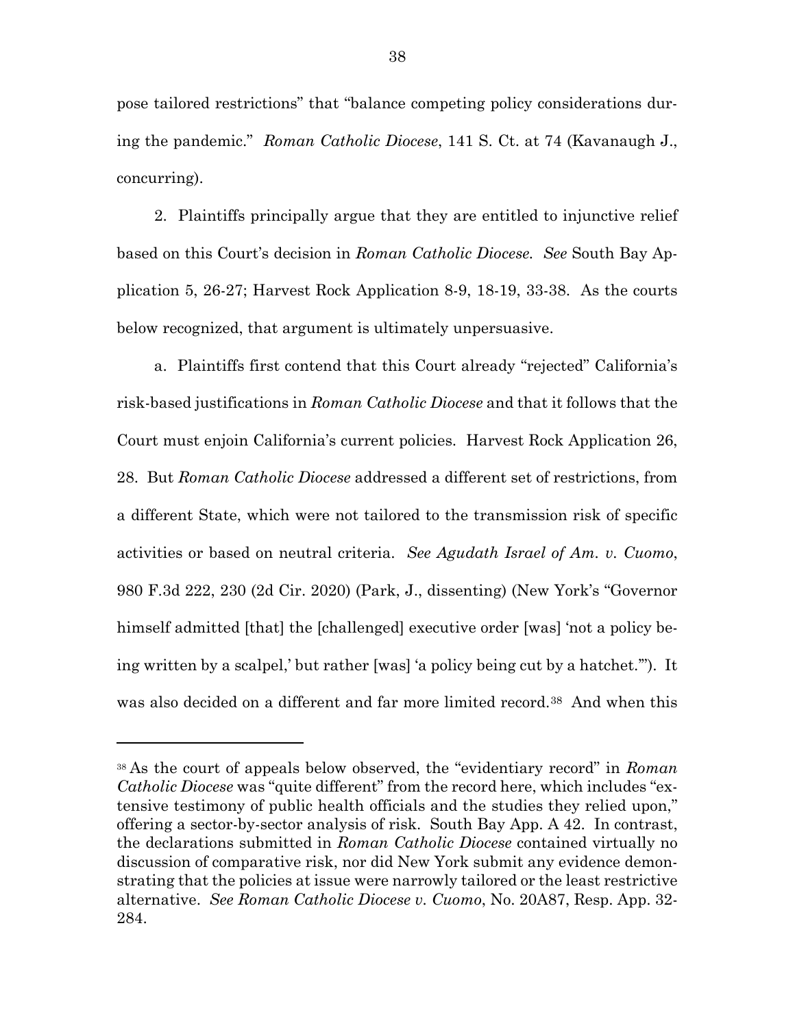pose tailored restrictions" that "balance competing policy considerations during the pandemic." *Roman Catholic Diocese*, 141 S. Ct. at 74 (Kavanaugh J., concurring).

2. Plaintiffs principally argue that they are entitled to injunctive relief based on this Court's decision in *Roman Catholic Diocese. See* South Bay Application 5, 26-27; Harvest Rock Application 8-9, 18-19, 33-38. As the courts below recognized, that argument is ultimately unpersuasive.

a. Plaintiffs first contend that this Court already "rejected" California's risk-based justifications in *Roman Catholic Diocese* and that it follows that the Court must enjoin California's current policies. Harvest Rock Application 26, 28. But *Roman Catholic Diocese* addressed a different set of restrictions, from a different State, which were not tailored to the transmission risk of specific activities or based on neutral criteria. *See Agudath Israel of Am. v. Cuomo*, 980 F.3d 222, 230 (2d Cir. 2020) (Park, J., dissenting) (New York's "Governor himself admitted [that] the [challenged] executive order [was] 'not a policy being written by a scalpel,' but rather [was] 'a policy being cut by a hatchet.'"). It was also decided on a different and far more limited record.[38] And when this

---

[38] As the court of appeals below observed, the "evidentiary record" in *Roman Catholic Diocese* was "quite different" from the record here, which includes "extensive testimony of public health officials and the studies they relied upon," offering a sector-by-sector analysis of risk. South Bay App. A 42. In contrast, the declarations submitted in *Roman Catholic Diocese* contained virtually no discussion of comparative risk, nor did New York submit any evidence demonstrating that the policies at issue were narrowly tailored or the least restrictive alternative. *See Roman Catholic Diocese v. Cuomo*, No. 20A87, Resp. App. 32-284.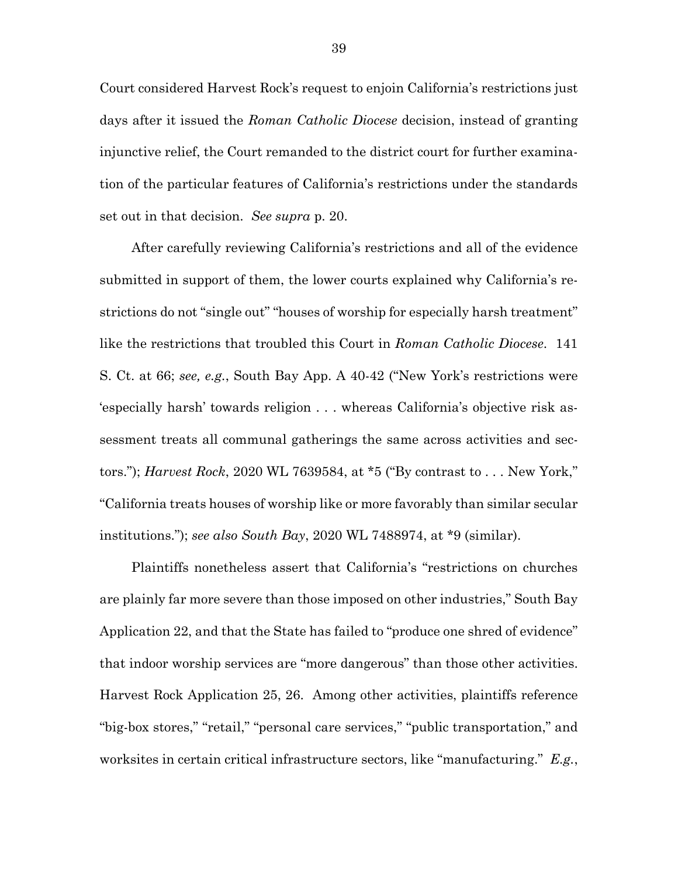Court considered Harvest Rock's request to enjoin California's restrictions just days after it issued the *Roman Catholic Diocese* decision, instead of granting injunctive relief, the Court remanded to the district court for further examination of the particular features of California's restrictions under the standards set out in that decision. *See supra* p. 20.

After carefully reviewing California's restrictions and all of the evidence submitted in support of them, the lower courts explained why California's restrictions do not "single out" "houses of worship for especially harsh treatment" like the restrictions that troubled this Court in *Roman Catholic Diocese*. 141 S. Ct. at 66; *see, e.g.*, South Bay App. A 40-42 ("New York's restrictions were 'especially harsh' towards religion . . . whereas California's objective risk assessment treats all communal gatherings the same across activities and sectors."); *Harvest Rock*, 2020 WL 7639584, at *5 ("By contrast to . . . New York," "California treats houses of worship like or more favorably than similar secular institutions."); *see also South Bay*, 2020 WL 7488974, at *9 (similar).

Plaintiffs nonetheless assert that California's "restrictions on churches are plainly far more severe than those imposed on other industries," South Bay Application 22, and that the State has failed to "produce one shred of evidence" that indoor worship services are "more dangerous" than those other activities. Harvest Rock Application 25, 26. Among other activities, plaintiffs reference "big-box stores," "retail," "personal care services," "public transportation," and worksites in certain critical infrastructure sectors, like "manufacturing." *E.g.*,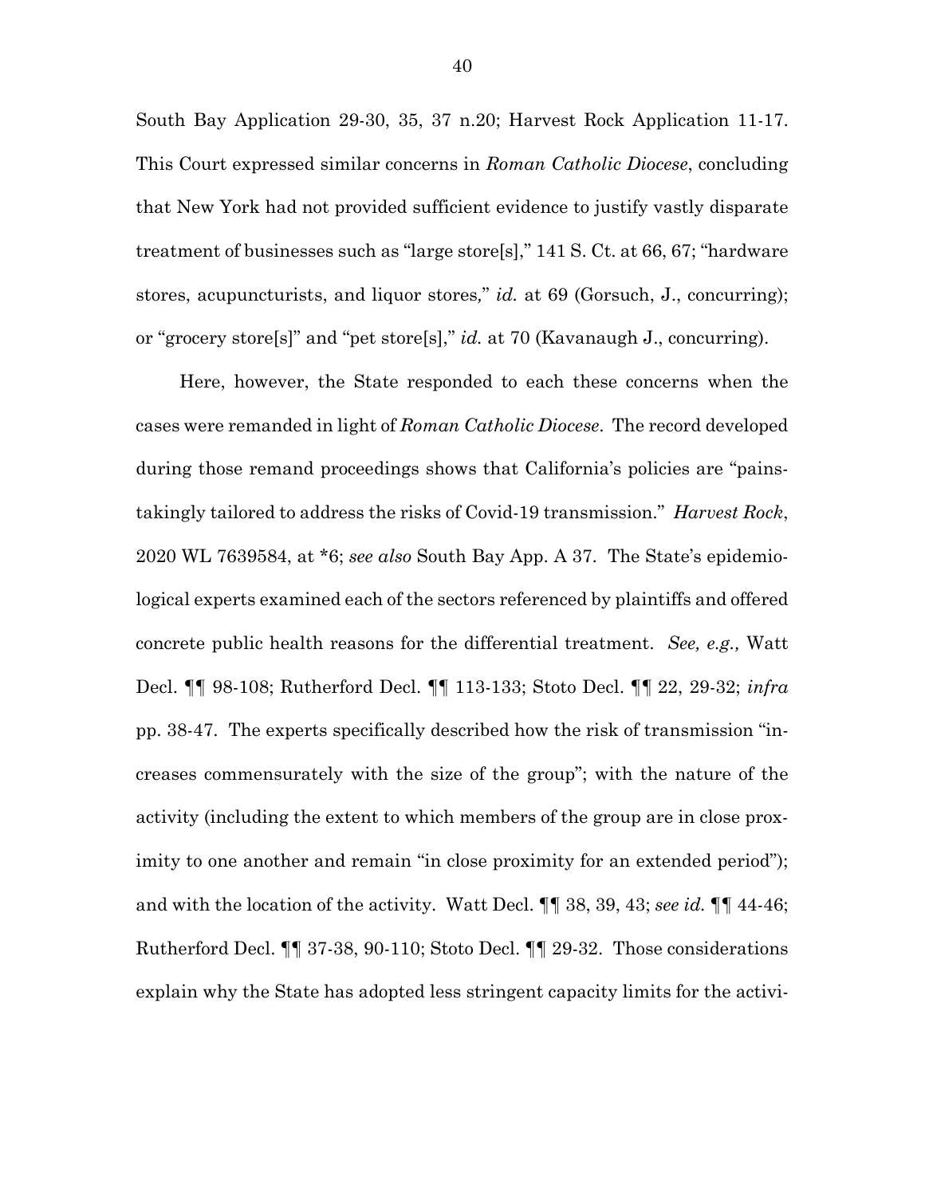South Bay Application 29-30, 35, 37 n.20; Harvest Rock Application 11-17. This Court expressed similar concerns in *Roman Catholic Diocese*, concluding that New York had not provided sufficient evidence to justify vastly disparate treatment of businesses such as "large store[s]," 141 S. Ct. at 66, 67; "hardware stores, acupuncturists, and liquor stores," *id.* at 69 (Gorsuch, J., concurring); or "grocery store[s]" and "pet store[s]," *id.* at 70 (Kavanaugh J., concurring).

Here, however, the State responded to each these concerns when the cases were remanded in light of *Roman Catholic Diocese*. The record developed during those remand proceedings shows that California's policies are "painstakingly tailored to address the risks of Covid-19 transmission." *Harvest Rock*, 2020 WL 7639584, at *6; *see also* South Bay App. A 37. The State's epidemiological experts examined each of the sectors referenced by plaintiffs and offered concrete public health reasons for the differential treatment. *See, e.g.,* Watt Decl. ¶¶ 98-108; Rutherford Decl. ¶¶ 113-133; Stoto Decl. ¶¶ 22, 29-32; *infra* pp. 38-47. The experts specifically described how the risk of transmission "increases commensurately with the size of the group"; with the nature of the activity (including the extent to which members of the group are in close proximity to one another and remain "in close proximity for an extended period"); and with the location of the activity. Watt Decl. ¶¶ 38, 39, 43; *see id.* ¶¶ 44-46; Rutherford Decl. ¶¶ 37-38, 90-110; Stoto Decl. ¶¶ 29-32. Those considerations explain why the State has adopted less stringent capacity limits for the activi-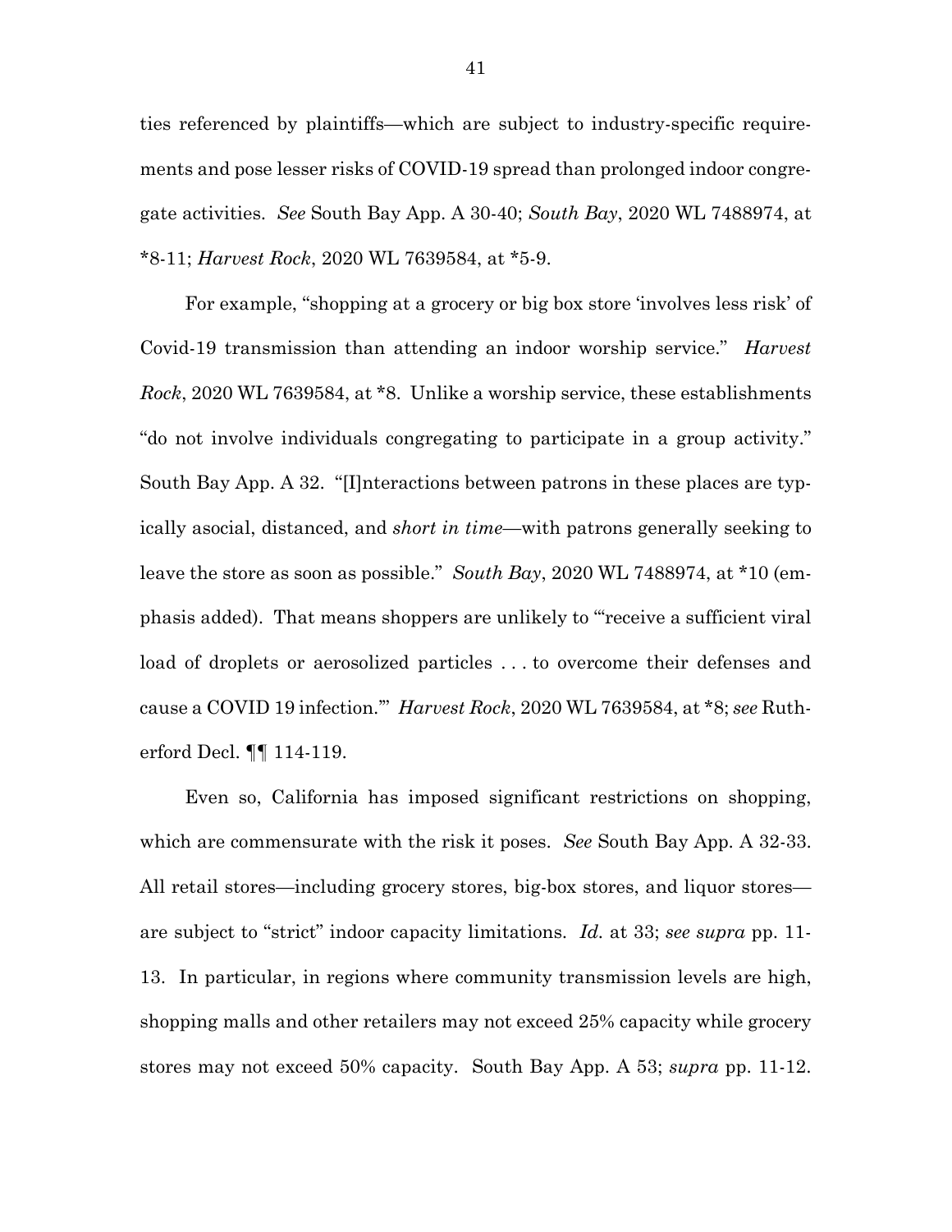ties referenced by plaintiffs—which are subject to industry-specific requirements and pose lesser risks of COVID-19 spread than prolonged indoor congregate activities. *See* South Bay App. A 30-40; *South Bay*, 2020 WL 7488974, at *8-11; *Harvest Rock*, 2020 WL 7639584, at *5-9.

For example, "shopping at a grocery or big box store 'involves less risk' of Covid-19 transmission than attending an indoor worship service." *Harvest Rock*, 2020 WL 7639584, at *8. Unlike a worship service, these establishments "do not involve individuals congregating to participate in a group activity." South Bay App. A 32. "[I]nteractions between patrons in these places are typically asocial, distanced, and *short in time*—with patrons generally seeking to leave the store as soon as possible." *South Bay*, 2020 WL 7488974, at *10 (emphasis added). That means shoppers are unlikely to "'receive a sufficient viral load of droplets or aerosolized particles . . . to overcome their defenses and cause a COVID 19 infection.'" *Harvest Rock*, 2020 WL 7639584, at *8; *see* Rutherford Decl. ¶¶ 114-119.

Even so, California has imposed significant restrictions on shopping, which are commensurate with the risk it poses. *See* South Bay App. A 32-33. All retail stores—including grocery stores, big-box stores, and liquor stores—are subject to "strict" indoor capacity limitations. *Id.* at 33; *see supra* pp. 11-13. In particular, in regions where community transmission levels are high, shopping malls and other retailers may not exceed 25% capacity while grocery stores may not exceed 50% capacity. South Bay App. A 53; *supra* pp. 11-12.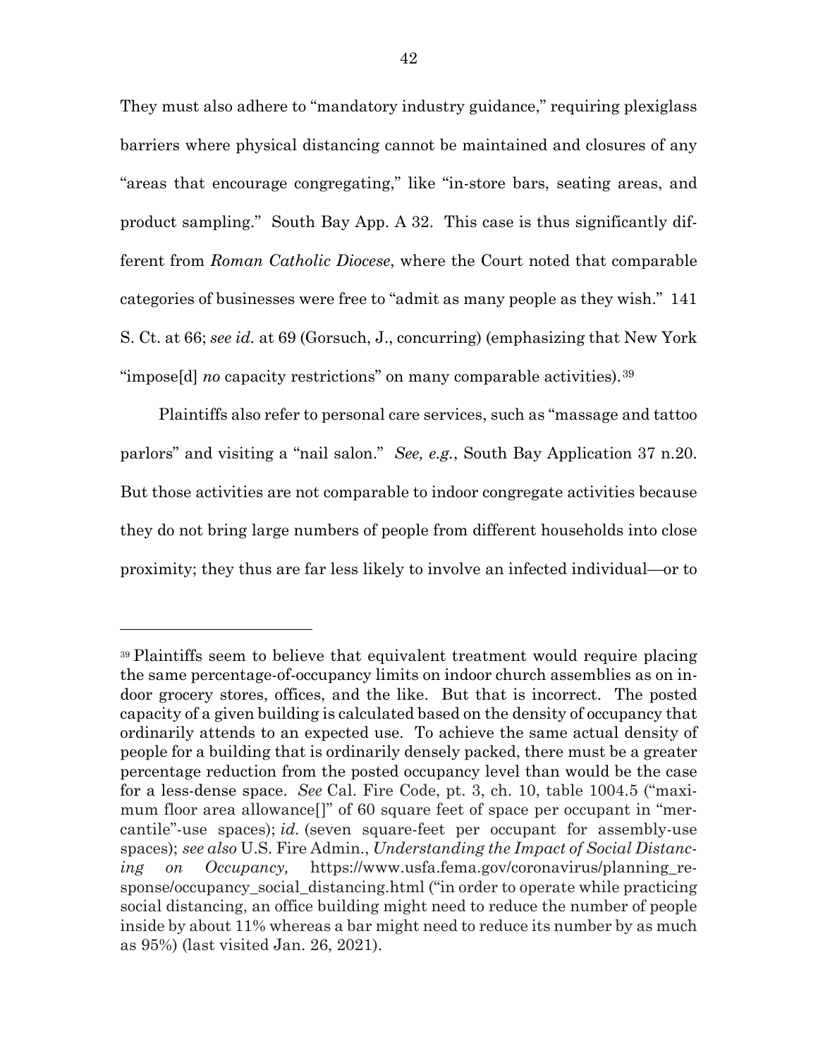They must also adhere to "mandatory industry guidance," requiring plexiglass barriers where physical distancing cannot be maintained and closures of any "areas that encourage congregating," like "in-store bars, seating areas, and product sampling." South Bay App. A 32. This case is thus significantly different from *Roman Catholic Diocese*, where the Court noted that comparable categories of businesses were free to "admit as many people as they wish." 141 S. Ct. at 66; *see id.* at 69 (Gorsuch, J., concurring) (emphasizing that New York "impose[d] *no* capacity restrictions" on many comparable activities).[39]

Plaintiffs also refer to personal care services, such as "massage and tattoo parlors" and visiting a "nail salon." *See, e.g.*, South Bay Application 37 n.20. But those activities are not comparable to indoor congregate activities because they do not bring large numbers of people from different households into close proximity; they thus are far less likely to involve an infected individual—or to

---

[39] Plaintiffs seem to believe that equivalent treatment would require placing the same percentage-of-occupancy limits on indoor church assemblies as on indoor grocery stores, offices, and the like. But that is incorrect. The posted capacity of a given building is calculated based on the density of occupancy that ordinarily attends to an expected use. To achieve the same actual density of people for a building that is ordinarily densely packed, there must be a greater percentage reduction from the posted occupancy level than would be the case for a less-dense space. *See* Cal. Fire Code, pt. 3, ch. 10, table 1004.5 ("maximum floor area allowance[]" of 60 square feet of space per occupant in "mercantile"-use spaces); *id.* (seven square-feet per occupant for assembly-use spaces); *see also* U.S. Fire Admin., *Understanding the Impact of Social Distancing on Occupancy,* https://www.usfa.fema.gov/coronavirus/planning_response/occupancy_social_distancing.html ("in order to operate while practicing social distancing, an office building might need to reduce the number of people inside by about 11% whereas a bar might need to reduce its number by as much as 95%) (last visited Jan. 26, 2021).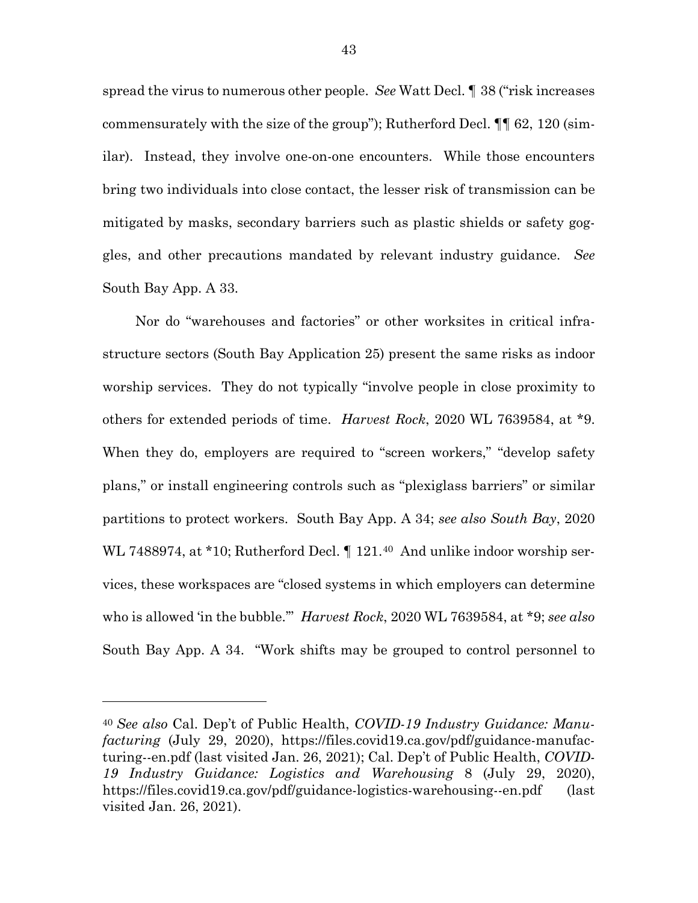spread the virus to numerous other people. *See* Watt Decl. ¶ 38 ("risk increases commensurately with the size of the group"); Rutherford Decl. ¶¶ 62, 120 (similar). Instead, they involve one-on-one encounters. While those encounters bring two individuals into close contact, the lesser risk of transmission can be mitigated by masks, secondary barriers such as plastic shields or safety goggles, and other precautions mandated by relevant industry guidance. *See* South Bay App. A 33.

Nor do "warehouses and factories" or other worksites in critical infrastructure sectors (South Bay Application 25) present the same risks as indoor worship services. They do not typically "involve people in close proximity to others for extended periods of time. *Harvest Rock*, 2020 WL 7639584, at *9. When they do, employers are required to "screen workers," "develop safety plans," or install engineering controls such as "plexiglass barriers" or similar partitions to protect workers. South Bay App. A 34; *see also South Bay*, 2020 WL 7488974, at *10; Rutherford Decl. ¶ 121.[40] And unlike indoor worship services, these workspaces are "closed systems in which employers can determine who is allowed 'in the bubble.'" *Harvest Rock*, 2020 WL 7639584, at *9; *see also* South Bay App. A 34. "Work shifts may be grouped to control personnel to

---

[40] *See also* Cal. Dep't of Public Health, *COVID-19 Industry Guidance: Manufacturing* (July 29, 2020), https://files.covid19.ca.gov/pdf/guidance-manufacturing--en.pdf (last visited Jan. 26, 2021); Cal. Dep't of Public Health, *COVID-19 Industry Guidance: Logistics and Warehousing* 8 (July 29, 2020), https://files.covid19.ca.gov/pdf/guidance-logistics-warehousing--en.pdf (last visited Jan. 26, 2021).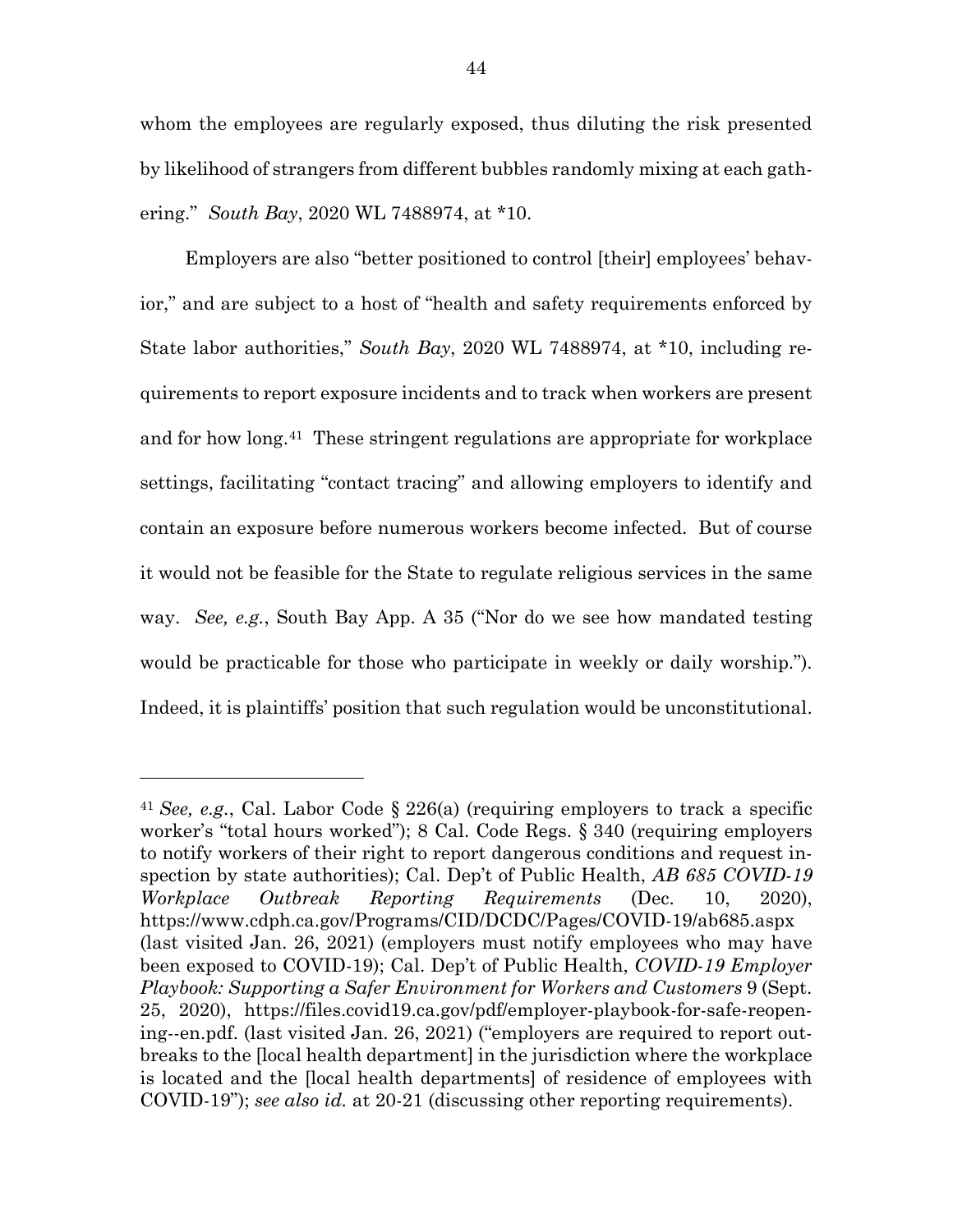whom the employees are regularly exposed, thus diluting the risk presented by likelihood of strangers from different bubbles randomly mixing at each gathering." *South Bay*, 2020 WL 7488974, at *10.

Employers are also "better positioned to control [their] employees' behavior," and are subject to a host of "health and safety requirements enforced by State labor authorities," *South Bay*, 2020 WL 7488974, at *10, including requirements to report exposure incidents and to track when workers are present and for how long.[41] These stringent regulations are appropriate for workplace settings, facilitating "contact tracing" and allowing employers to identify and contain an exposure before numerous workers become infected. But of course it would not be feasible for the State to regulate religious services in the same way. *See, e.g.*, South Bay App. A 35 ("Nor do we see how mandated testing would be practicable for those who participate in weekly or daily worship."). Indeed, it is plaintiffs' position that such regulation would be unconstitutional.

---

[41] *See, e.g.*, Cal. Labor Code § 226(a) (requiring employers to track a specific worker's "total hours worked"); 8 Cal. Code Regs. § 340 (requiring employers to notify workers of their right to report dangerous conditions and request inspection by state authorities); Cal. Dep't of Public Health, *AB 685 COVID-19 Workplace Outbreak Reporting Requirements* (Dec. 10, 2020), https://www.cdph.ca.gov/Programs/CID/DCDC/Pages/COVID-19/ab685.aspx (last visited Jan. 26, 2021) (employers must notify employees who may have been exposed to COVID-19); Cal. Dep't of Public Health, *COVID-19 Employer Playbook: Supporting a Safer Environment for Workers and Customers* 9 (Sept. 25, 2020), https://files.covid19.ca.gov/pdf/employer-playbook-for-safe-reopening--en.pdf. (last visited Jan. 26, 2021) ("employers are required to report outbreaks to the [local health department] in the jurisdiction where the workplace is located and the [local health departments] of residence of employees with COVID-19"); *see also id.* at 20-21 (discussing other reporting requirements).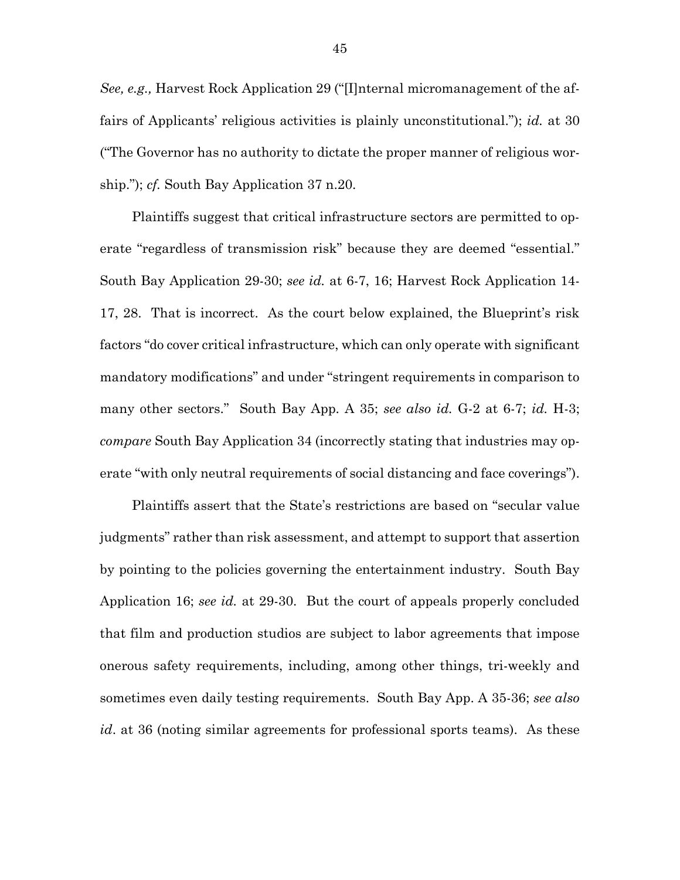*See, e.g.,* Harvest Rock Application 29 ("[I]nternal micromanagement of the affairs of Applicants' religious activities is plainly unconstitutional."); *id.* at 30 ("The Governor has no authority to dictate the proper manner of religious worship."); *cf.* South Bay Application 37 n.20.

Plaintiffs suggest that critical infrastructure sectors are permitted to operate "regardless of transmission risk" because they are deemed "essential." South Bay Application 29-30; *see id.* at 6-7, 16; Harvest Rock Application 14-17, 28. That is incorrect. As the court below explained, the Blueprint's risk factors "do cover critical infrastructure, which can only operate with significant mandatory modifications" and under "stringent requirements in comparison to many other sectors." South Bay App. A 35; *see also id.* G-2 at 6-7; *id.* H-3; *compare* South Bay Application 34 (incorrectly stating that industries may operate "with only neutral requirements of social distancing and face coverings").

Plaintiffs assert that the State's restrictions are based on "secular value judgments" rather than risk assessment, and attempt to support that assertion by pointing to the policies governing the entertainment industry. South Bay Application 16; *see id.* at 29-30. But the court of appeals properly concluded that film and production studios are subject to labor agreements that impose onerous safety requirements, including, among other things, tri-weekly and sometimes even daily testing requirements. South Bay App. A 35-36; *see also id*. at 36 (noting similar agreements for professional sports teams). As these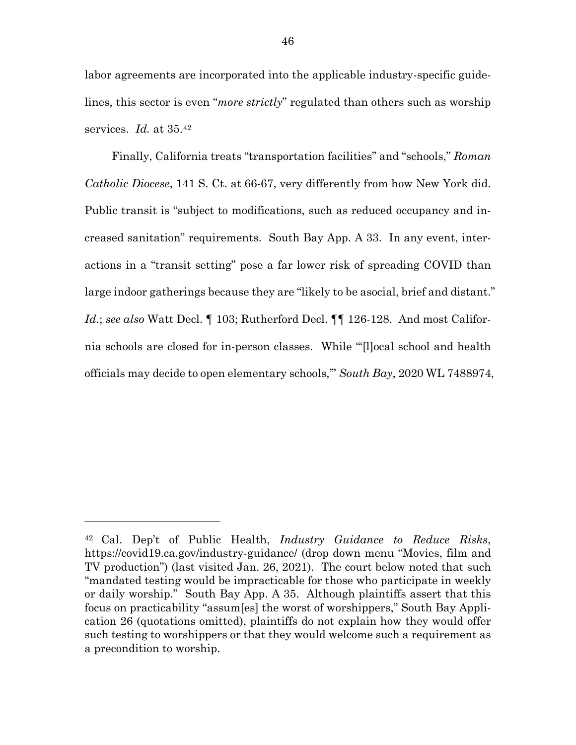labor agreements are incorporated into the applicable industry-specific guidelines, this sector is even "*more strictly*" regulated than others such as worship services. *Id.* at 35.[42]

Finally, California treats "transportation facilities" and "schools," *Roman Catholic Diocese*, 141 S. Ct. at 66-67, very differently from how New York did. Public transit is "subject to modifications, such as reduced occupancy and increased sanitation" requirements. South Bay App. A 33. In any event, interactions in a "transit setting" pose a far lower risk of spreading COVID than large indoor gatherings because they are "likely to be asocial, brief and distant." *Id.*; *see also* Watt Decl. ¶ 103; Rutherford Decl. ¶¶ 126-128. And most California schools are closed for in-person classes. While "'[l]ocal school and health officials may decide to open elementary schools,'" *South Bay*, 2020 WL 7488974,

---

[42] Cal. Dep't of Public Health, *Industry Guidance to Reduce Risks*, https://covid19.ca.gov/industry-guidance/ (drop down menu "Movies, film and TV production") (last visited Jan. 26, 2021). The court below noted that such "mandated testing would be impracticable for those who participate in weekly or daily worship." South Bay App. A 35. Although plaintiffs assert that this focus on practicability "assum[es] the worst of worshippers," South Bay Application 26 (quotations omitted), plaintiffs do not explain how they would offer such testing to worshippers or that they would welcome such a requirement as a precondition to worship.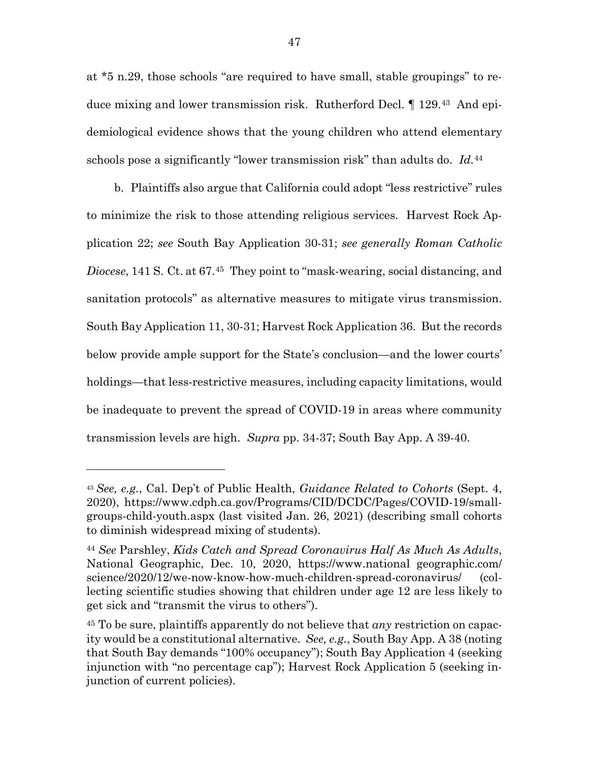at *5 n.29, those schools "are required to have small, stable groupings" to reduce mixing and lower transmission risk. Rutherford Decl. ¶ 129.[43] And epidemiological evidence shows that the young children who attend elementary schools pose a significantly "lower transmission risk" than adults do. *Id.*[44]

b. Plaintiffs also argue that California could adopt "less restrictive" rules to minimize the risk to those attending religious services. Harvest Rock Application 22; *see* South Bay Application 30-31; *see generally Roman Catholic Diocese*, 141 S. Ct. at 67.[45] They point to "mask-wearing, social distancing, and sanitation protocols" as alternative measures to mitigate virus transmission. South Bay Application 11, 30-31; Harvest Rock Application 36. But the records below provide ample support for the State's conclusion—and the lower courts' holdings—that less-restrictive measures, including capacity limitations, would be inadequate to prevent the spread of COVID-19 in areas where community transmission levels are high. *Supra* pp. 34-37; South Bay App. A 39-40.

---

[43] *See, e.g.*, Cal. Dep't of Public Health, *Guidance Related to Cohorts* (Sept. 4, 2020), https://www.cdph.ca.gov/Programs/CID/DCDC/Pages/COVID-19/small-groups-child-youth.aspx (last visited Jan. 26, 2021) (describing small cohorts to diminish widespread mixing of students).

[44] *See* Parshley, *Kids Catch and Spread Coronavirus Half As Much As Adults*, National Geographic, Dec. 10, 2020, https://www.national geographic.com/science/2020/12/we-now-know-how-much-children-spread-coronavirus/ (collecting scientific studies showing that children under age 12 are less likely to get sick and "transmit the virus to others").

[45] To be sure, plaintiffs apparently do not believe that *any* restriction on capacity would be a constitutional alternative. *See, e.g.*, South Bay App. A 38 (noting that South Bay demands "100% occupancy"); South Bay Application 4 (seeking injunction with "no percentage cap"); Harvest Rock Application 5 (seeking injunction of current policies).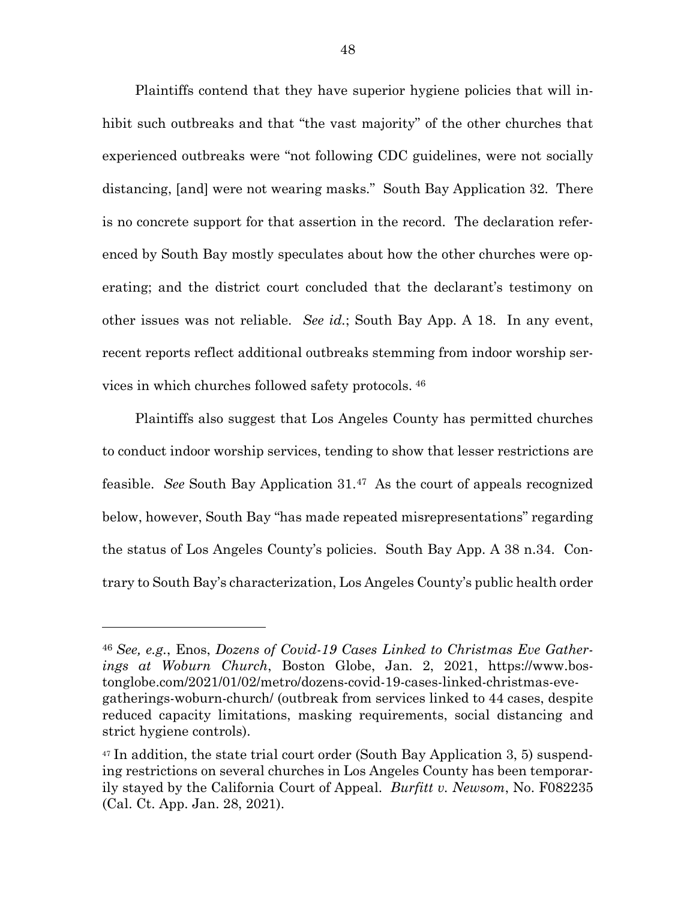Plaintiffs contend that they have superior hygiene policies that will inhibit such outbreaks and that "the vast majority" of the other churches that experienced outbreaks were "not following CDC guidelines, were not socially distancing, [and] were not wearing masks." South Bay Application 32. There is no concrete support for that assertion in the record. The declaration referenced by South Bay mostly speculates about how the other churches were operating; and the district court concluded that the declarant's testimony on other issues was not reliable. *See id.*; South Bay App. A 18. In any event, recent reports reflect additional outbreaks stemming from indoor worship services in which churches followed safety protocols. [46]

Plaintiffs also suggest that Los Angeles County has permitted churches to conduct indoor worship services, tending to show that lesser restrictions are feasible. *See* South Bay Application 31.[47] As the court of appeals recognized below, however, South Bay "has made repeated misrepresentations" regarding the status of Los Angeles County's policies. South Bay App. A 38 n.34. Contrary to South Bay's characterization, Los Angeles County's public health order

---

[46] *See, e.g.*, Enos, *Dozens of Covid-19 Cases Linked to Christmas Eve Gatherings at Woburn Church*, Boston Globe, Jan. 2, 2021, https://www.bostonglobe.com/2021/01/02/metro/dozens-covid-19-cases-linked-christmas-eve-gatherings-woburn-church/ (outbreak from services linked to 44 cases, despite reduced capacity limitations, masking requirements, social distancing and strict hygiene controls).

[47] In addition, the state trial court order (South Bay Application 3, 5) suspending restrictions on several churches in Los Angeles County has been temporarily stayed by the California Court of Appeal. *Burfitt v. Newsom*, No. F082235 (Cal. Ct. App. Jan. 28, 2021).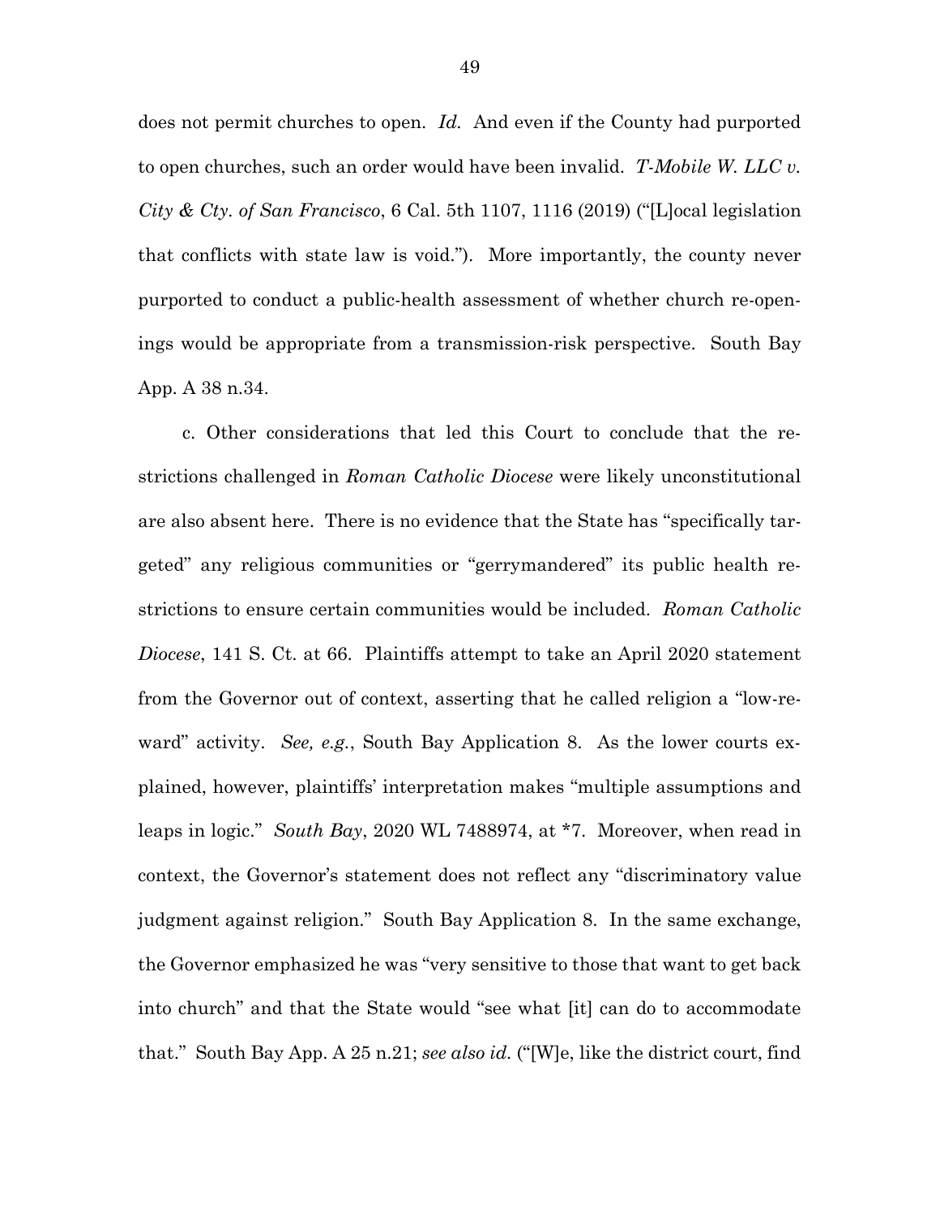does not permit churches to open. *Id.* And even if the County had purported to open churches, such an order would have been invalid. *T-Mobile W. LLC v. City & Cty. of San Francisco*, 6 Cal. 5th 1107, 1116 (2019) ("[L]ocal legislation that conflicts with state law is void."). More importantly, the county never purported to conduct a public-health assessment of whether church re-openings would be appropriate from a transmission-risk perspective. South Bay App. A 38 n.34.

c. Other considerations that led this Court to conclude that the restrictions challenged in *Roman Catholic Diocese* were likely unconstitutional are also absent here. There is no evidence that the State has "specifically targeted" any religious communities or "gerrymandered" its public health restrictions to ensure certain communities would be included. *Roman Catholic Diocese*, 141 S. Ct. at 66. Plaintiffs attempt to take an April 2020 statement from the Governor out of context, asserting that he called religion a "low-reward" activity. *See, e.g.*, South Bay Application 8. As the lower courts explained, however, plaintiffs' interpretation makes "multiple assumptions and leaps in logic." *South Bay*, 2020 WL 7488974, at *7. Moreover, when read in context, the Governor's statement does not reflect any "discriminatory value judgment against religion." South Bay Application 8. In the same exchange, the Governor emphasized he was "very sensitive to those that want to get back into church" and that the State would "see what [it] can do to accommodate that." South Bay App. A 25 n.21; *see also id.* ("[W]e, like the district court, find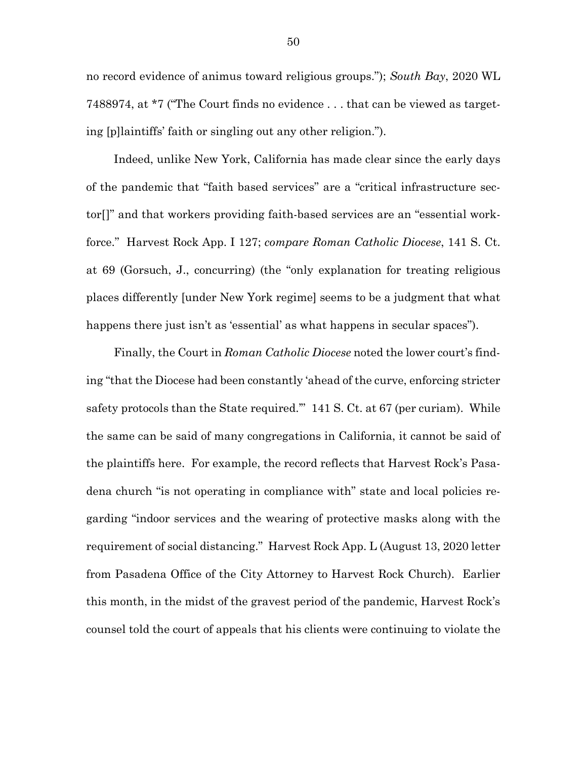no record evidence of animus toward religious groups."); *South Bay*, 2020 WL 7488974, at *7 ("The Court finds no evidence . . . that can be viewed as targeting [p]laintiffs' faith or singling out any other religion.").

Indeed, unlike New York, California has made clear since the early days of the pandemic that "faith based services" are a "critical infrastructure sector[]" and that workers providing faith-based services are an "essential workforce." Harvest Rock App. I 127; *compare Roman Catholic Diocese*, 141 S. Ct. at 69 (Gorsuch, J., concurring) (the "only explanation for treating religious places differently [under New York regime] seems to be a judgment that what happens there just isn't as 'essential' as what happens in secular spaces").

Finally, the Court in *Roman Catholic Diocese* noted the lower court's finding "that the Diocese had been constantly 'ahead of the curve, enforcing stricter safety protocols than the State required.'" 141 S. Ct. at 67 (per curiam). While the same can be said of many congregations in California, it cannot be said of the plaintiffs here. For example, the record reflects that Harvest Rock's Pasadena church "is not operating in compliance with" state and local policies regarding "indoor services and the wearing of protective masks along with the requirement of social distancing." Harvest Rock App. L (August 13, 2020 letter from Pasadena Office of the City Attorney to Harvest Rock Church). Earlier this month, in the midst of the gravest period of the pandemic, Harvest Rock's counsel told the court of appeals that his clients were continuing to violate the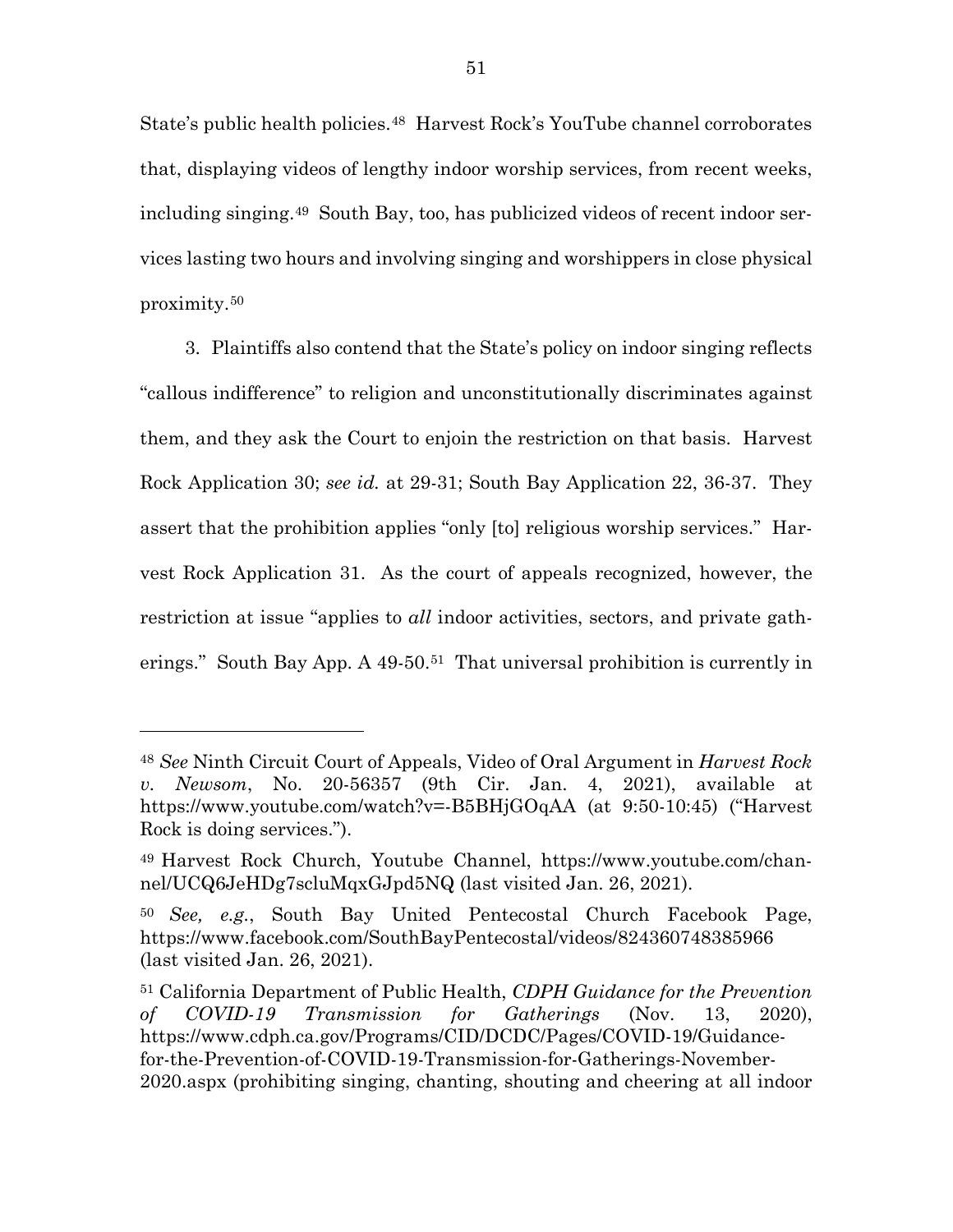State's public health policies.[48] Harvest Rock's YouTube channel corroborates that, displaying videos of lengthy indoor worship services, from recent weeks, including singing.[49] South Bay, too, has publicized videos of recent indoor services lasting two hours and involving singing and worshippers in close physical proximity.[50]

3. Plaintiffs also contend that the State's policy on indoor singing reflects "callous indifference" to religion and unconstitutionally discriminates against them, and they ask the Court to enjoin the restriction on that basis. Harvest Rock Application 30; *see id.* at 29-31; South Bay Application 22, 36-37. They assert that the prohibition applies "only [to] religious worship services." Harvest Rock Application 31. As the court of appeals recognized, however, the restriction at issue "applies to *all* indoor activities, sectors, and private gatherings." South Bay App. A 49-50.[51] That universal prohibition is currently in

---

[48] *See* Ninth Circuit Court of Appeals, Video of Oral Argument in *Harvest Rock v. Newsom*, No. 20-56357 (9th Cir. Jan. 4, 2021), available at https://www.youtube.com/watch?v=-B5BHjGOqAA (at 9:50-10:45) ("Harvest Rock is doing services.").

[49] Harvest Rock Church, Youtube Channel, https://www.youtube.com/channel/UCQ6JeHDg7scluMqxGJpd5NQ (last visited Jan. 26, 2021).

[50] *See, e.g.*, South Bay United Pentecostal Church Facebook Page, https://www.facebook.com/SouthBayPentecostal/videos/824360748385966 (last visited Jan. 26, 2021).

[51] California Department of Public Health, *CDPH Guidance for the Prevention of COVID-19 Transmission for Gatherings* (Nov. 13, 2020), https://www.cdph.ca.gov/Programs/CID/DCDC/Pages/COVID-19/Guidance-for-the-Prevention-of-COVID-19-Transmission-for-Gatherings-November-2020.aspx (prohibiting singing, chanting, shouting and cheering at all indoor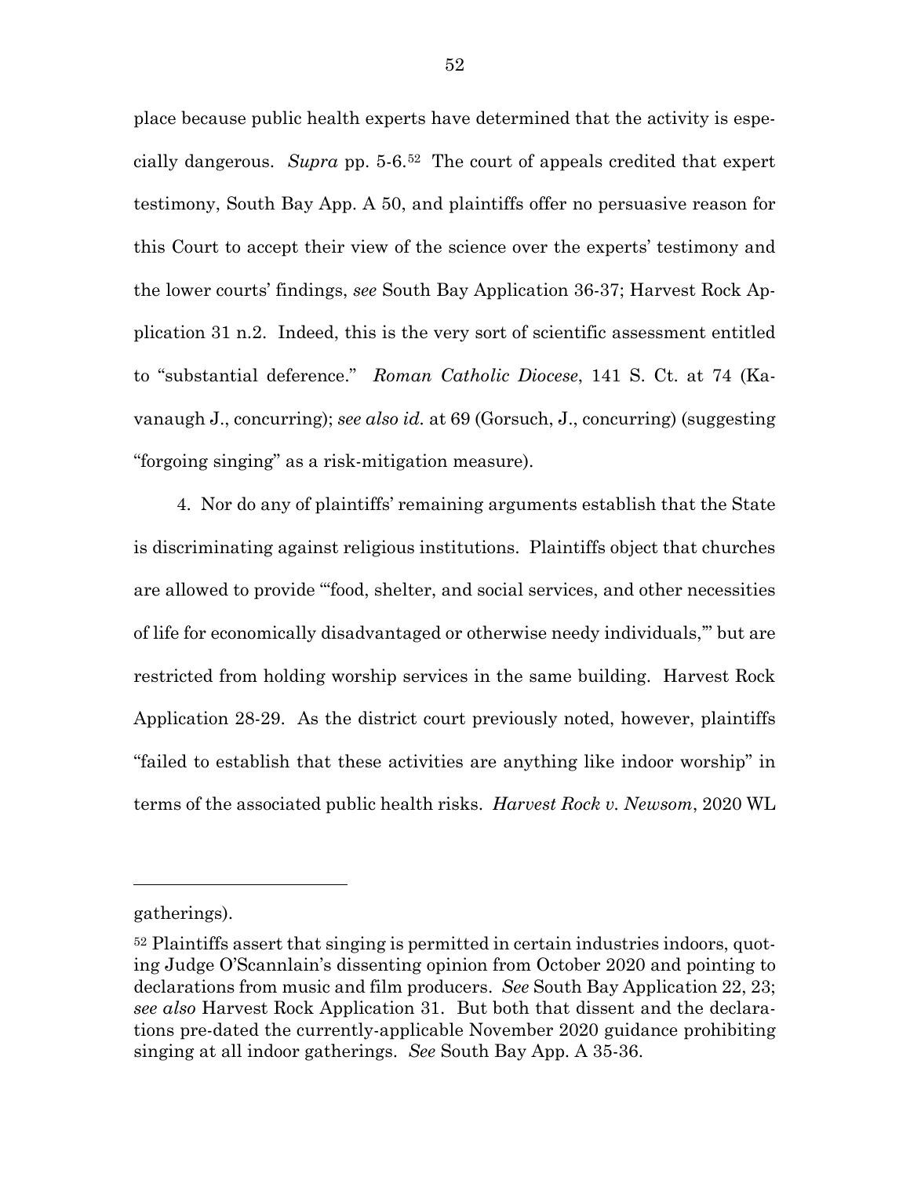place because public health experts have determined that the activity is especially dangerous. *Supra* pp. 5-6.[52] The court of appeals credited that expert testimony, South Bay App. A 50, and plaintiffs offer no persuasive reason for this Court to accept their view of the science over the experts' testimony and the lower courts' findings, *see* South Bay Application 36-37; Harvest Rock Application 31 n.2. Indeed, this is the very sort of scientific assessment entitled to "substantial deference." *Roman Catholic Diocese*, 141 S. Ct. at 74 (Kavanaugh J., concurring); *see also id.* at 69 (Gorsuch, J., concurring) (suggesting "forgoing singing" as a risk-mitigation measure).

4. Nor do any of plaintiffs' remaining arguments establish that the State is discriminating against religious institutions. Plaintiffs object that churches are allowed to provide "'food, shelter, and social services, and other necessities of life for economically disadvantaged or otherwise needy individuals,'" but are restricted from holding worship services in the same building. Harvest Rock Application 28-29. As the district court previously noted, however, plaintiffs "failed to establish that these activities are anything like indoor worship" in terms of the associated public health risks. *Harvest Rock v. Newsom*, 2020 WL

---

gatherings).

[52] Plaintiffs assert that singing is permitted in certain industries indoors, quoting Judge O'Scannlain's dissenting opinion from October 2020 and pointing to declarations from music and film producers. *See* South Bay Application 22, 23; *see also* Harvest Rock Application 31. But both that dissent and the declarations pre-dated the currently-applicable November 2020 guidance prohibiting singing at all indoor gatherings. *See* South Bay App. A 35-36.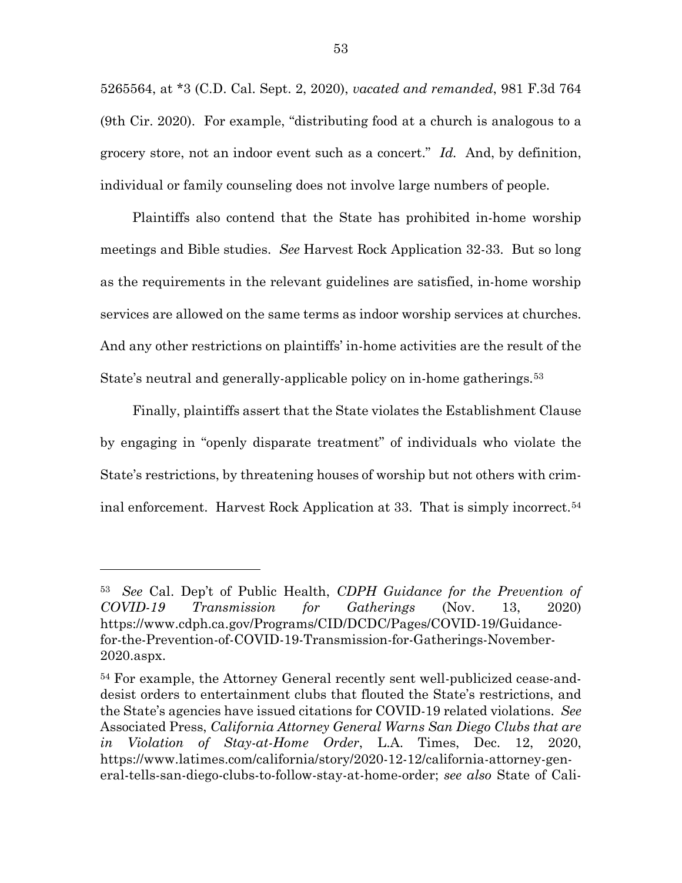5265564, at *3 (C.D. Cal. Sept. 2, 2020), *vacated and remanded*, 981 F.3d 764 (9th Cir. 2020). For example, "distributing food at a church is analogous to a grocery store, not an indoor event such as a concert." *Id.* And, by definition, individual or family counseling does not involve large numbers of people.

Plaintiffs also contend that the State has prohibited in-home worship meetings and Bible studies. *See* Harvest Rock Application 32-33. But so long as the requirements in the relevant guidelines are satisfied, in-home worship services are allowed on the same terms as indoor worship services at churches. And any other restrictions on plaintiffs' in-home activities are the result of the State's neutral and generally-applicable policy on in-home gatherings.[53]

Finally, plaintiffs assert that the State violates the Establishment Clause by engaging in "openly disparate treatment" of individuals who violate the State's restrictions, by threatening houses of worship but not others with criminal enforcement. Harvest Rock Application at 33. That is simply incorrect.[54]

---

[53] *See* Cal. Dep't of Public Health, *CDPH Guidance for the Prevention of COVID-19 Transmission for Gatherings* (Nov. 13, 2020) https://www.cdph.ca.gov/Programs/CID/DCDC/Pages/COVID-19/Guidance-for-the-Prevention-of-COVID-19-Transmission-for-Gatherings-November-2020.aspx.

[54] For example, the Attorney General recently sent well-publicized cease-and-desist orders to entertainment clubs that flouted the State's restrictions, and the State's agencies have issued citations for COVID-19 related violations. *See* Associated Press, *California Attorney General Warns San Diego Clubs that are in Violation of Stay-at-Home Order*, L.A. Times, Dec. 12, 2020, https://www.latimes.com/california/story/2020-12-12/california-attorney-general-tells-san-diego-clubs-to-follow-stay-at-home-order; *see also* State of Cali-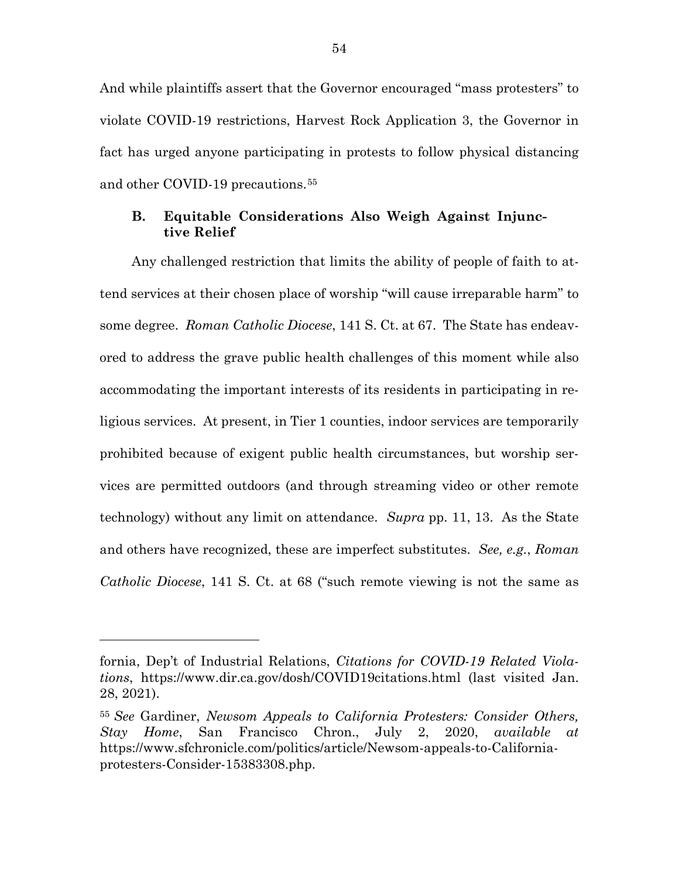And while plaintiffs assert that the Governor encouraged "mass protesters" to violate COVID-19 restrictions, Harvest Rock Application 3, the Governor in fact has urged anyone participating in protests to follow physical distancing and other COVID-19 precautions.[55]

### B. Equitable Considerations Also Weigh Against Injunctive Relief

Any challenged restriction that limits the ability of people of faith to attend services at their chosen place of worship "will cause irreparable harm" to some degree. *Roman Catholic Diocese*, 141 S. Ct. at 67. The State has endeavored to address the grave public health challenges of this moment while also accommodating the important interests of its residents in participating in religious services. At present, in Tier 1 counties, indoor services are temporarily prohibited because of exigent public health circumstances, but worship services are permitted outdoors (and through streaming video or other remote technology) without any limit on attendance. *Supra* pp. 11, 13. As the State and others have recognized, these are imperfect substitutes. *See, e.g.*, *Roman Catholic Diocese*, 141 S. Ct. at 68 ("such remote viewing is not the same as

---

fornia, Dep't of Industrial Relations, *Citations for COVID-19 Related Violations*, https://www.dir.ca.gov/dosh/COVID19citations.html (last visited Jan. 28, 2021).

[55] *See* Gardiner, *Newsom Appeals to California Protesters: Consider Others, Stay Home*, San Francisco Chron., July 2, 2020, *available at* https://www.sfchronicle.com/politics/article/Newsom-appeals-to-California-protesters-Consider-15383308.php.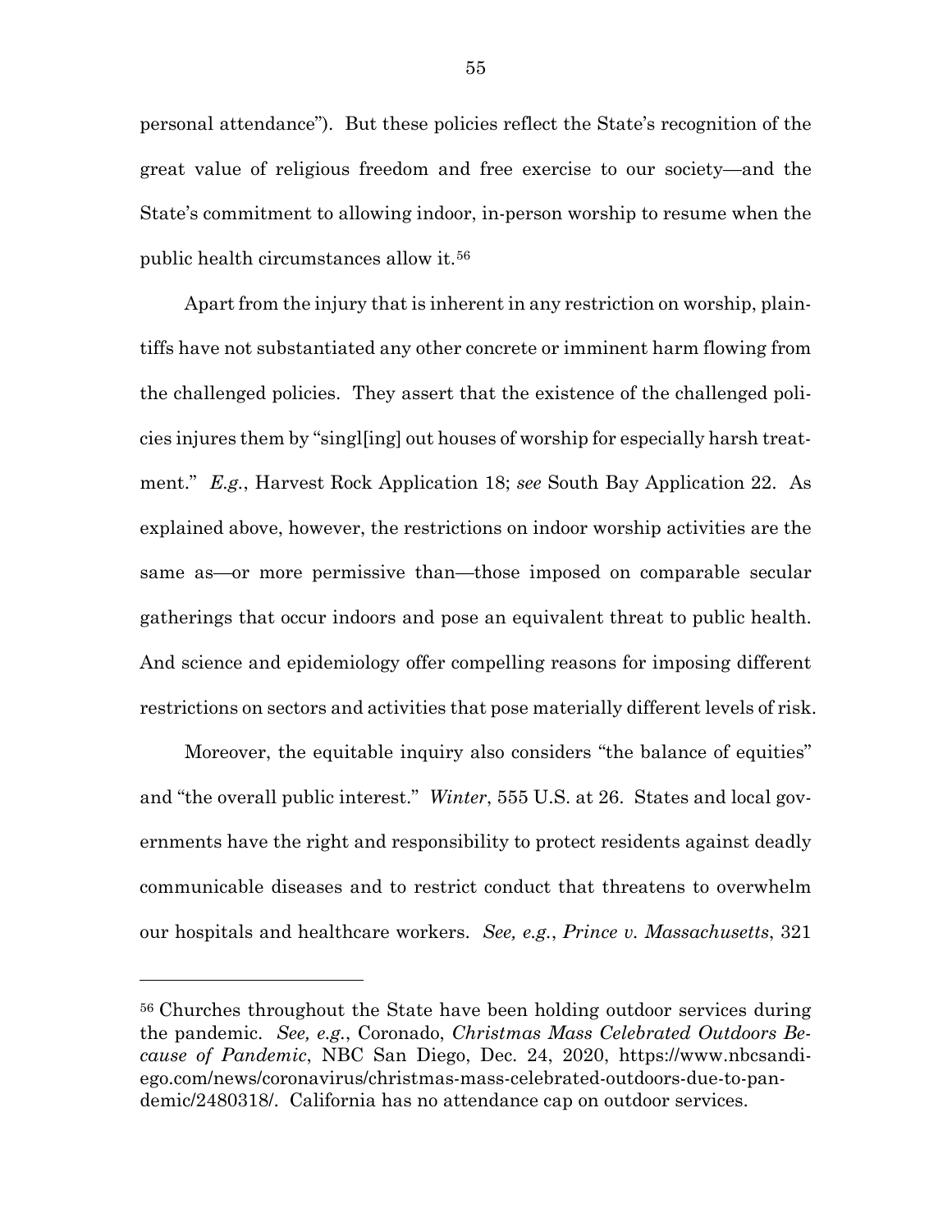personal attendance"). But these policies reflect the State's recognition of the great value of religious freedom and free exercise to our society—and the State's commitment to allowing indoor, in-person worship to resume when the public health circumstances allow it.[56]

Apart from the injury that is inherent in any restriction on worship, plaintiffs have not substantiated any other concrete or imminent harm flowing from the challenged policies. They assert that the existence of the challenged policies injures them by "singl[ing] out houses of worship for especially harsh treatment." *E.g.*, Harvest Rock Application 18; *see* South Bay Application 22. As explained above, however, the restrictions on indoor worship activities are the same as—or more permissive than—those imposed on comparable secular gatherings that occur indoors and pose an equivalent threat to public health. And science and epidemiology offer compelling reasons for imposing different restrictions on sectors and activities that pose materially different levels of risk.

Moreover, the equitable inquiry also considers "the balance of equities" and "the overall public interest." *Winter*, 555 U.S. at 26. States and local governments have the right and responsibility to protect residents against deadly communicable diseases and to restrict conduct that threatens to overwhelm our hospitals and healthcare workers. *See, e.g.*, *Prince v. Massachusetts*, 321

---

[56] Churches throughout the State have been holding outdoor services during the pandemic. *See, e.g.*, Coronado, *Christmas Mass Celebrated Outdoors Because of Pandemic*, NBC San Diego, Dec. 24, 2020, https://www.nbcsandiego.com/news/coronavirus/christmas-mass-celebrated-outdoors-due-to-pandemic/2480318/. California has no attendance cap on outdoor services.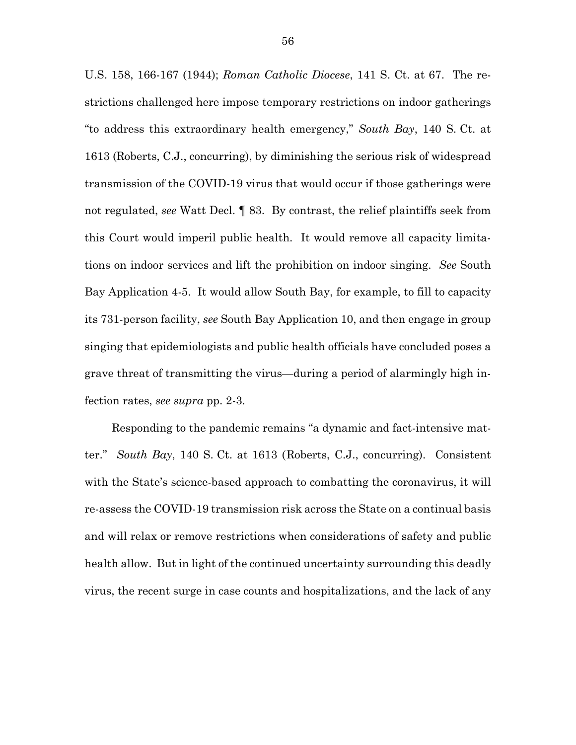U.S. 158, 166-167 (1944); *Roman Catholic Diocese*, 141 S. Ct. at 67. The restrictions challenged here impose temporary restrictions on indoor gatherings "to address this extraordinary health emergency," *South Bay*, 140 S. Ct. at 1613 (Roberts, C.J., concurring), by diminishing the serious risk of widespread transmission of the COVID-19 virus that would occur if those gatherings were not regulated, *see* Watt Decl. ¶ 83. By contrast, the relief plaintiffs seek from this Court would imperil public health. It would remove all capacity limitations on indoor services and lift the prohibition on indoor singing. *See* South Bay Application 4-5. It would allow South Bay, for example, to fill to capacity its 731-person facility, *see* South Bay Application 10, and then engage in group singing that epidemiologists and public health officials have concluded poses a grave threat of transmitting the virus—during a period of alarmingly high infection rates, *see supra* pp. 2-3.

Responding to the pandemic remains "a dynamic and fact-intensive matter." *South Bay*, 140 S. Ct. at 1613 (Roberts, C.J., concurring). Consistent with the State's science-based approach to combatting the coronavirus, it will re-assess the COVID-19 transmission risk across the State on a continual basis and will relax or remove restrictions when considerations of safety and public health allow. But in light of the continued uncertainty surrounding this deadly virus, the recent surge in case counts and hospitalizations, and the lack of any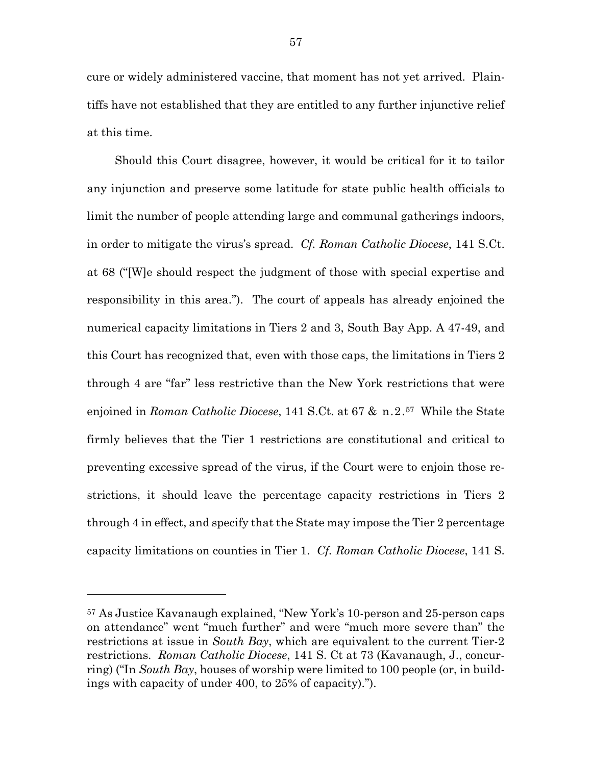cure or widely administered vaccine, that moment has not yet arrived. Plaintiffs have not established that they are entitled to any further injunctive relief at this time.

Should this Court disagree, however, it would be critical for it to tailor any injunction and preserve some latitude for state public health officials to limit the number of people attending large and communal gatherings indoors, in order to mitigate the virus's spread. *Cf. Roman Catholic Diocese*, 141 S.Ct. at 68 ("[W]e should respect the judgment of those with special expertise and responsibility in this area."). The court of appeals has already enjoined the numerical capacity limitations in Tiers 2 and 3, South Bay App. A 47-49, and this Court has recognized that, even with those caps, the limitations in Tiers 2 through 4 are "far" less restrictive than the New York restrictions that were enjoined in *Roman Catholic Diocese*, 141 S.Ct. at 67 & n.2.[57] While the State firmly believes that the Tier 1 restrictions are constitutional and critical to preventing excessive spread of the virus, if the Court were to enjoin those restrictions, it should leave the percentage capacity restrictions in Tiers 2 through 4 in effect, and specify that the State may impose the Tier 2 percentage capacity limitations on counties in Tier 1. *Cf. Roman Catholic Diocese*, 141 S.

---

[57] As Justice Kavanaugh explained, "New York's 10-person and 25-person caps on attendance" went "much further" and were "much more severe than" the restrictions at issue in *South Bay*, which are equivalent to the current Tier-2 restrictions. *Roman Catholic Diocese*, 141 S. Ct at 73 (Kavanaugh, J., concurring) ("In *South Bay*, houses of worship were limited to 100 people (or, in buildings with capacity of under 400, to 25% of capacity).").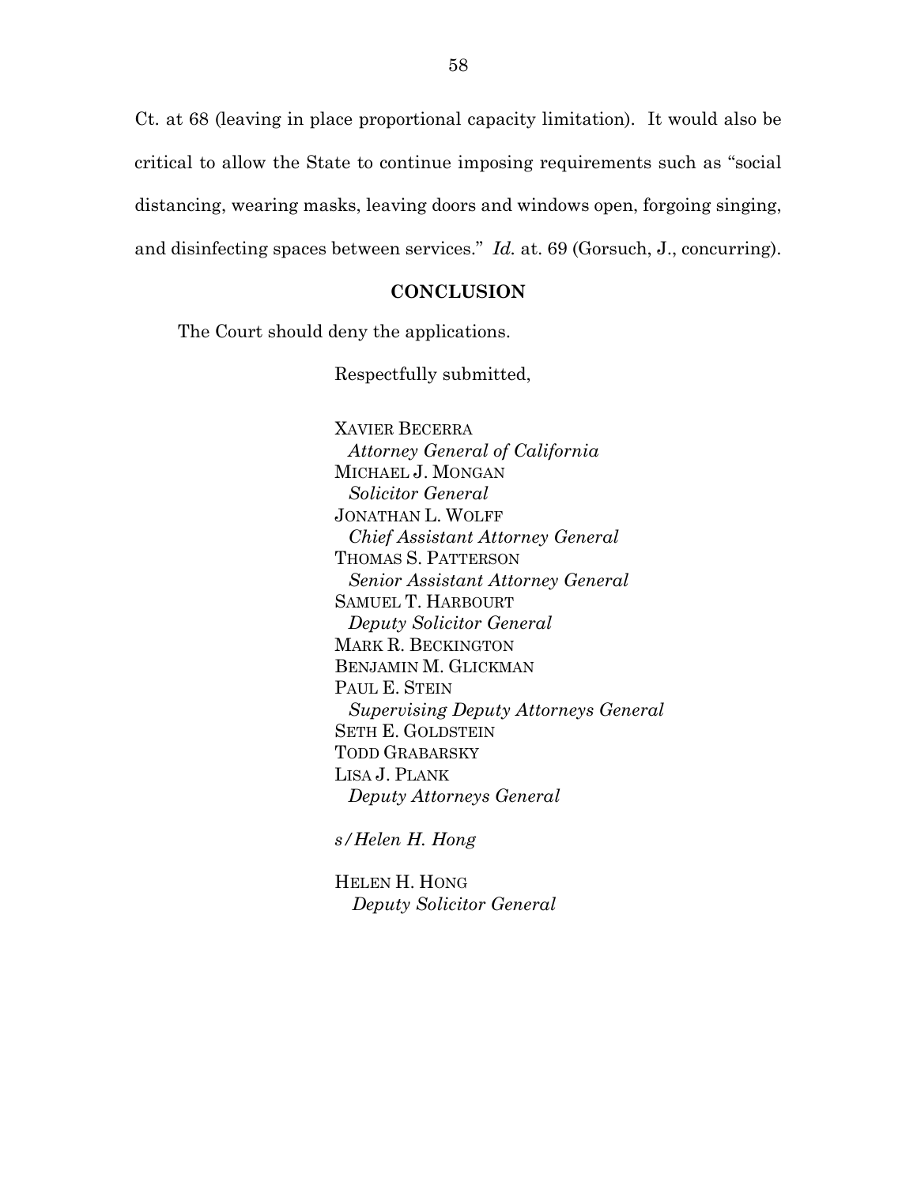Ct. at 68 (leaving in place proportional capacity limitation). It would also be critical to allow the State to continue imposing requirements such as "social distancing, wearing masks, leaving doors and windows open, forgoing singing, and disinfecting spaces between services." *Id.* at. 69 (Gorsuch, J., concurring).

## CONCLUSION

The Court should deny the applications.

Respectfully submitted,

XAVIER BECERRA
*Attorney General of California*
MICHAEL J. MONGAN
*Solicitor General*
JONATHAN L. WOLFF
*Chief Assistant Attorney General*
THOMAS S. PATTERSON
*Senior Assistant Attorney General*
SAMUEL T. HARBOURT
*Deputy Solicitor General*
MARK R. BECKINGTON
BENJAMIN M. GLICKMAN
PAUL E. STEIN
*Supervising Deputy Attorneys General*
SETH E. GOLDSTEIN
TODD GRABARSKY
LISA J. PLANK
*Deputy Attorneys General*

*s/Helen H. Hong*

HELEN H. HONG
*Deputy Solicitor General*